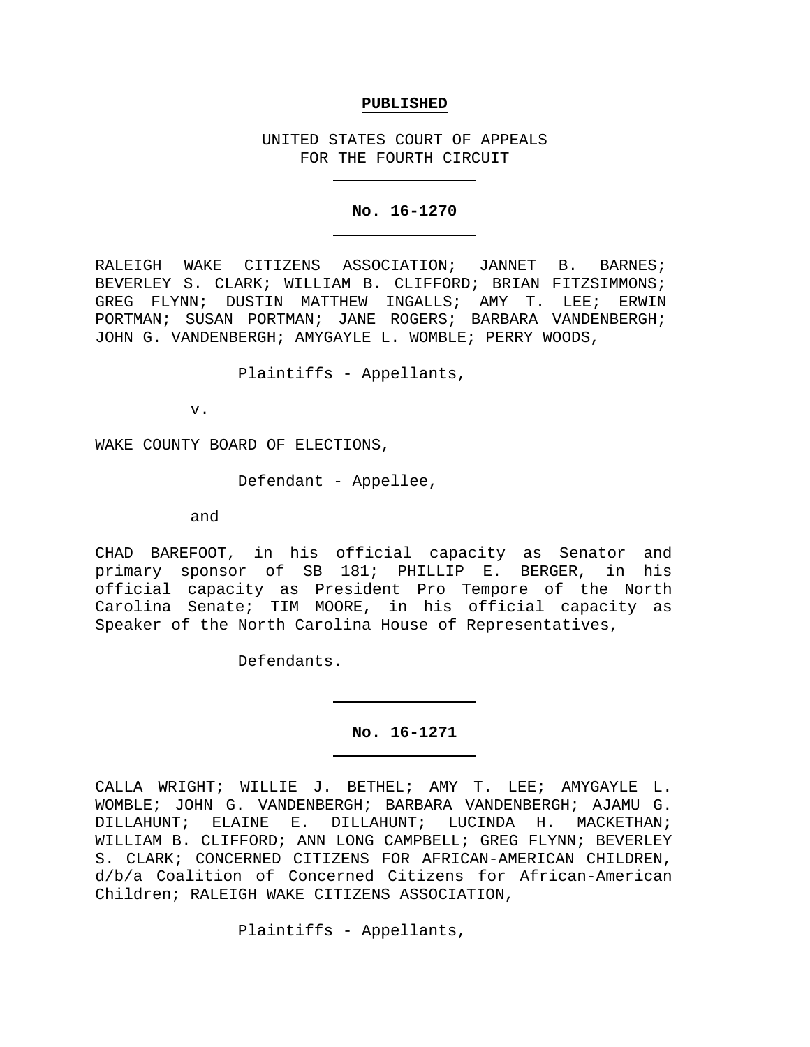**PUBLISHED**

UNITED STATES COURT OF APPEALS
FOR THE FOURTH CIRCUIT

---

**No. 16-1270**

---

RALEIGH WAKE CITIZENS ASSOCIATION; JANNET B. BARNES; BEVERLEY S. CLARK; WILLIAM B. CLIFFORD; BRIAN FITZSIMMONS; GREG FLYNN; DUSTIN MATTHEW INGALLS; AMY T. LEE; ERWIN PORTMAN; SUSAN PORTMAN; JANE ROGERS; BARBARA VANDENBERGH; JOHN G. VANDENBERGH; AMYGAYLE L. WOMBLE; PERRY WOODS,

Plaintiffs - Appellants,

v.

WAKE COUNTY BOARD OF ELECTIONS,

Defendant - Appellee,

and

CHAD BAREFOOT, in his official capacity as Senator and primary sponsor of SB 181; PHILLIP E. BERGER, in his official capacity as President Pro Tempore of the North Carolina Senate; TIM MOORE, in his official capacity as Speaker of the North Carolina House of Representatives,

Defendants.

---

**No. 16-1271**

---

CALLA WRIGHT; WILLIE J. BETHEL; AMY T. LEE; AMYGAYLE L. WOMBLE; JOHN G. VANDENBERGH; BARBARA VANDENBERGH; AJAMU G. DILLAHUNT; ELAINE E. DILLAHUNT; LUCINDA H. MACKETHAN; WILLIAM B. CLIFFORD; ANN LONG CAMPBELL; GREG FLYNN; BEVERLEY S. CLARK; CONCERNED CITIZENS FOR AFRICAN-AMERICAN CHILDREN, d/b/a Coalition of Concerned Citizens for African-American Children; RALEIGH WAKE CITIZENS ASSOCIATION,

Plaintiffs - Appellants,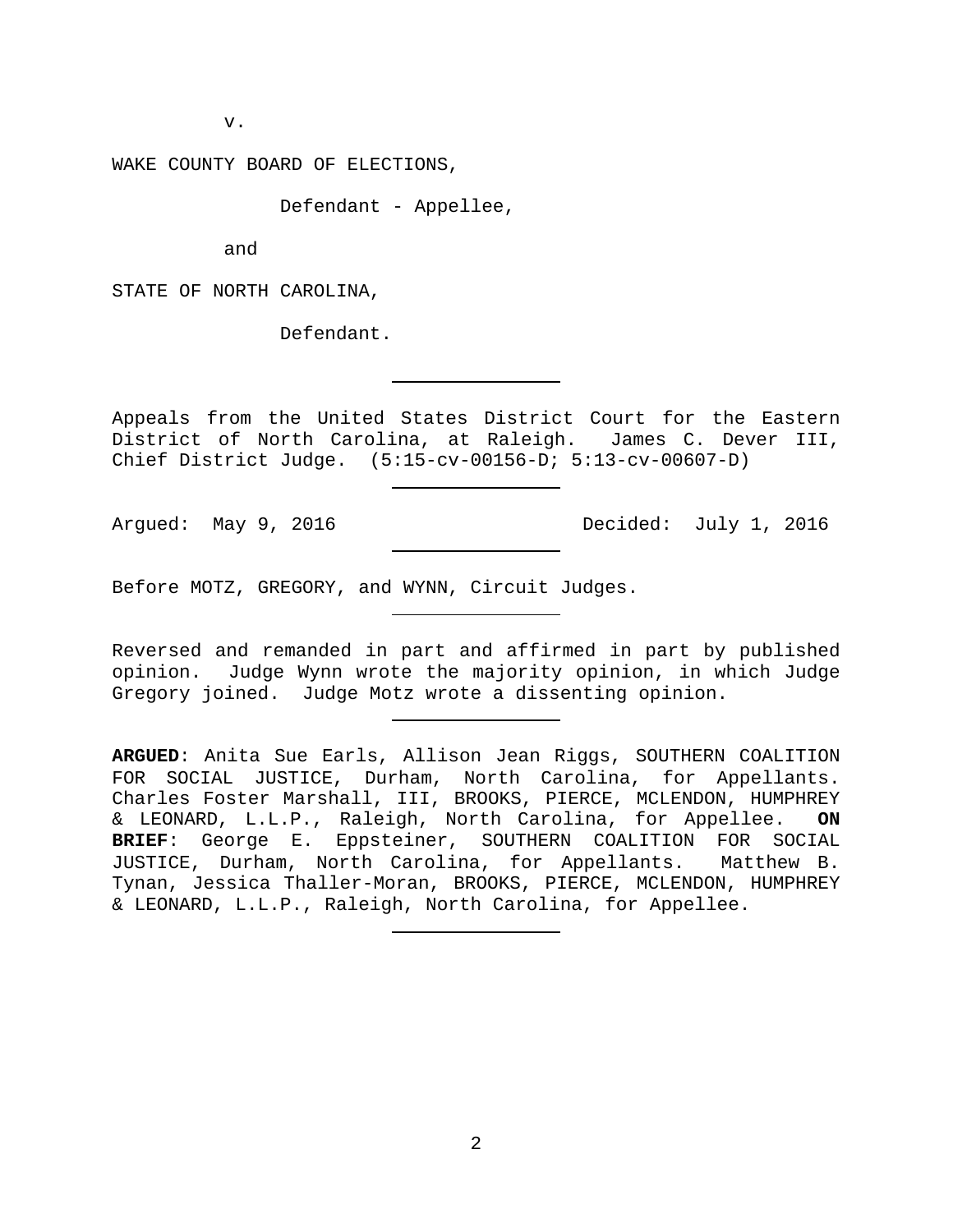v.

WAKE COUNTY BOARD OF ELECTIONS,

Defendant - Appellee,

and

STATE OF NORTH CAROLINA,

Defendant.

---

Appeals from the United States District Court for the Eastern District of North Carolina, at Raleigh. James C. Dever III, Chief District Judge. (5:15-cv-00156-D; 5:13-cv-00607-D)

---

Argued: May 9, 2016 Decided: July 1, 2016

---

Before MOTZ, GREGORY, and WYNN, Circuit Judges.

---

Reversed and remanded in part and affirmed in part by published opinion. Judge Wynn wrote the majority opinion, in which Judge Gregory joined. Judge Motz wrote a dissenting opinion.

---

**ARGUED**: Anita Sue Earls, Allison Jean Riggs, SOUTHERN COALITION FOR SOCIAL JUSTICE, Durham, North Carolina, for Appellants. Charles Foster Marshall, III, BROOKS, PIERCE, MCLENDON, HUMPHREY & LEONARD, L.L.P., Raleigh, North Carolina, for Appellee. **ON BRIEF**: George E. Eppsteiner, SOUTHERN COALITION FOR SOCIAL JUSTICE, Durham, North Carolina, for Appellants. Matthew B. Tynan, Jessica Thaller-Moran, BROOKS, PIERCE, MCLENDON, HUMPHREY & LEONARD, L.L.P., Raleigh, North Carolina, for Appellee.

---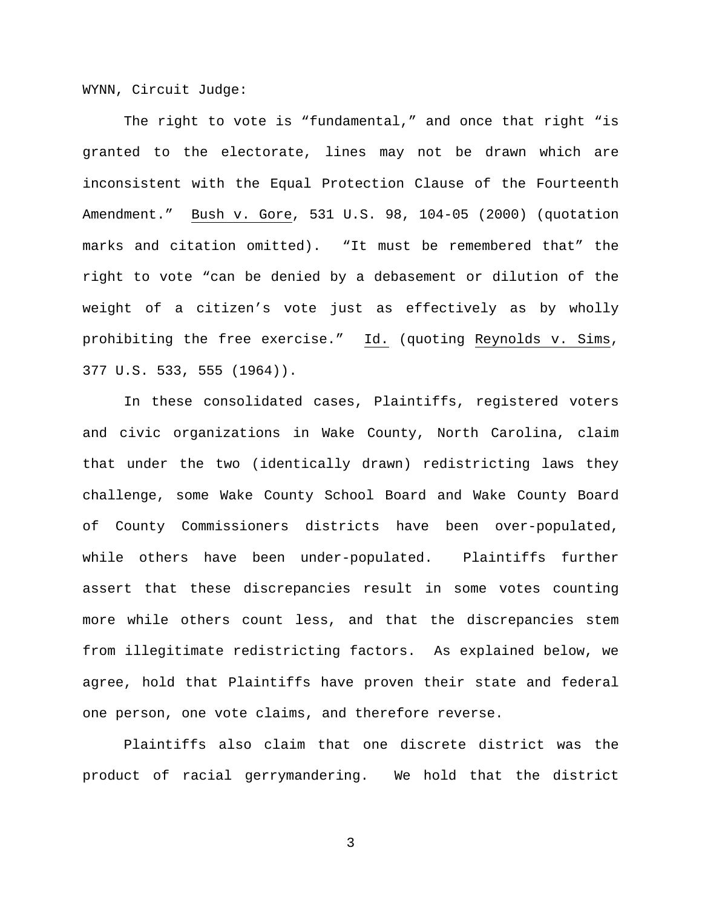WYNN, Circuit Judge:

The right to vote is "fundamental," and once that right "is granted to the electorate, lines may not be drawn which are inconsistent with the Equal Protection Clause of the Fourteenth Amendment." Bush v. Gore, 531 U.S. 98, 104-05 (2000) (quotation marks and citation omitted). "It must be remembered that" the right to vote "can be denied by a debasement or dilution of the weight of a citizen's vote just as effectively as by wholly prohibiting the free exercise." Id. (quoting Reynolds v. Sims, 377 U.S. 533, 555 (1964)).

In these consolidated cases, Plaintiffs, registered voters and civic organizations in Wake County, North Carolina, claim that under the two (identically drawn) redistricting laws they challenge, some Wake County School Board and Wake County Board of County Commissioners districts have been over-populated, while others have been under-populated. Plaintiffs further assert that these discrepancies result in some votes counting more while others count less, and that the discrepancies stem from illegitimate redistricting factors. As explained below, we agree, hold that Plaintiffs have proven their state and federal one person, one vote claims, and therefore reverse.

Plaintiffs also claim that one discrete district was the product of racial gerrymandering. We hold that the district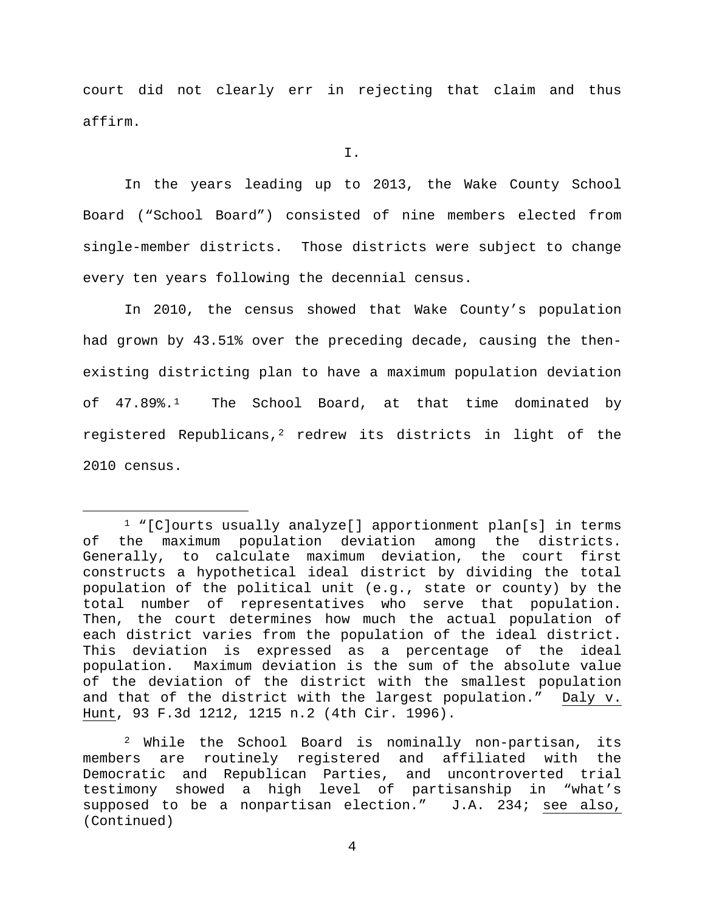court did not clearly err in rejecting that claim and thus affirm.

I.

In the years leading up to 2013, the Wake County School Board ("School Board") consisted of nine members elected from single-member districts. Those districts were subject to change every ten years following the decennial census.

In 2010, the census showed that Wake County's population had grown by 43.51% over the preceding decade, causing the then-existing districting plan to have a maximum population deviation of 47.89%.[1] The School Board, at that time dominated by registered Republicans,[2] redrew its districts in light of the 2010 census.

---

[1] "[C]ourts usually analyze[] apportionment plan[s] in terms of the maximum population deviation among the districts. Generally, to calculate maximum deviation, the court first constructs a hypothetical ideal district by dividing the total population of the political unit (e.g., state or county) by the total number of representatives who serve that population. Then, the court determines how much the actual population of each district varies from the population of the ideal district. This deviation is expressed as a percentage of the ideal population. Maximum deviation is the sum of the absolute value of the deviation of the district with the smallest population and that of the district with the largest population." Daly v. Hunt, 93 F.3d 1212, 1215 n.2 (4th Cir. 1996).

[2] While the School Board is nominally non-partisan, its members are routinely registered and affiliated with the Democratic and Republican Parties, and uncontroverted trial testimony showed a high level of partisanship in "what's supposed to be a nonpartisan election." J.A. 234; see also, (Continued)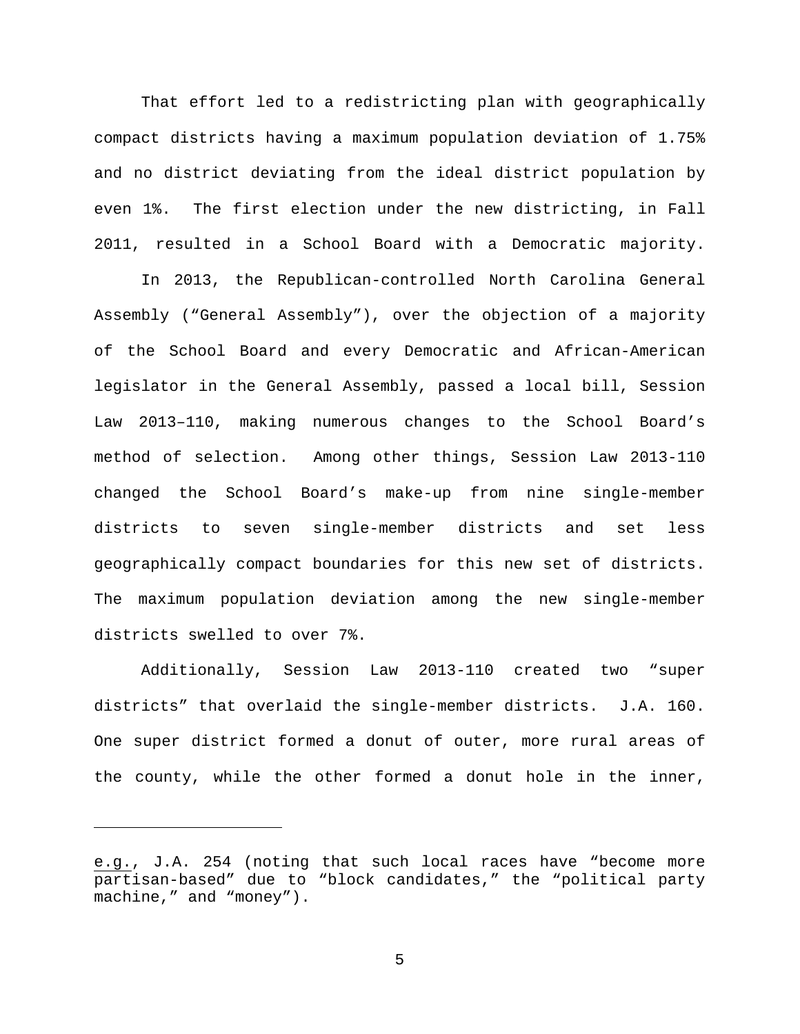That effort led to a redistricting plan with geographically compact districts having a maximum population deviation of 1.75% and no district deviating from the ideal district population by even 1%. The first election under the new districting, in Fall 2011, resulted in a School Board with a Democratic majority.

In 2013, the Republican-controlled North Carolina General Assembly ("General Assembly"), over the objection of a majority of the School Board and every Democratic and African-American legislator in the General Assembly, passed a local bill, Session Law 2013–110, making numerous changes to the School Board's method of selection. Among other things, Session Law 2013-110 changed the School Board's make-up from nine single-member districts to seven single-member districts and set less geographically compact boundaries for this new set of districts. The maximum population deviation among the new single-member districts swelled to over 7%.

Additionally, Session Law 2013-110 created two "super districts" that overlaid the single-member districts. J.A. 160. One super district formed a donut of outer, more rural areas of the county, while the other formed a donut hole in the inner,

---

e.g., J.A. 254 (noting that such local races have "become more partisan-based" due to "block candidates," the "political party machine," and "money").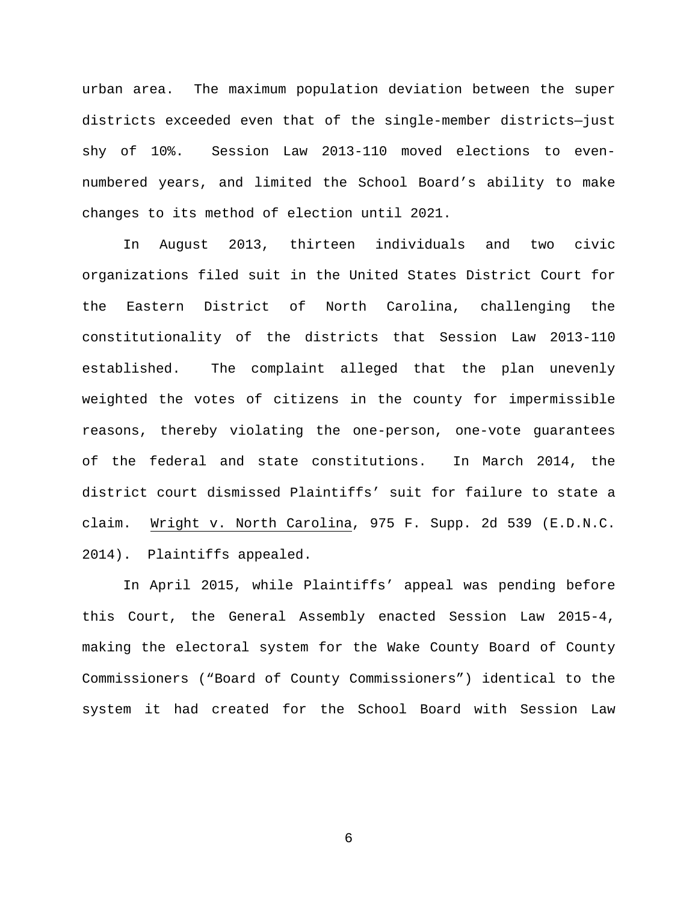urban area. The maximum population deviation between the super districts exceeded even that of the single-member districts—just shy of 10%. Session Law 2013-110 moved elections to even-numbered years, and limited the School Board's ability to make changes to its method of election until 2021.

In August 2013, thirteen individuals and two civic organizations filed suit in the United States District Court for the Eastern District of North Carolina, challenging the constitutionality of the districts that Session Law 2013-110 established. The complaint alleged that the plan unevenly weighted the votes of citizens in the county for impermissible reasons, thereby violating the one-person, one-vote guarantees of the federal and state constitutions. In March 2014, the district court dismissed Plaintiffs' suit for failure to state a claim. Wright v. North Carolina, 975 F. Supp. 2d 539 (E.D.N.C. 2014). Plaintiffs appealed.

In April 2015, while Plaintiffs' appeal was pending before this Court, the General Assembly enacted Session Law 2015-4, making the electoral system for the Wake County Board of County Commissioners ("Board of County Commissioners") identical to the system it had created for the School Board with Session Law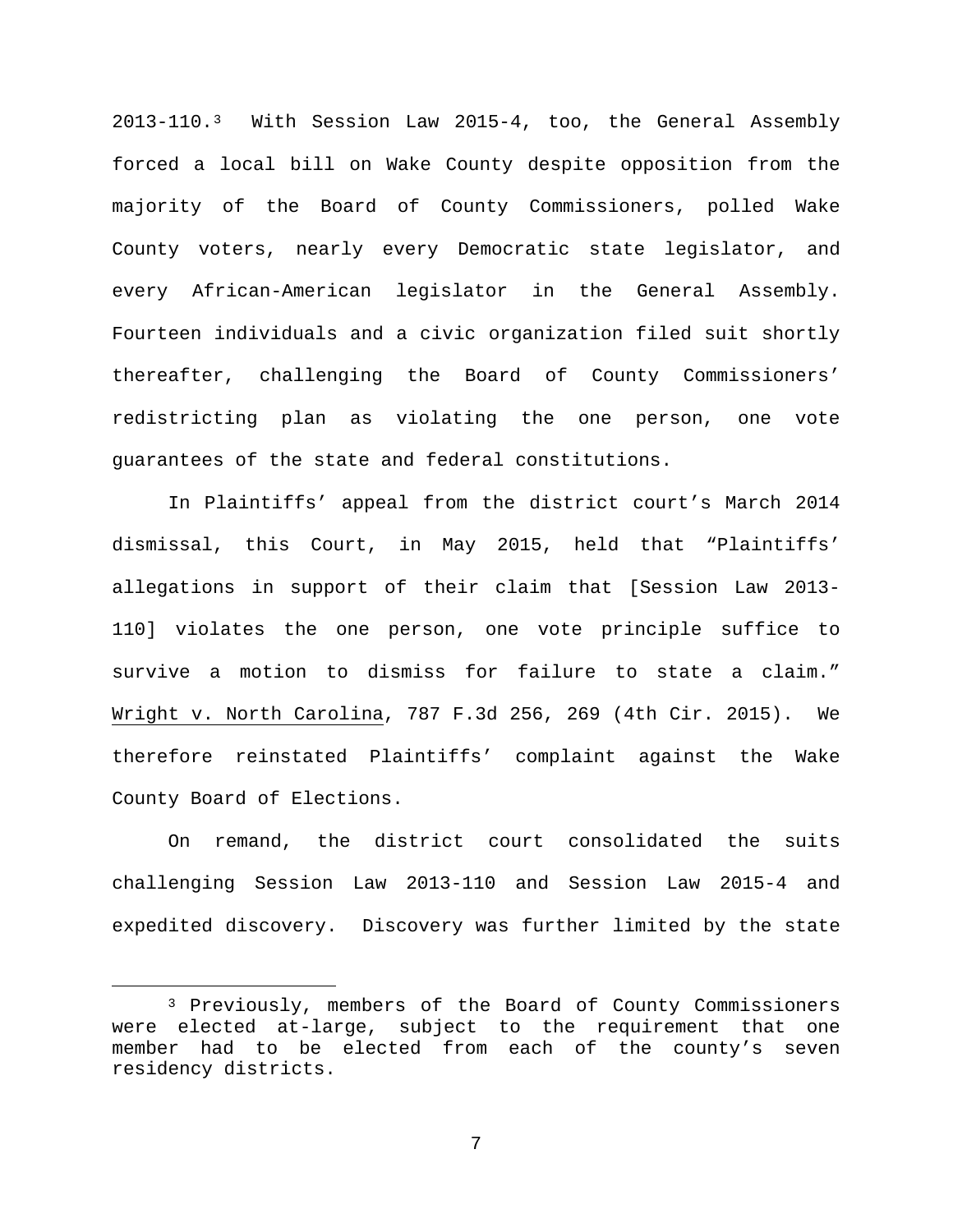2013-110.[3] With Session Law 2015-4, too, the General Assembly forced a local bill on Wake County despite opposition from the majority of the Board of County Commissioners, polled Wake County voters, nearly every Democratic state legislator, and every African-American legislator in the General Assembly. Fourteen individuals and a civic organization filed suit shortly thereafter, challenging the Board of County Commissioners' redistricting plan as violating the one person, one vote guarantees of the state and federal constitutions.

In Plaintiffs' appeal from the district court's March 2014 dismissal, this Court, in May 2015, held that "Plaintiffs' allegations in support of their claim that [Session Law 2013-110] violates the one person, one vote principle suffice to survive a motion to dismiss for failure to state a claim." Wright v. North Carolina, 787 F.3d 256, 269 (4th Cir. 2015). We therefore reinstated Plaintiffs' complaint against the Wake County Board of Elections.

On remand, the district court consolidated the suits challenging Session Law 2013-110 and Session Law 2015-4 and expedited discovery. Discovery was further limited by the state

---

[3] Previously, members of the Board of County Commissioners were elected at-large, subject to the requirement that one member had to be elected from each of the county's seven residency districts.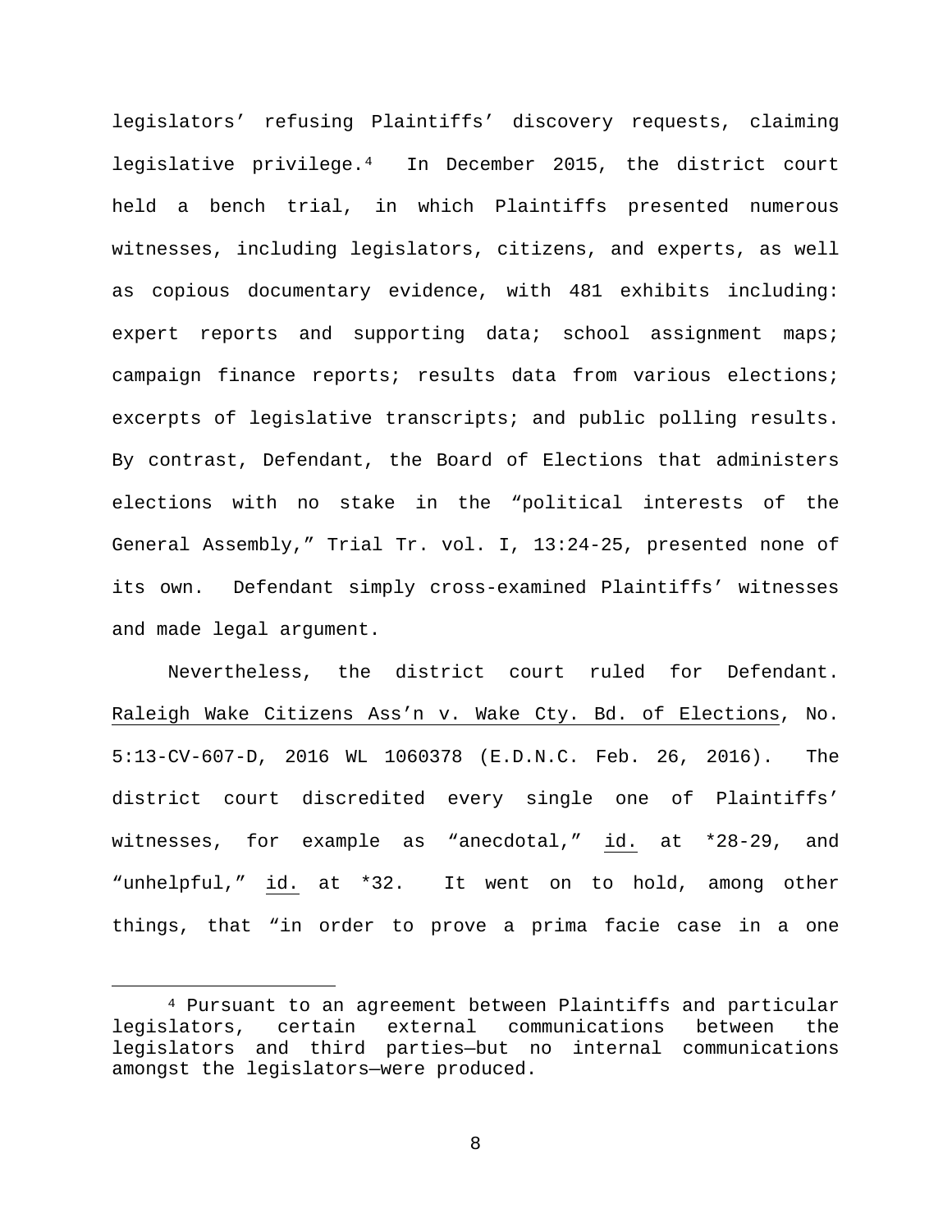legislators' refusing Plaintiffs' discovery requests, claiming legislative privilege.[4] In December 2015, the district court held a bench trial, in which Plaintiffs presented numerous witnesses, including legislators, citizens, and experts, as well as copious documentary evidence, with 481 exhibits including: expert reports and supporting data; school assignment maps; campaign finance reports; results data from various elections; excerpts of legislative transcripts; and public polling results. By contrast, Defendant, the Board of Elections that administers elections with no stake in the "political interests of the General Assembly," Trial Tr. vol. I, 13:24-25, presented none of its own. Defendant simply cross-examined Plaintiffs' witnesses and made legal argument.

Nevertheless, the district court ruled for Defendant. Raleigh Wake Citizens Ass'n v. Wake Cty. Bd. of Elections, No. 5:13-CV-607-D, 2016 WL 1060378 (E.D.N.C. Feb. 26, 2016). The district court discredited every single one of Plaintiffs' witnesses, for example as "anecdotal," id. at *28-29, and "unhelpful," id. at *32. It went on to hold, among other things, that "in order to prove a prima facie case in a one

---

[4] Pursuant to an agreement between Plaintiffs and particular legislators, certain external communications between the legislators and third parties—but no internal communications amongst the legislators—were produced.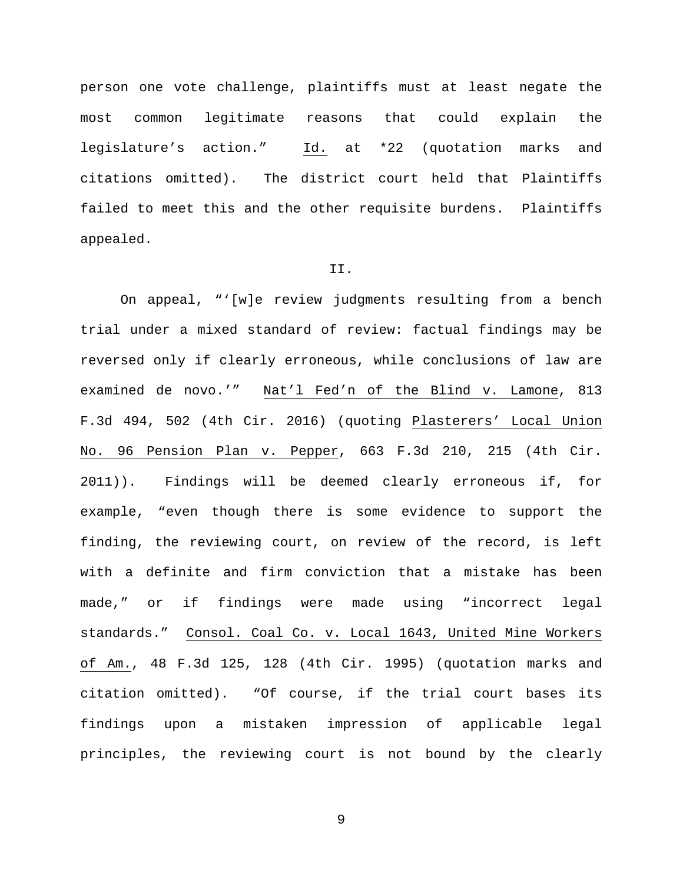person one vote challenge, plaintiffs must at least negate the most common legitimate reasons that could explain the legislature's action." Id. at *22 (quotation marks and citations omitted). The district court held that Plaintiffs failed to meet this and the other requisite burdens. Plaintiffs appealed.

## II.

On appeal, "'[w]e review judgments resulting from a bench trial under a mixed standard of review: factual findings may be reversed only if clearly erroneous, while conclusions of law are examined de novo.'" Nat'l Fed'n of the Blind v. Lamone, 813 F.3d 494, 502 (4th Cir. 2016) (quoting Plasterers' Local Union No. 96 Pension Plan v. Pepper, 663 F.3d 210, 215 (4th Cir. 2011)). Findings will be deemed clearly erroneous if, for example, "even though there is some evidence to support the finding, the reviewing court, on review of the record, is left with a definite and firm conviction that a mistake has been made," or if findings were made using "incorrect legal standards." Consol. Coal Co. v. Local 1643, United Mine Workers of Am., 48 F.3d 125, 128 (4th Cir. 1995) (quotation marks and citation omitted). "Of course, if the trial court bases its findings upon a mistaken impression of applicable legal principles, the reviewing court is not bound by the clearly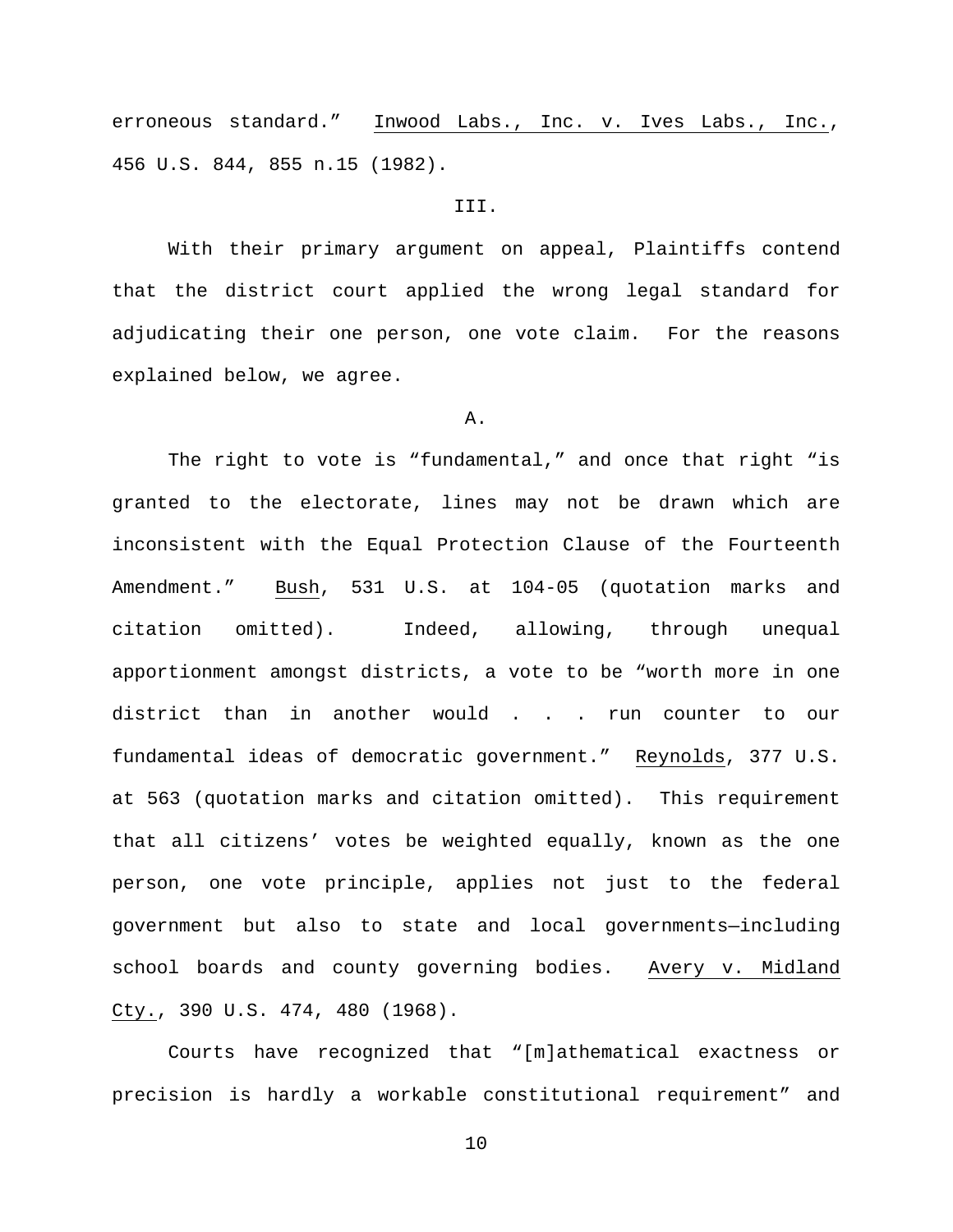erroneous standard." Inwood Labs., Inc. v. Ives Labs., Inc., 456 U.S. 844, 855 n.15 (1982).

III.

With their primary argument on appeal, Plaintiffs contend that the district court applied the wrong legal standard for adjudicating their one person, one vote claim. For the reasons explained below, we agree.

A.

The right to vote is "fundamental," and once that right "is granted to the electorate, lines may not be drawn which are inconsistent with the Equal Protection Clause of the Fourteenth Amendment." Bush, 531 U.S. at 104-05 (quotation marks and citation omitted). Indeed, allowing, through unequal apportionment amongst districts, a vote to be "worth more in one district than in another would . . . run counter to our fundamental ideas of democratic government." Reynolds, 377 U.S. at 563 (quotation marks and citation omitted). This requirement that all citizens' votes be weighted equally, known as the one person, one vote principle, applies not just to the federal government but also to state and local governments—including school boards and county governing bodies. Avery v. Midland Cty., 390 U.S. 474, 480 (1968).

Courts have recognized that "[m]athematical exactness or precision is hardly a workable constitutional requirement" and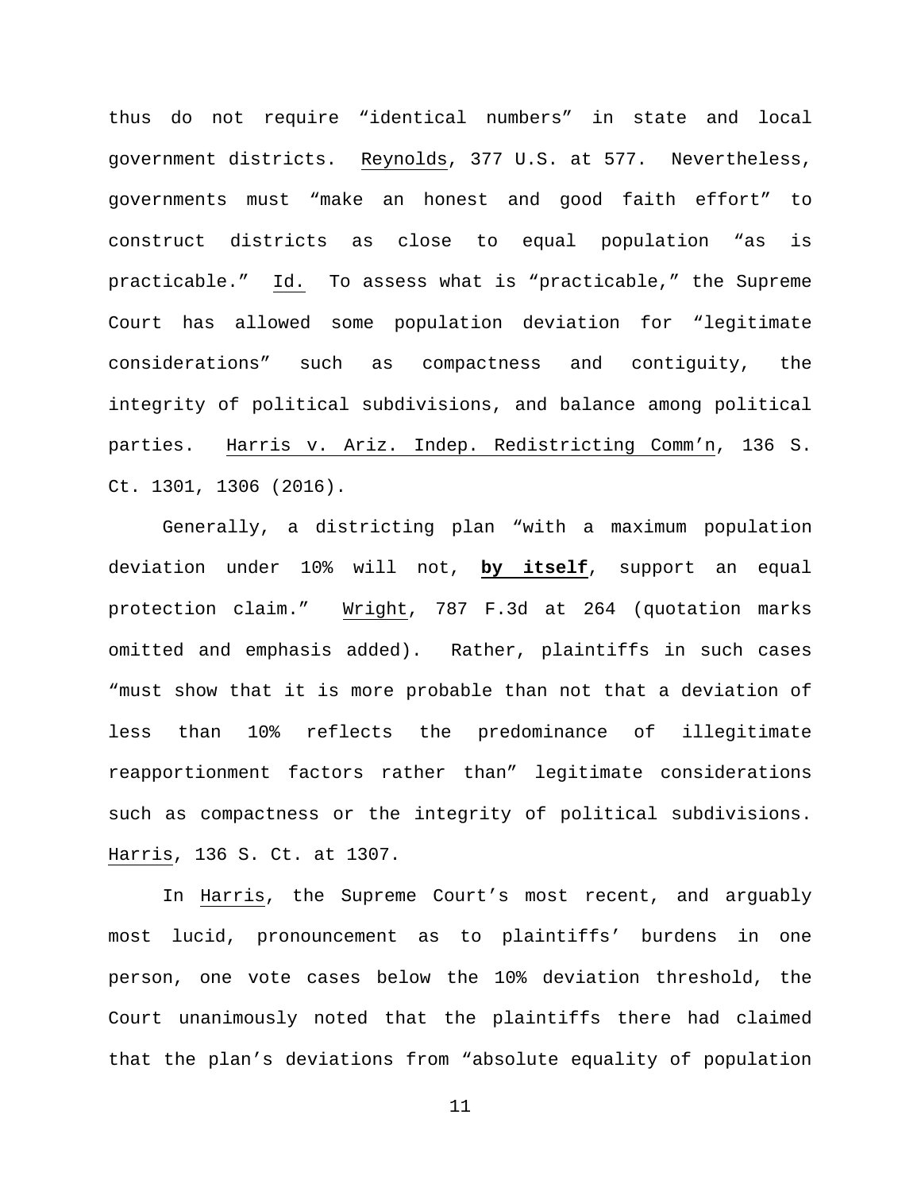thus do not require "identical numbers" in state and local government districts. Reynolds, 377 U.S. at 577. Nevertheless, governments must "make an honest and good faith effort" to construct districts as close to equal population "as is practicable." Id. To assess what is "practicable," the Supreme Court has allowed some population deviation for "legitimate considerations" such as compactness and contiguity, the integrity of political subdivisions, and balance among political parties. Harris v. Ariz. Indep. Redistricting Comm'n, 136 S. Ct. 1301, 1306 (2016).

Generally, a districting plan "with a maximum population deviation under 10% will not, **by itself**, support an equal protection claim." Wright, 787 F.3d at 264 (quotation marks omitted and emphasis added). Rather, plaintiffs in such cases "must show that it is more probable than not that a deviation of less than 10% reflects the predominance of illegitimate reapportionment factors rather than" legitimate considerations such as compactness or the integrity of political subdivisions. Harris, 136 S. Ct. at 1307.

In Harris, the Supreme Court's most recent, and arguably most lucid, pronouncement as to plaintiffs' burdens in one person, one vote cases below the 10% deviation threshold, the Court unanimously noted that the plaintiffs there had claimed that the plan's deviations from "absolute equality of population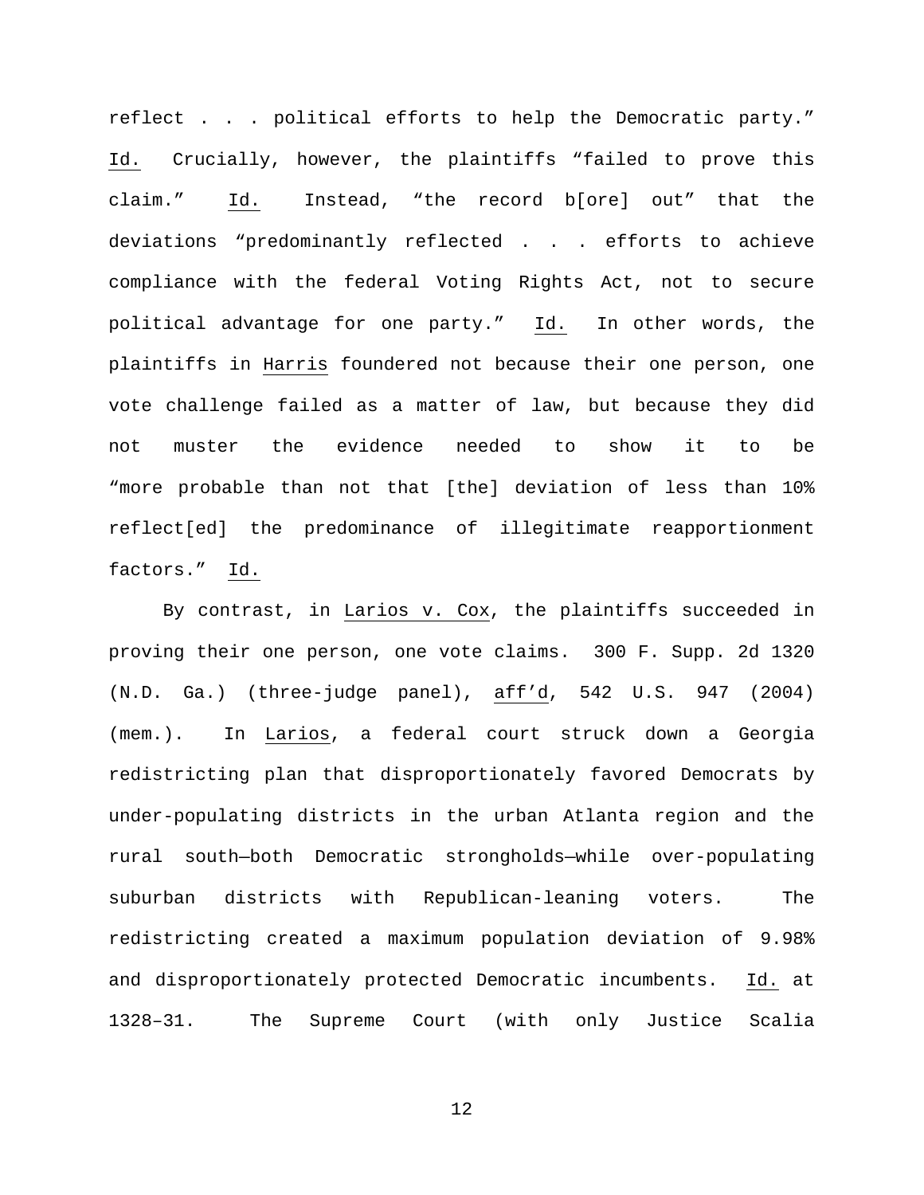reflect . . . political efforts to help the Democratic party." Id. Crucially, however, the plaintiffs "failed to prove this claim." Id. Instead, "the record b[ore] out" that the deviations "predominantly reflected . . . efforts to achieve compliance with the federal Voting Rights Act, not to secure political advantage for one party." Id. In other words, the plaintiffs in Harris foundered not because their one person, one vote challenge failed as a matter of law, but because they did not muster the evidence needed to show it to be "more probable than not that [the] deviation of less than 10% reflect[ed] the predominance of illegitimate reapportionment factors." Id.

By contrast, in Larios v. Cox, the plaintiffs succeeded in proving their one person, one vote claims. 300 F. Supp. 2d 1320 (N.D. Ga.) (three-judge panel), aff'd, 542 U.S. 947 (2004) (mem.). In Larios, a federal court struck down a Georgia redistricting plan that disproportionately favored Democrats by under-populating districts in the urban Atlanta region and the rural south—both Democratic strongholds—while over-populating suburban districts with Republican-leaning voters. The redistricting created a maximum population deviation of 9.98% and disproportionately protected Democratic incumbents. Id. at 1328–31. The Supreme Court (with only Justice Scalia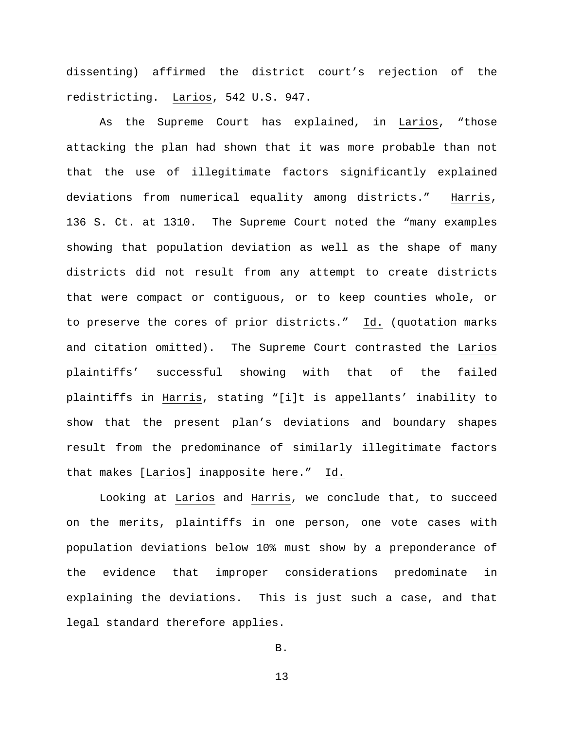dissenting) affirmed the district court's rejection of the redistricting. Larios, 542 U.S. 947.

As the Supreme Court has explained, in Larios, "those attacking the plan had shown that it was more probable than not that the use of illegitimate factors significantly explained deviations from numerical equality among districts." Harris, 136 S. Ct. at 1310. The Supreme Court noted the "many examples showing that population deviation as well as the shape of many districts did not result from any attempt to create districts that were compact or contiguous, or to keep counties whole, or to preserve the cores of prior districts." Id. (quotation marks and citation omitted). The Supreme Court contrasted the Larios plaintiffs' successful showing with that of the failed plaintiffs in Harris, stating "[i]t is appellants' inability to show that the present plan's deviations and boundary shapes result from the predominance of similarly illegitimate factors that makes [Larios] inapposite here." Id.

Looking at Larios and Harris, we conclude that, to succeed on the merits, plaintiffs in one person, one vote cases with population deviations below 10% must show by a preponderance of the evidence that improper considerations predominate in explaining the deviations. This is just such a case, and that legal standard therefore applies.

B.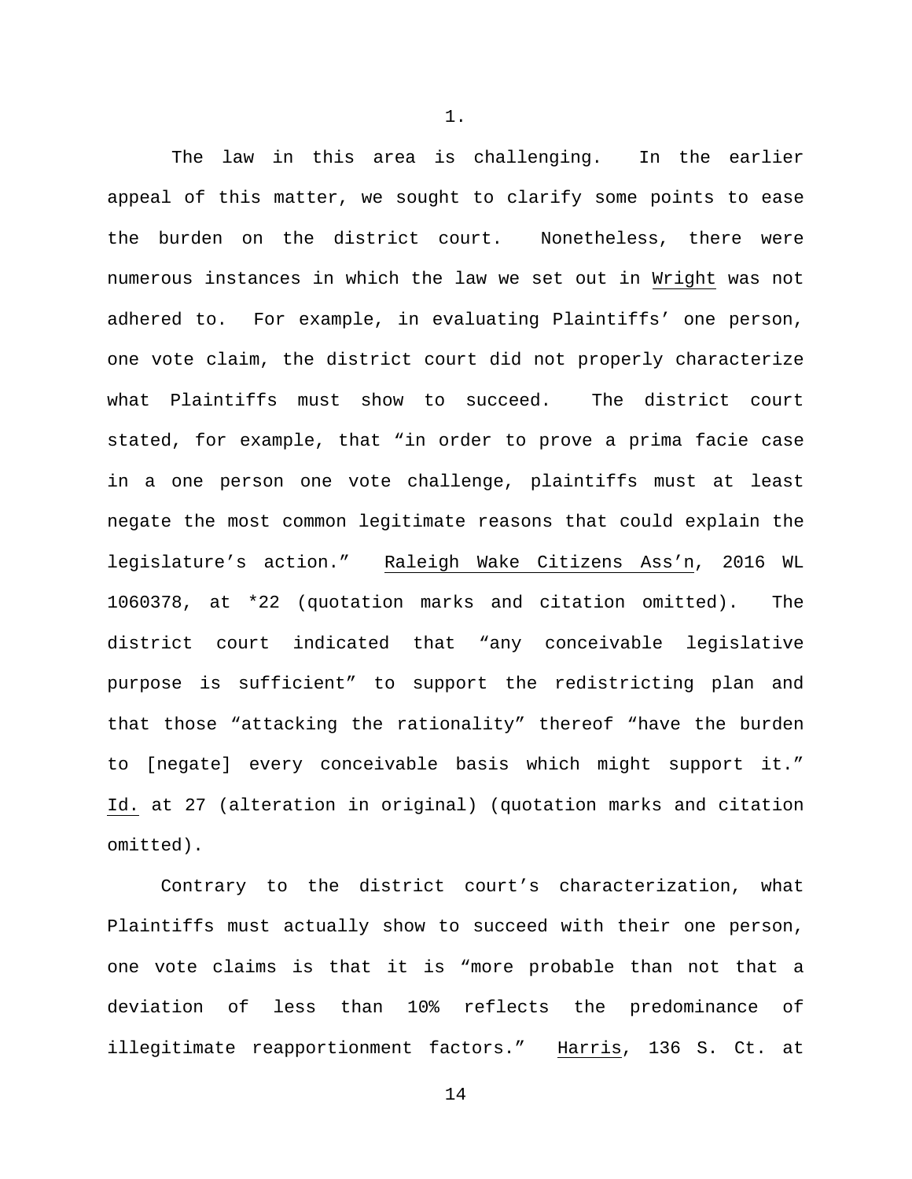1.

The law in this area is challenging. In the earlier appeal of this matter, we sought to clarify some points to ease the burden on the district court. Nonetheless, there were numerous instances in which the law we set out in Wright was not adhered to. For example, in evaluating Plaintiffs' one person, one vote claim, the district court did not properly characterize what Plaintiffs must show to succeed. The district court stated, for example, that "in order to prove a prima facie case in a one person one vote challenge, plaintiffs must at least negate the most common legitimate reasons that could explain the legislature's action." Raleigh Wake Citizens Ass'n, 2016 WL 1060378, at *22 (quotation marks and citation omitted). The district court indicated that "any conceivable legislative purpose is sufficient" to support the redistricting plan and that those "attacking the rationality" thereof "have the burden to [negate] every conceivable basis which might support it." Id. at 27 (alteration in original) (quotation marks and citation omitted).

Contrary to the district court's characterization, what Plaintiffs must actually show to succeed with their one person, one vote claims is that it is "more probable than not that a deviation of less than 10% reflects the predominance of illegitimate reapportionment factors." Harris, 136 S. Ct. at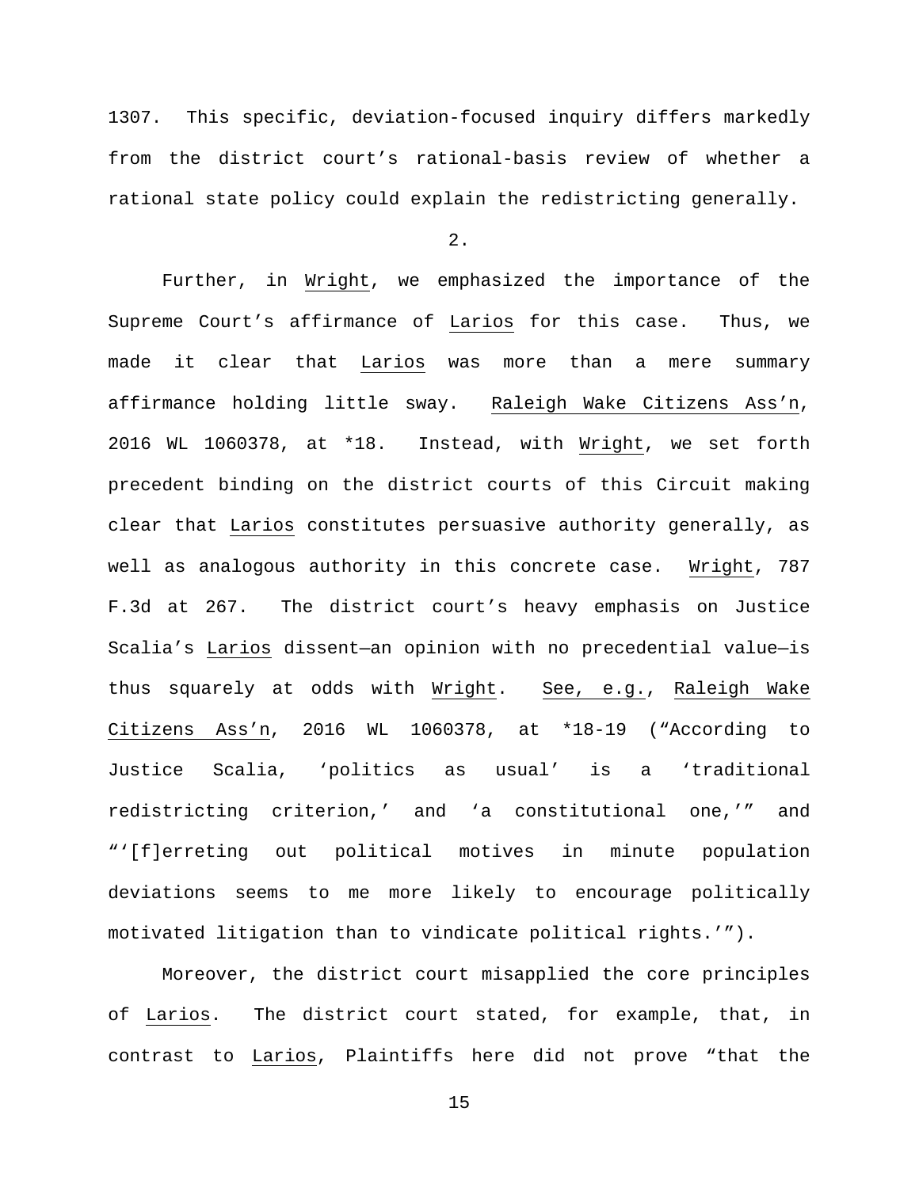1307. This specific, deviation-focused inquiry differs markedly from the district court's rational-basis review of whether a rational state policy could explain the redistricting generally.

2.

Further, in Wright, we emphasized the importance of the Supreme Court's affirmance of Larios for this case. Thus, we made it clear that Larios was more than a mere summary affirmance holding little sway. Raleigh Wake Citizens Ass'n, 2016 WL 1060378, at *18. Instead, with Wright, we set forth precedent binding on the district courts of this Circuit making clear that Larios constitutes persuasive authority generally, as well as analogous authority in this concrete case. Wright, 787 F.3d at 267. The district court's heavy emphasis on Justice Scalia's Larios dissent—an opinion with no precedential value—is thus squarely at odds with Wright. See, e.g., Raleigh Wake Citizens Ass'n, 2016 WL 1060378, at *18-19 ("According to Justice Scalia, 'politics as usual' is a 'traditional redistricting criterion,' and 'a constitutional one,'" and "'[f]erreting out political motives in minute population deviations seems to me more likely to encourage politically motivated litigation than to vindicate political rights.'").

Moreover, the district court misapplied the core principles of Larios. The district court stated, for example, that, in contrast to Larios, Plaintiffs here did not prove "that the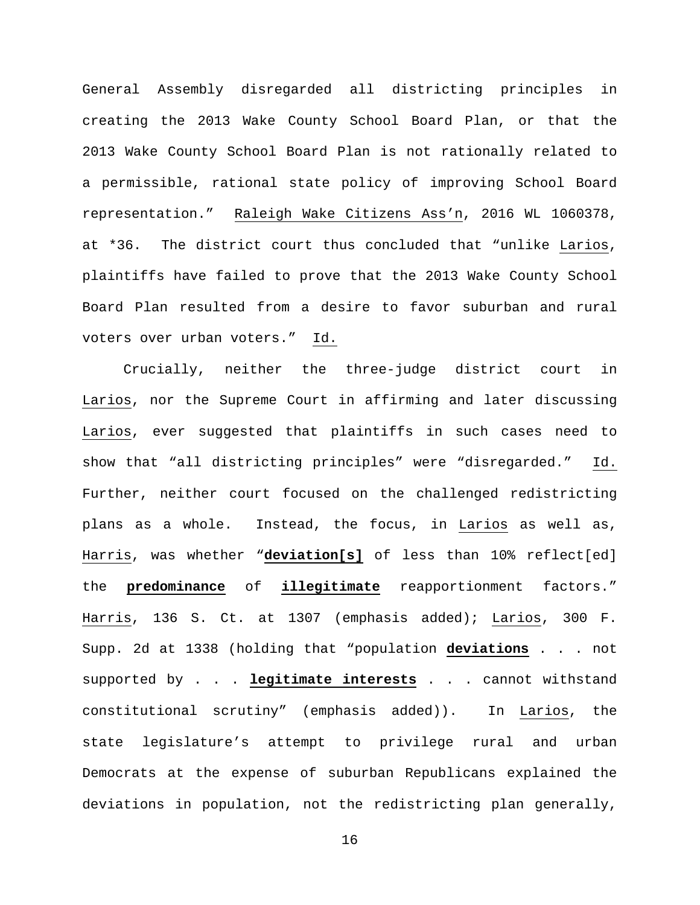General Assembly disregarded all districting principles in creating the 2013 Wake County School Board Plan, or that the 2013 Wake County School Board Plan is not rationally related to a permissible, rational state policy of improving School Board representation." Raleigh Wake Citizens Ass'n, 2016 WL 1060378, at *36. The district court thus concluded that "unlike Larios, plaintiffs have failed to prove that the 2013 Wake County School Board Plan resulted from a desire to favor suburban and rural voters over urban voters." Id.

Crucially, neither the three-judge district court in Larios, nor the Supreme Court in affirming and later discussing Larios, ever suggested that plaintiffs in such cases need to show that "all districting principles" were "disregarded." Id. Further, neither court focused on the challenged redistricting plans as a whole. Instead, the focus, in Larios as well as, Harris, was whether "**deviation[s]** of less than 10% reflect[ed] the **predominance** of **illegitimate** reapportionment factors." Harris, 136 S. Ct. at 1307 (emphasis added); Larios, 300 F. Supp. 2d at 1338 (holding that "population **deviations** . . . not supported by . . . **legitimate interests** . . . cannot withstand constitutional scrutiny" (emphasis added)). In Larios, the state legislature's attempt to privilege rural and urban Democrats at the expense of suburban Republicans explained the deviations in population, not the redistricting plan generally,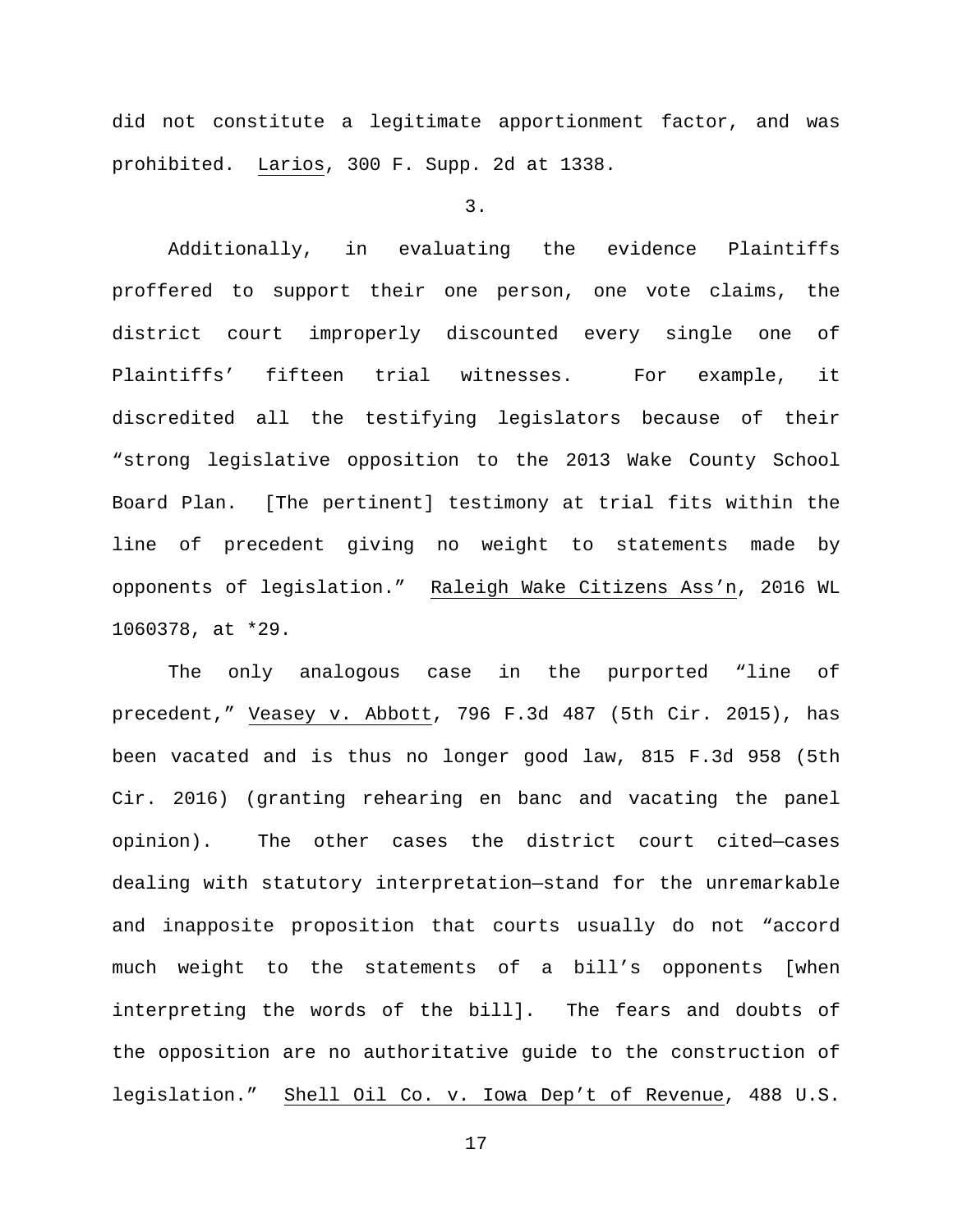did not constitute a legitimate apportionment factor, and was prohibited. Larios, 300 F. Supp. 2d at 1338.

3.

Additionally, in evaluating the evidence Plaintiffs proffered to support their one person, one vote claims, the district court improperly discounted every single one of Plaintiffs' fifteen trial witnesses. For example, it discredited all the testifying legislators because of their "strong legislative opposition to the 2013 Wake County School Board Plan. [The pertinent] testimony at trial fits within the line of precedent giving no weight to statements made by opponents of legislation." Raleigh Wake Citizens Ass'n, 2016 WL 1060378, at *29.

The only analogous case in the purported "line of precedent," Veasey v. Abbott, 796 F.3d 487 (5th Cir. 2015), has been vacated and is thus no longer good law, 815 F.3d 958 (5th Cir. 2016) (granting rehearing en banc and vacating the panel opinion). The other cases the district court cited—cases dealing with statutory interpretation—stand for the unremarkable and inapposite proposition that courts usually do not "accord much weight to the statements of a bill's opponents [when interpreting the words of the bill]. The fears and doubts of the opposition are no authoritative guide to the construction of legislation." Shell Oil Co. v. Iowa Dep't of Revenue, 488 U.S.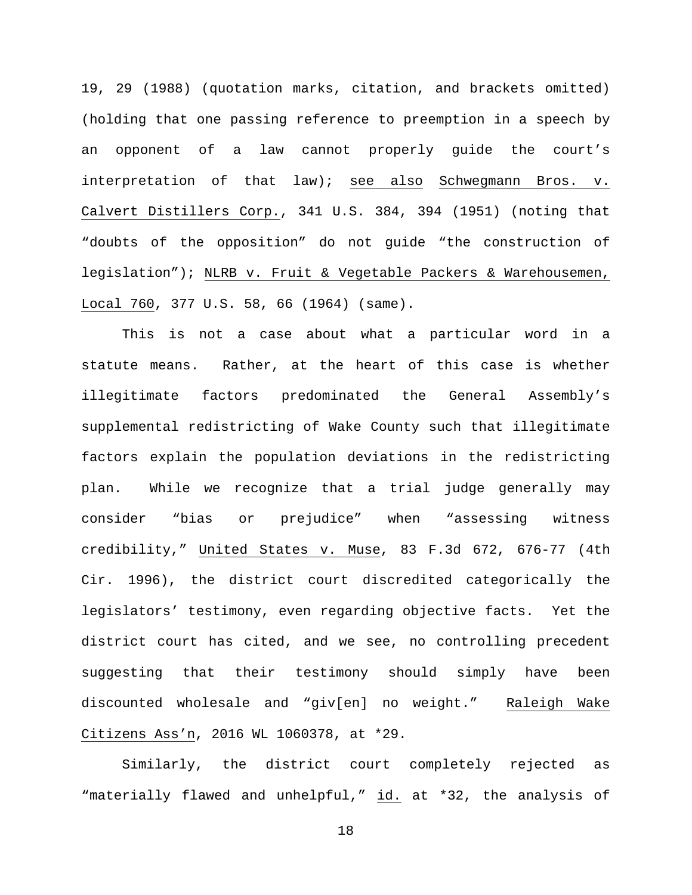19, 29 (1988) (quotation marks, citation, and brackets omitted) (holding that one passing reference to preemption in a speech by an opponent of a law cannot properly guide the court's interpretation of that law); see also Schwegmann Bros. v. Calvert Distillers Corp., 341 U.S. 384, 394 (1951) (noting that "doubts of the opposition" do not guide "the construction of legislation"); NLRB v. Fruit & Vegetable Packers & Warehousemen, Local 760, 377 U.S. 58, 66 (1964) (same).

This is not a case about what a particular word in a statute means. Rather, at the heart of this case is whether illegitimate factors predominated the General Assembly's supplemental redistricting of Wake County such that illegitimate factors explain the population deviations in the redistricting plan. While we recognize that a trial judge generally may consider "bias or prejudice" when "assessing witness credibility," United States v. Muse, 83 F.3d 672, 676-77 (4th Cir. 1996), the district court discredited categorically the legislators' testimony, even regarding objective facts. Yet the district court has cited, and we see, no controlling precedent suggesting that their testimony should simply have been discounted wholesale and "giv[en] no weight." Raleigh Wake Citizens Ass'n, 2016 WL 1060378, at *29.

Similarly, the district court completely rejected as "materially flawed and unhelpful," id. at *32, the analysis of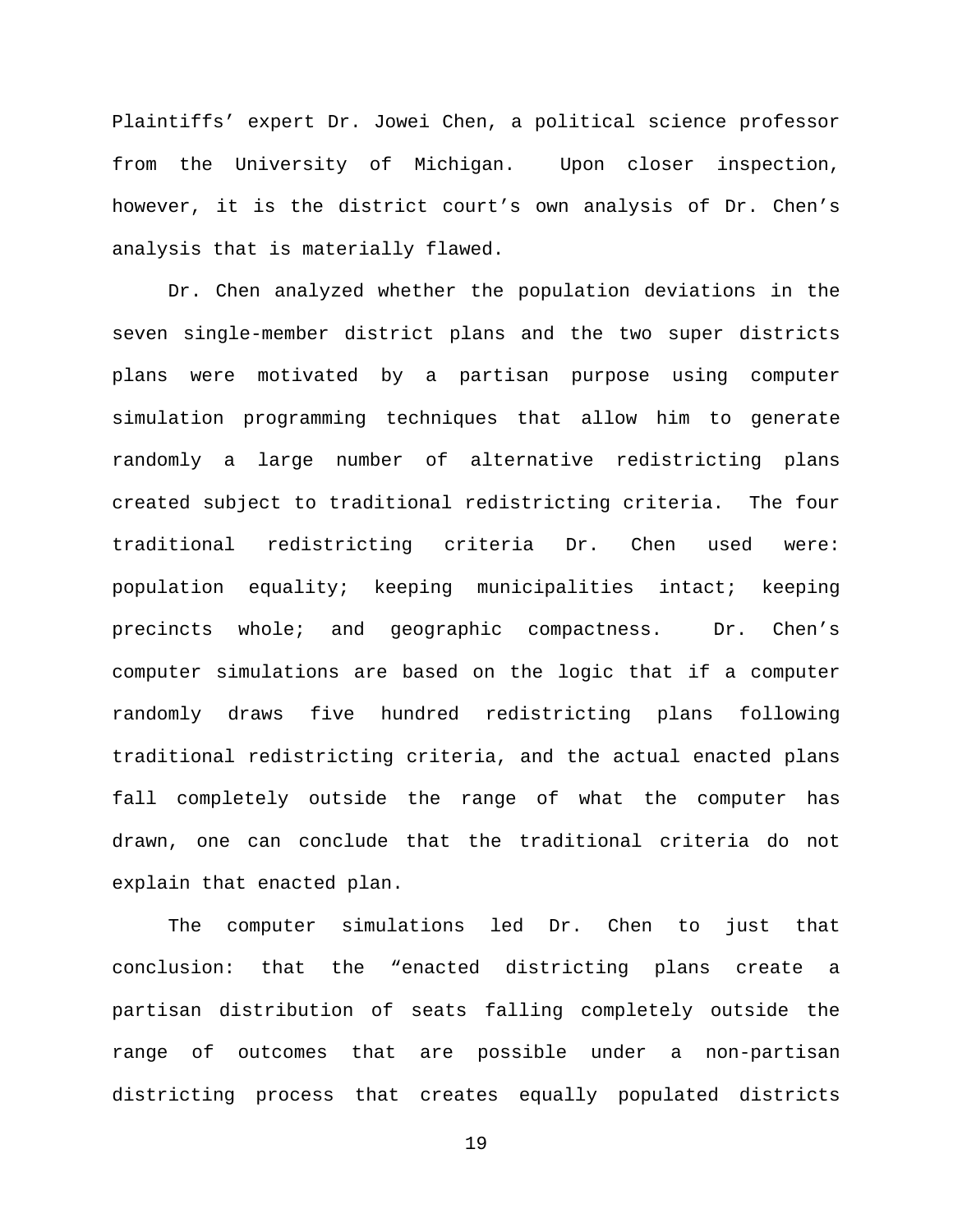Plaintiffs' expert Dr. Jowei Chen, a political science professor from the University of Michigan. Upon closer inspection, however, it is the district court's own analysis of Dr. Chen's analysis that is materially flawed.

Dr. Chen analyzed whether the population deviations in the seven single-member district plans and the two super districts plans were motivated by a partisan purpose using computer simulation programming techniques that allow him to generate randomly a large number of alternative redistricting plans created subject to traditional redistricting criteria. The four traditional redistricting criteria Dr. Chen used were: population equality; keeping municipalities intact; keeping precincts whole; and geographic compactness. Dr. Chen's computer simulations are based on the logic that if a computer randomly draws five hundred redistricting plans following traditional redistricting criteria, and the actual enacted plans fall completely outside the range of what the computer has drawn, one can conclude that the traditional criteria do not explain that enacted plan.

The computer simulations led Dr. Chen to just that conclusion: that the "enacted districting plans create a partisan distribution of seats falling completely outside the range of outcomes that are possible under a non-partisan districting process that creates equally populated districts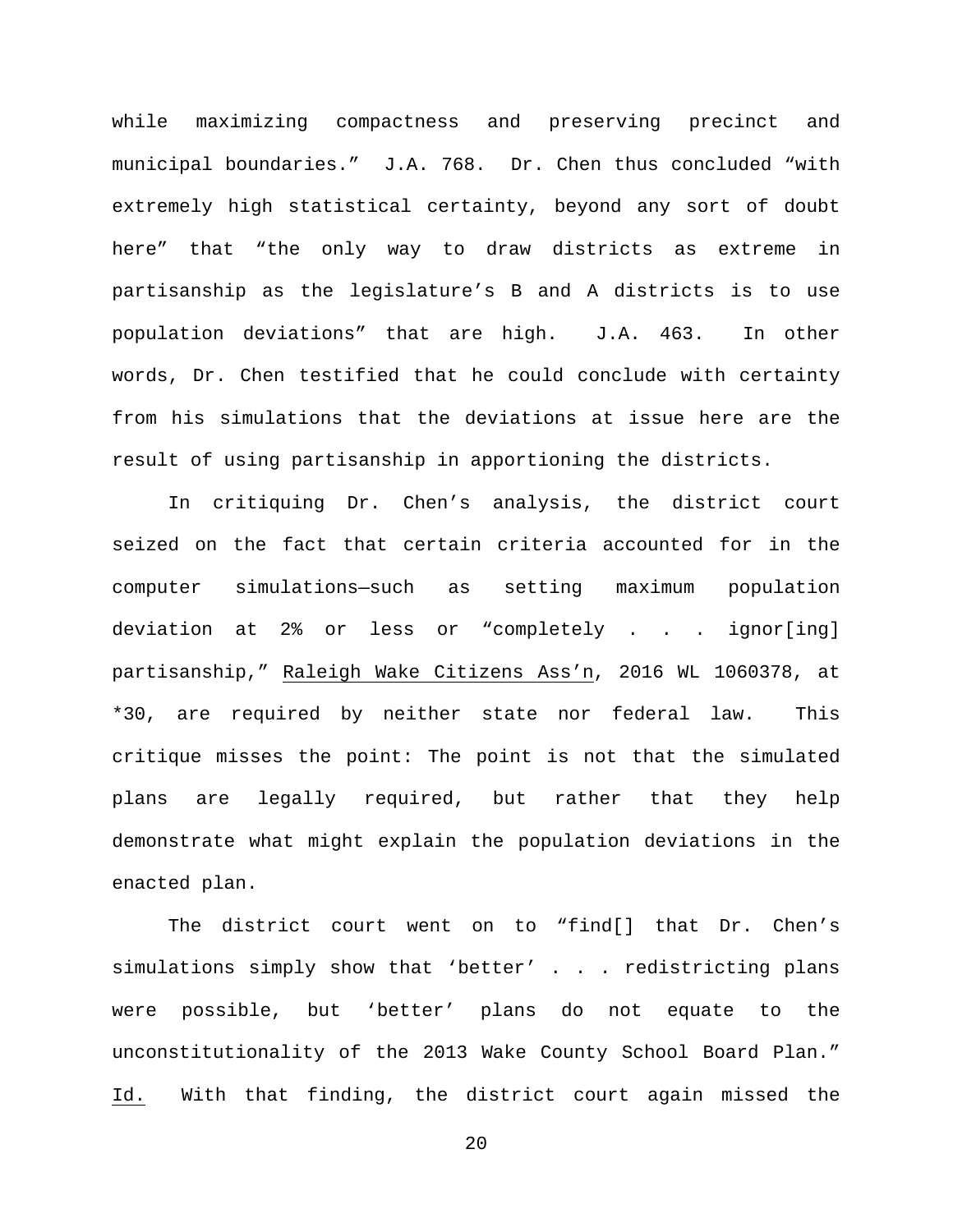while maximizing compactness and preserving precinct and municipal boundaries." J.A. 768. Dr. Chen thus concluded "with extremely high statistical certainty, beyond any sort of doubt here" that "the only way to draw districts as extreme in partisanship as the legislature's B and A districts is to use population deviations" that are high. J.A. 463. In other words, Dr. Chen testified that he could conclude with certainty from his simulations that the deviations at issue here are the result of using partisanship in apportioning the districts.

In critiquing Dr. Chen's analysis, the district court seized on the fact that certain criteria accounted for in the computer simulations—such as setting maximum population deviation at 2% or less or "completely . . . ignor[ing] partisanship," Raleigh Wake Citizens Ass'n, 2016 WL 1060378, at *30, are required by neither state nor federal law. This critique misses the point: The point is not that the simulated plans are legally required, but rather that they help demonstrate what might explain the population deviations in the enacted plan.

The district court went on to "find[] that Dr. Chen's simulations simply show that 'better' . . . redistricting plans were possible, but 'better' plans do not equate to the unconstitutionality of the 2013 Wake County School Board Plan." Id. With that finding, the district court again missed the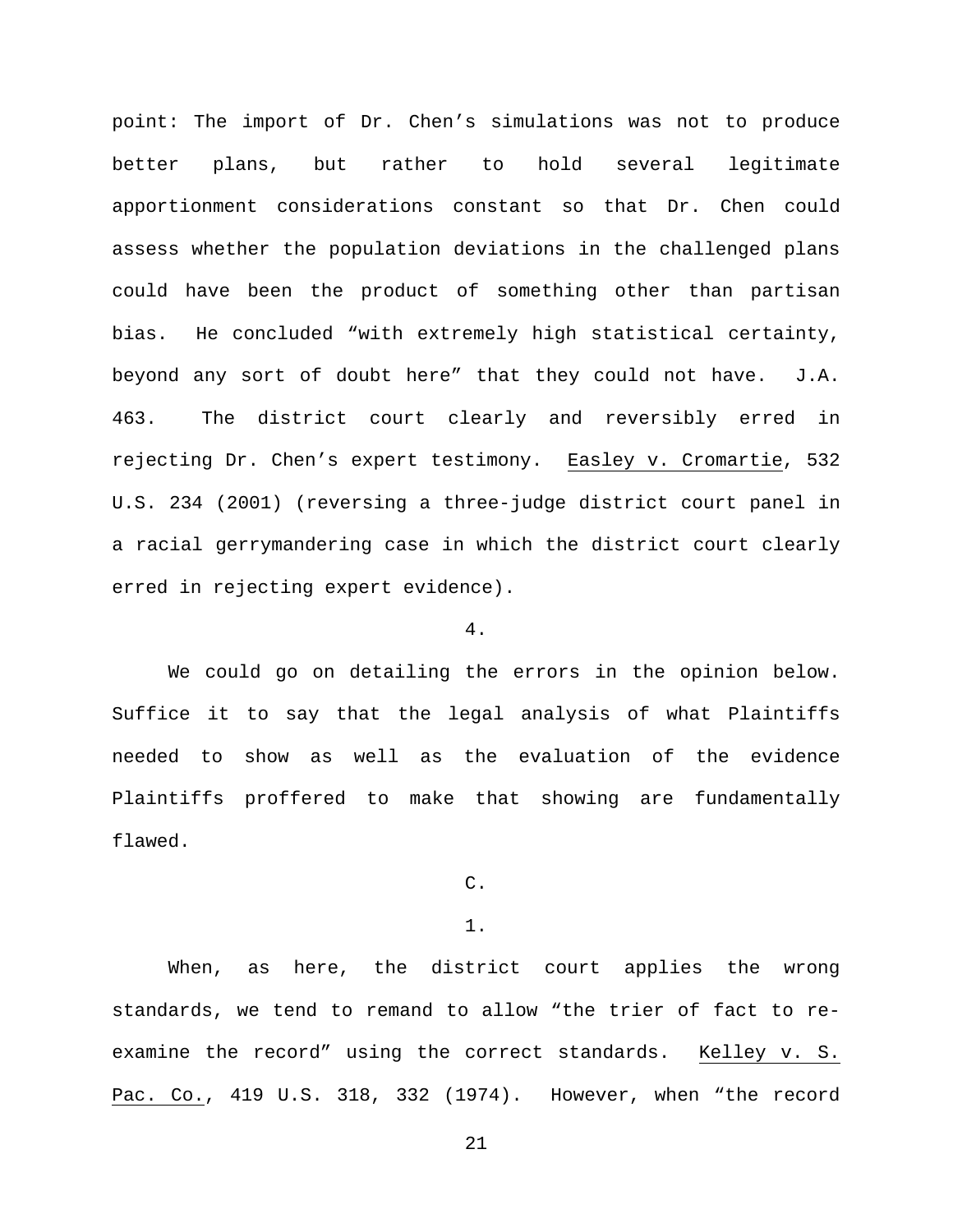point: The import of Dr. Chen's simulations was not to produce better plans, but rather to hold several legitimate apportionment considerations constant so that Dr. Chen could assess whether the population deviations in the challenged plans could have been the product of something other than partisan bias. He concluded "with extremely high statistical certainty, beyond any sort of doubt here" that they could not have. J.A. 463. The district court clearly and reversibly erred in rejecting Dr. Chen's expert testimony. Easley v. Cromartie, 532 U.S. 234 (2001) (reversing a three-judge district court panel in a racial gerrymandering case in which the district court clearly erred in rejecting expert evidence).

4.

We could go on detailing the errors in the opinion below. Suffice it to say that the legal analysis of what Plaintiffs needed to show as well as the evaluation of the evidence Plaintiffs proffered to make that showing are fundamentally flawed.

C.

1.

When, as here, the district court applies the wrong standards, we tend to remand to allow "the trier of fact to re-examine the record" using the correct standards. Kelley v. S. Pac. Co., 419 U.S. 318, 332 (1974). However, when "the record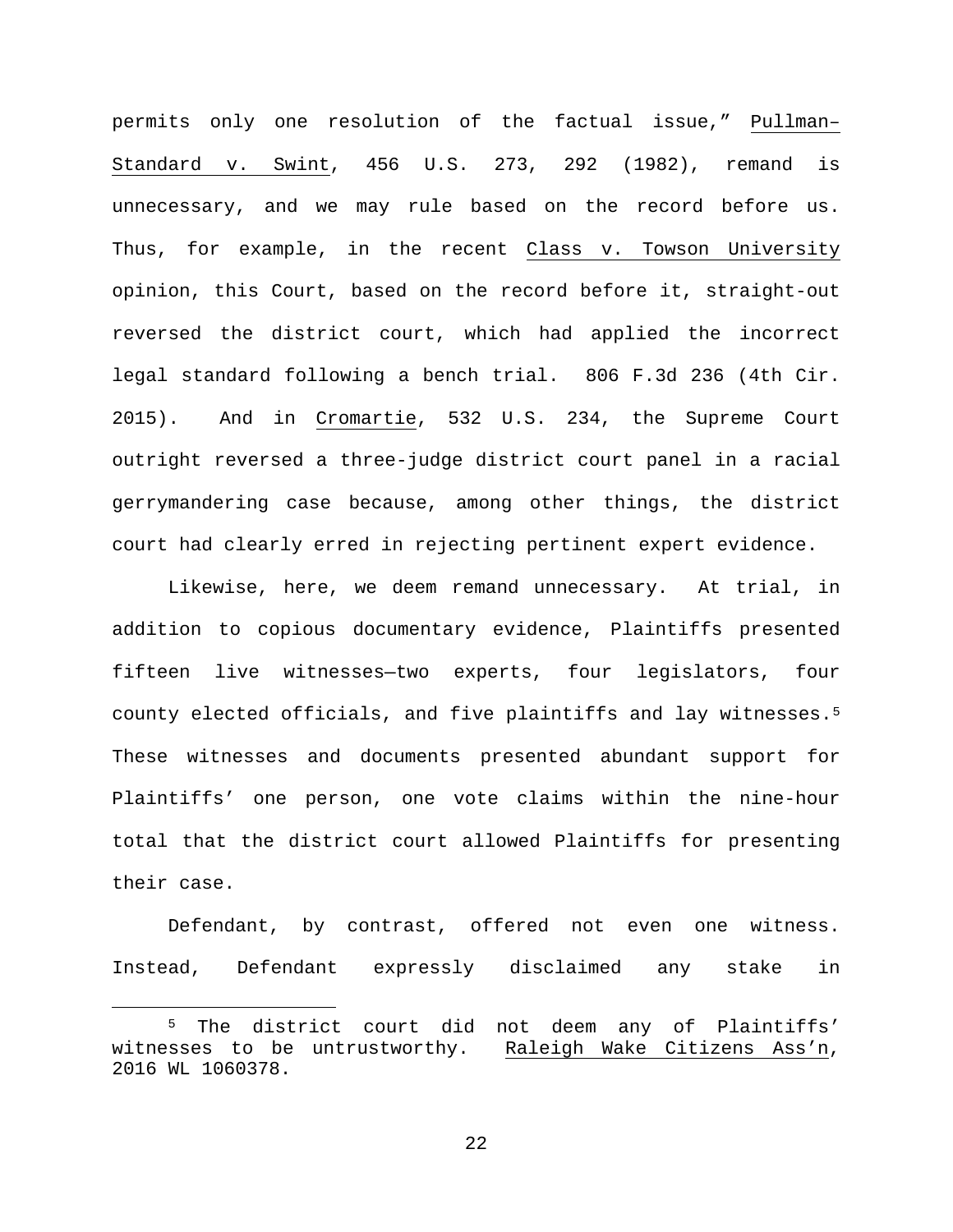permits only one resolution of the factual issue," Pullman–Standard v. Swint, 456 U.S. 273, 292 (1982), remand is unnecessary, and we may rule based on the record before us. Thus, for example, in the recent Class v. Towson University opinion, this Court, based on the record before it, straight-out reversed the district court, which had applied the incorrect legal standard following a bench trial. 806 F.3d 236 (4th Cir. 2015). And in Cromartie, 532 U.S. 234, the Supreme Court outright reversed a three-judge district court panel in a racial gerrymandering case because, among other things, the district court had clearly erred in rejecting pertinent expert evidence.

Likewise, here, we deem remand unnecessary. At trial, in addition to copious documentary evidence, Plaintiffs presented fifteen live witnesses—two experts, four legislators, four county elected officials, and five plaintiffs and lay witnesses.[5] These witnesses and documents presented abundant support for Plaintiffs' one person, one vote claims within the nine-hour total that the district court allowed Plaintiffs for presenting their case.

Defendant, by contrast, offered not even one witness. Instead, Defendant expressly disclaimed any stake in

---

[5] The district court did not deem any of Plaintiffs' witnesses to be untrustworthy. Raleigh Wake Citizens Ass'n, 2016 WL 1060378.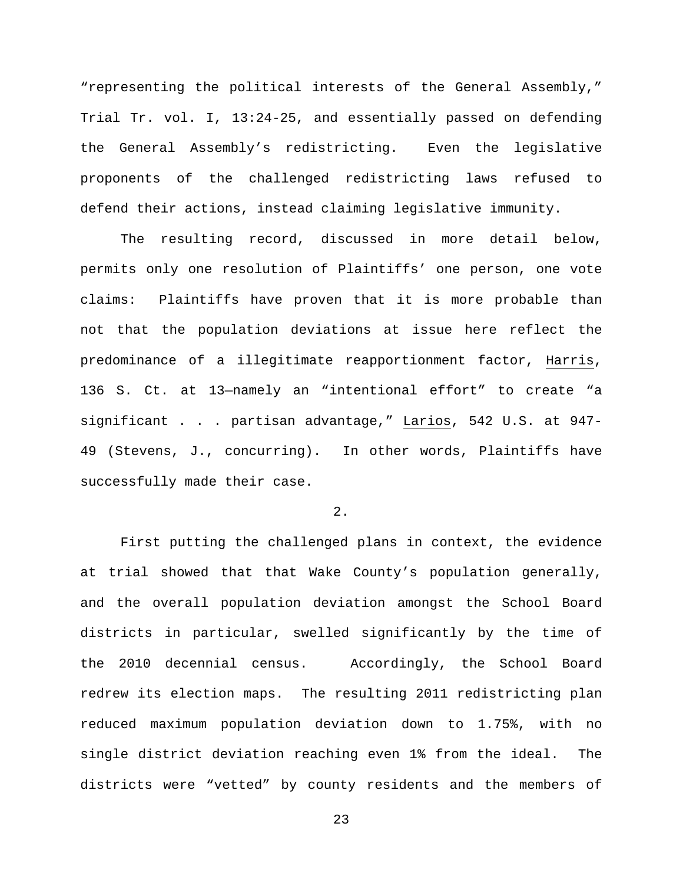"representing the political interests of the General Assembly," Trial Tr. vol. I, 13:24-25, and essentially passed on defending the General Assembly's redistricting. Even the legislative proponents of the challenged redistricting laws refused to defend their actions, instead claiming legislative immunity.

The resulting record, discussed in more detail below, permits only one resolution of Plaintiffs' one person, one vote claims: Plaintiffs have proven that it is more probable than not that the population deviations at issue here reflect the predominance of a illegitimate reapportionment factor, Harris, 136 S. Ct. at 13—namely an "intentional effort" to create "a significant . . . partisan advantage," Larios, 542 U.S. at 947-49 (Stevens, J., concurring). In other words, Plaintiffs have successfully made their case.

2.

First putting the challenged plans in context, the evidence at trial showed that that Wake County's population generally, and the overall population deviation amongst the School Board districts in particular, swelled significantly by the time of the 2010 decennial census. Accordingly, the School Board redrew its election maps. The resulting 2011 redistricting plan reduced maximum population deviation down to 1.75%, with no single district deviation reaching even 1% from the ideal. The districts were "vetted" by county residents and the members of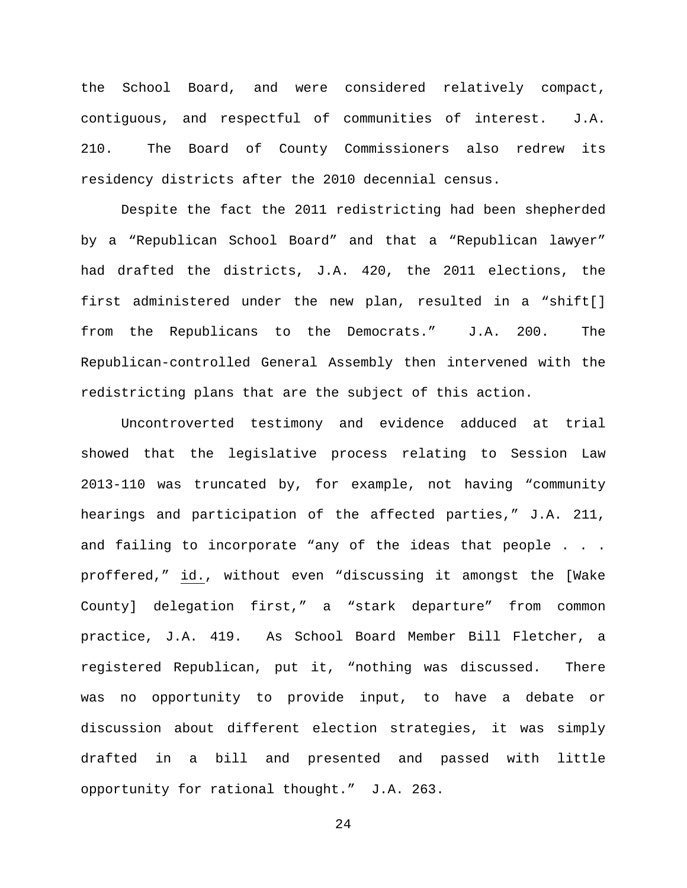the School Board, and were considered relatively compact, contiguous, and respectful of communities of interest. J.A. 210. The Board of County Commissioners also redrew its residency districts after the 2010 decennial census.

Despite the fact the 2011 redistricting had been shepherded by a "Republican School Board" and that a "Republican lawyer" had drafted the districts, J.A. 420, the 2011 elections, the first administered under the new plan, resulted in a "shift[] from the Republicans to the Democrats." J.A. 200. The Republican-controlled General Assembly then intervened with the redistricting plans that are the subject of this action.

Uncontroverted testimony and evidence adduced at trial showed that the legislative process relating to Session Law 2013-110 was truncated by, for example, not having "community hearings and participation of the affected parties," J.A. 211, and failing to incorporate "any of the ideas that people . . . proffered," id., without even "discussing it amongst the [Wake County] delegation first," a "stark departure" from common practice, J.A. 419. As School Board Member Bill Fletcher, a registered Republican, put it, "nothing was discussed. There was no opportunity to provide input, to have a debate or discussion about different election strategies, it was simply drafted in a bill and presented and passed with little opportunity for rational thought." J.A. 263.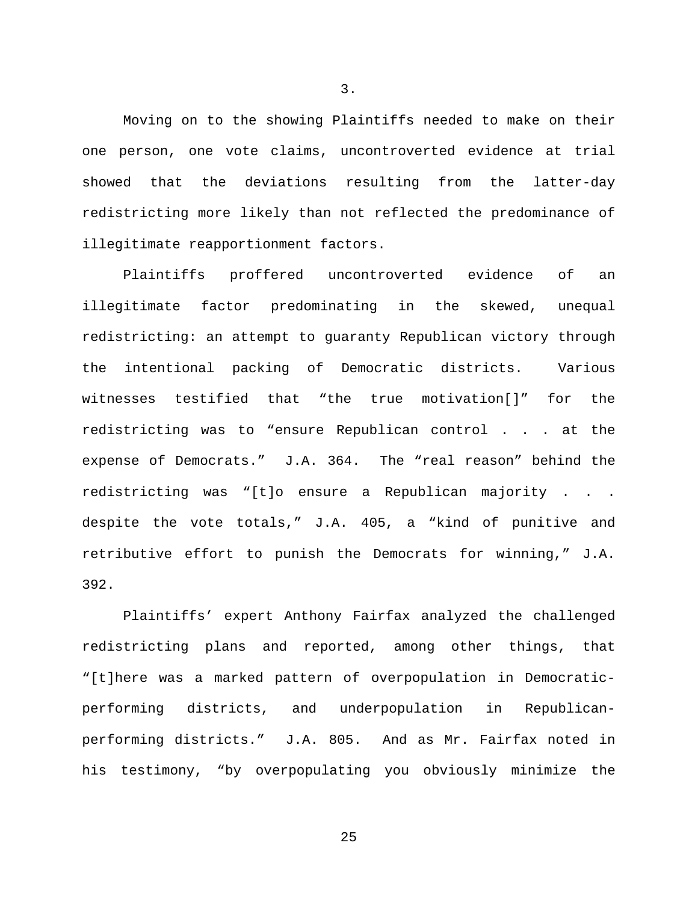3.

Moving on to the showing Plaintiffs needed to make on their one person, one vote claims, uncontroverted evidence at trial showed that the deviations resulting from the latter-day redistricting more likely than not reflected the predominance of illegitimate reapportionment factors.

Plaintiffs proffered uncontroverted evidence of an illegitimate factor predominating in the skewed, unequal redistricting: an attempt to guaranty Republican victory through the intentional packing of Democratic districts. Various witnesses testified that "the true motivation[]" for the redistricting was to "ensure Republican control . . . at the expense of Democrats." J.A. 364. The "real reason" behind the redistricting was "[t]o ensure a Republican majority . . . despite the vote totals," J.A. 405, a "kind of punitive and retributive effort to punish the Democrats for winning," J.A. 392.

Plaintiffs' expert Anthony Fairfax analyzed the challenged redistricting plans and reported, among other things, that "[t]here was a marked pattern of overpopulation in Democratic-performing districts, and underpopulation in Republican-performing districts." J.A. 805. And as Mr. Fairfax noted in his testimony, "by overpopulating you obviously minimize the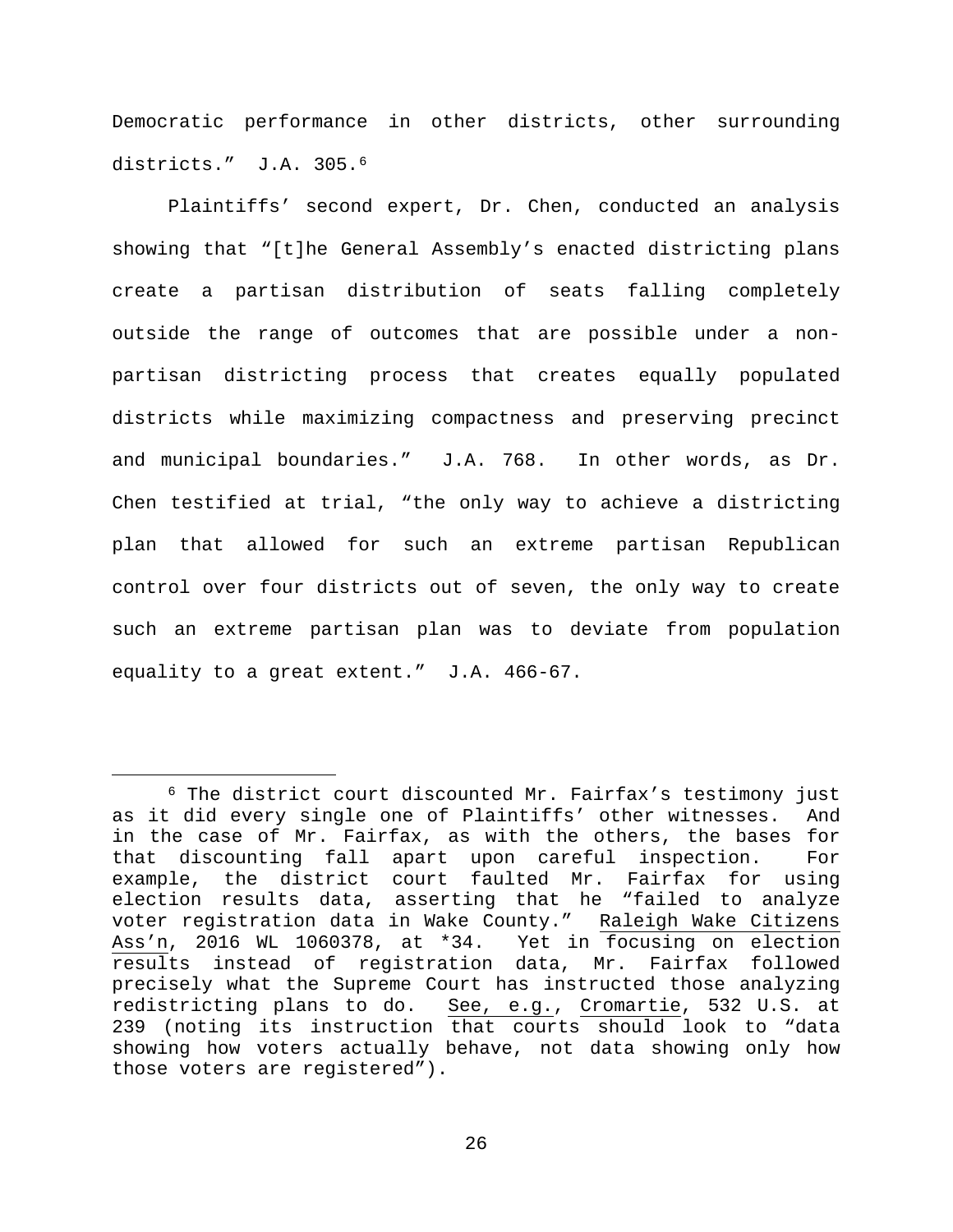Democratic performance in other districts, other surrounding districts." J.A. 305.[6]

Plaintiffs' second expert, Dr. Chen, conducted an analysis showing that "[t]he General Assembly's enacted districting plans create a partisan distribution of seats falling completely outside the range of outcomes that are possible under a non-partisan districting process that creates equally populated districts while maximizing compactness and preserving precinct and municipal boundaries." J.A. 768. In other words, as Dr. Chen testified at trial, "the only way to achieve a districting plan that allowed for such an extreme partisan Republican control over four districts out of seven, the only way to create such an extreme partisan plan was to deviate from population equality to a great extent." J.A. 466-67.

---

[6] The district court discounted Mr. Fairfax's testimony just as it did every single one of Plaintiffs' other witnesses. And in the case of Mr. Fairfax, as with the others, the bases for that discounting fall apart upon careful inspection. For example, the district court faulted Mr. Fairfax for using election results data, asserting that he "failed to analyze voter registration data in Wake County." Raleigh Wake Citizens Ass'n, 2016 WL 1060378, at *34. Yet in focusing on election results instead of registration data, Mr. Fairfax followed precisely what the Supreme Court has instructed those analyzing redistricting plans to do. See, e.g., Cromartie, 532 U.S. at 239 (noting its instruction that courts should look to "data showing how voters actually behave, not data showing only how those voters are registered").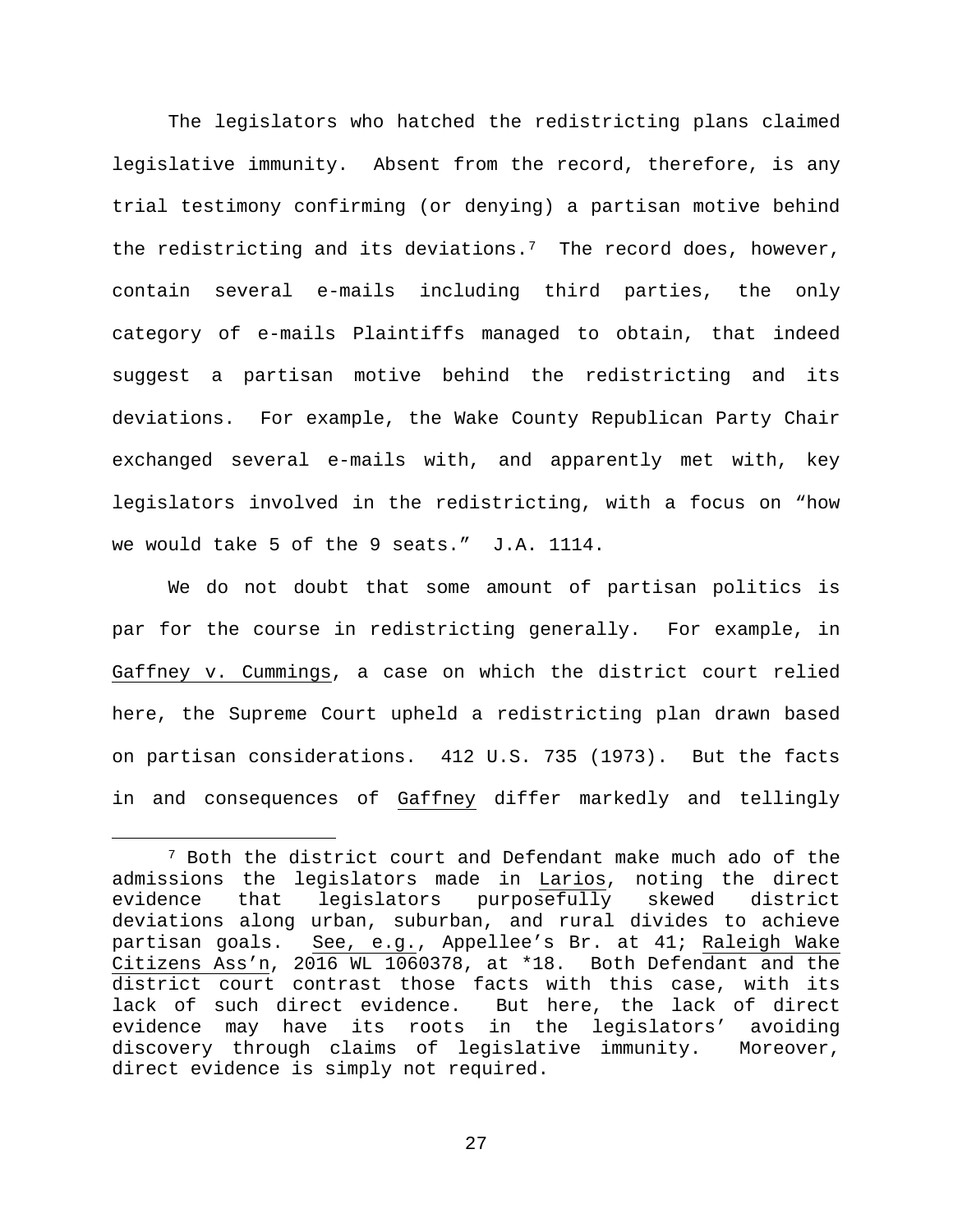The legislators who hatched the redistricting plans claimed legislative immunity. Absent from the record, therefore, is any trial testimony confirming (or denying) a partisan motive behind the redistricting and its deviations.[7] The record does, however, contain several e-mails including third parties, the only category of e-mails Plaintiffs managed to obtain, that indeed suggest a partisan motive behind the redistricting and its deviations. For example, the Wake County Republican Party Chair exchanged several e-mails with, and apparently met with, key legislators involved in the redistricting, with a focus on "how we would take 5 of the 9 seats." J.A. 1114.

We do not doubt that some amount of partisan politics is par for the course in redistricting generally. For example, in Gaffney v. Cummings, a case on which the district court relied here, the Supreme Court upheld a redistricting plan drawn based on partisan considerations. 412 U.S. 735 (1973). But the facts in and consequences of Gaffney differ markedly and tellingly

---

[7] Both the district court and Defendant make much ado of the admissions the legislators made in Larios, noting the direct evidence that legislators purposefully skewed district deviations along urban, suburban, and rural divides to achieve partisan goals. See, e.g., Appellee's Br. at 41; Raleigh Wake Citizens Ass'n, 2016 WL 1060378, at *18. Both Defendant and the district court contrast those facts with this case, with its lack of such direct evidence. But here, the lack of direct evidence may have its roots in the legislators' avoiding discovery through claims of legislative immunity. Moreover, direct evidence is simply not required.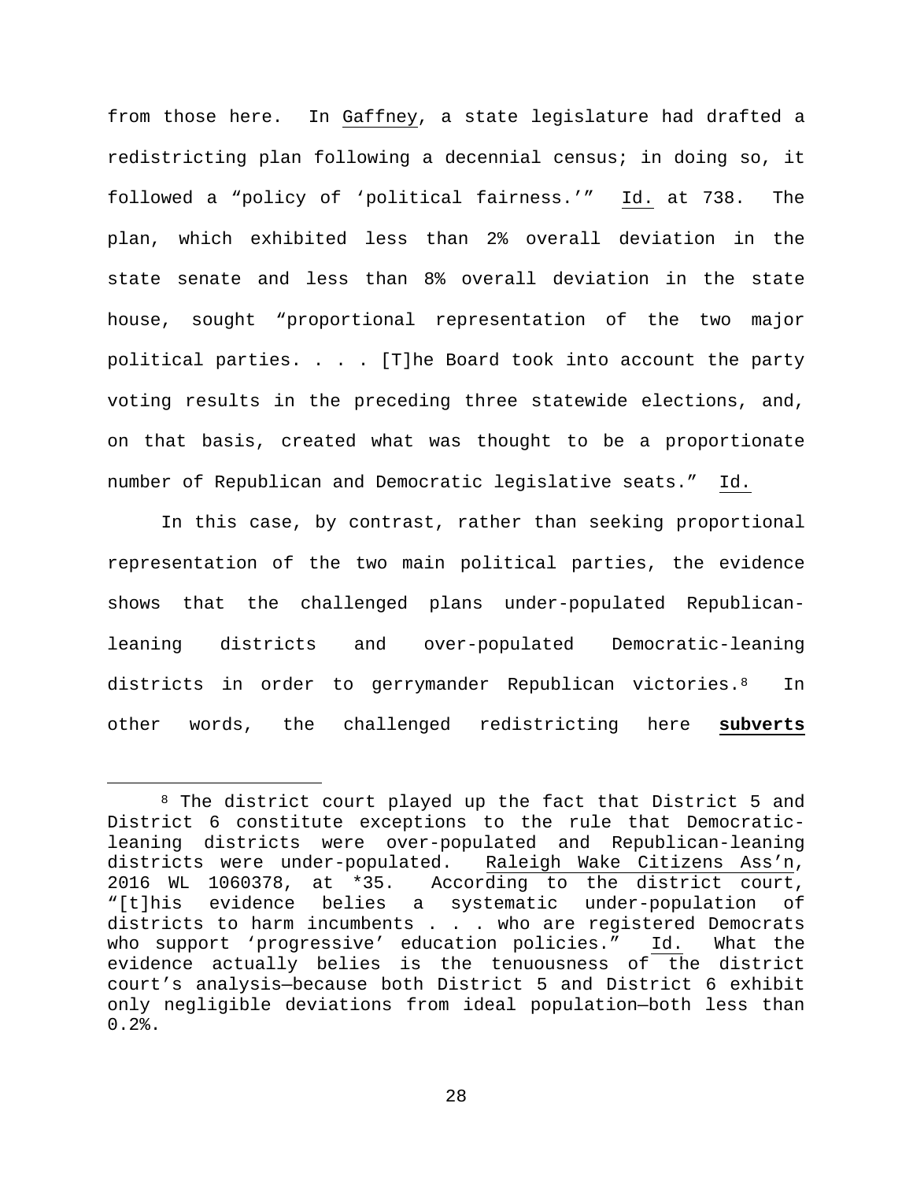from those here. In Gaffney, a state legislature had drafted a redistricting plan following a decennial census; in doing so, it followed a "policy of 'political fairness.'" Id. at 738. The plan, which exhibited less than 2% overall deviation in the state senate and less than 8% overall deviation in the state house, sought "proportional representation of the two major political parties. . . . [T]he Board took into account the party voting results in the preceding three statewide elections, and, on that basis, created what was thought to be a proportionate number of Republican and Democratic legislative seats." Id.

In this case, by contrast, rather than seeking proportional representation of the two main political parties, the evidence shows that the challenged plans under-populated Republican-leaning districts and over-populated Democratic-leaning districts in order to gerrymander Republican victories.[8] In other words, the challenged redistricting here **subverts**

---

[8] The district court played up the fact that District 5 and District 6 constitute exceptions to the rule that Democratic-leaning districts were over-populated and Republican-leaning districts were under-populated. Raleigh Wake Citizens Ass'n, 2016 WL 1060378, at *35. According to the district court, "[t]his evidence belies a systematic under-population of districts to harm incumbents . . . who are registered Democrats who support 'progressive' education policies." Id. What the evidence actually belies is the tenuousness of the district court's analysis—because both District 5 and District 6 exhibit only negligible deviations from ideal population—both less than 0.2%.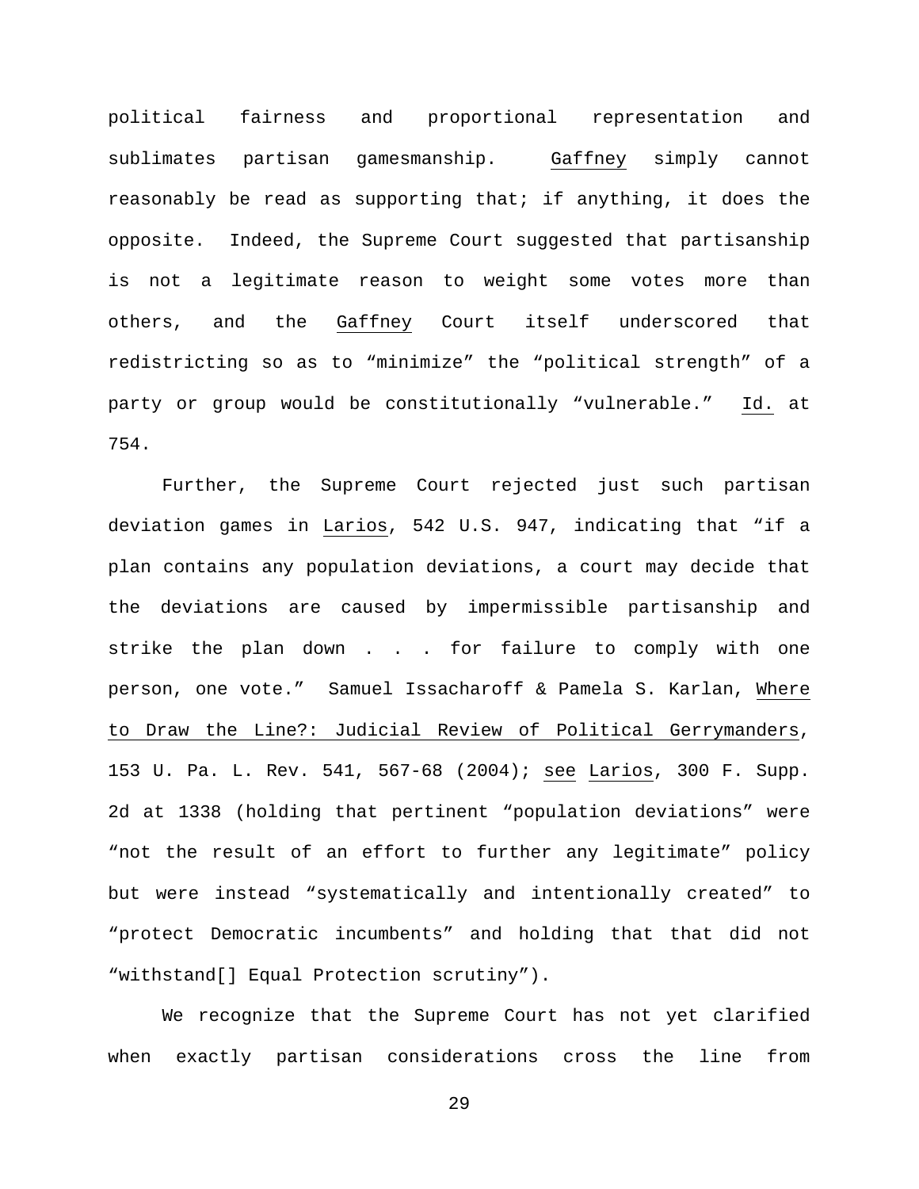political fairness and proportional representation and sublimates partisan gamesmanship. Gaffney simply cannot reasonably be read as supporting that; if anything, it does the opposite. Indeed, the Supreme Court suggested that partisanship is not a legitimate reason to weight some votes more than others, and the Gaffney Court itself underscored that redistricting so as to "minimize" the "political strength" of a party or group would be constitutionally "vulnerable." Id. at 754.

Further, the Supreme Court rejected just such partisan deviation games in Larios, 542 U.S. 947, indicating that "if a plan contains any population deviations, a court may decide that the deviations are caused by impermissible partisanship and strike the plan down . . . for failure to comply with one person, one vote." Samuel Issacharoff & Pamela S. Karlan, Where to Draw the Line?: Judicial Review of Political Gerrymanders, 153 U. Pa. L. Rev. 541, 567-68 (2004); see Larios, 300 F. Supp. 2d at 1338 (holding that pertinent "population deviations" were "not the result of an effort to further any legitimate" policy but were instead "systematically and intentionally created" to "protect Democratic incumbents" and holding that that did not "withstand[] Equal Protection scrutiny").

We recognize that the Supreme Court has not yet clarified when exactly partisan considerations cross the line from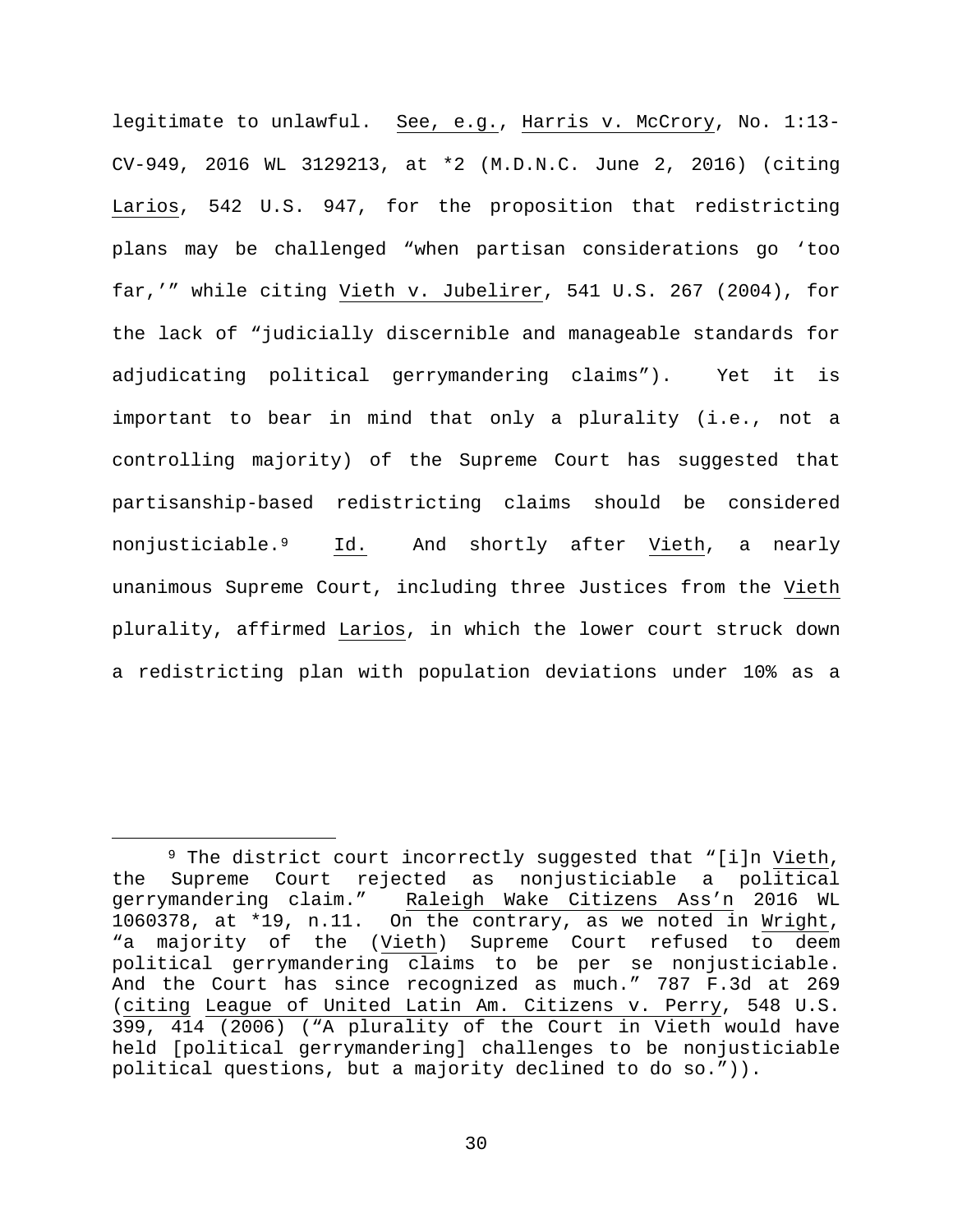legitimate to unlawful. See, e.g., Harris v. McCrory, No. 1:13-CV-949, 2016 WL 3129213, at *2 (M.D.N.C. June 2, 2016) (citing Larios, 542 U.S. 947, for the proposition that redistricting plans may be challenged "when partisan considerations go 'too far,'" while citing Vieth v. Jubelirer, 541 U.S. 267 (2004), for the lack of "judicially discernible and manageable standards for adjudicating political gerrymandering claims"). Yet it is important to bear in mind that only a plurality (i.e., not a controlling majority) of the Supreme Court has suggested that partisanship-based redistricting claims should be considered nonjusticiable.[9] Id. And shortly after Vieth, a nearly unanimous Supreme Court, including three Justices from the Vieth plurality, affirmed Larios, in which the lower court struck down a redistricting plan with population deviations under 10% as a

---

[9] The district court incorrectly suggested that "[i]n Vieth, the Supreme Court rejected as nonjusticiable a political gerrymandering claim." Raleigh Wake Citizens Ass'n 2016 WL 1060378, at *19, n.11. On the contrary, as we noted in Wright, "a majority of the (Vieth) Supreme Court refused to deem political gerrymandering claims to be per se nonjusticiable. And the Court has since recognized as much." 787 F.3d at 269 (citing League of United Latin Am. Citizens v. Perry, 548 U.S. 399, 414 (2006) ("A plurality of the Court in Vieth would have held [political gerrymandering] challenges to be nonjusticiable political questions, but a majority declined to do so.")).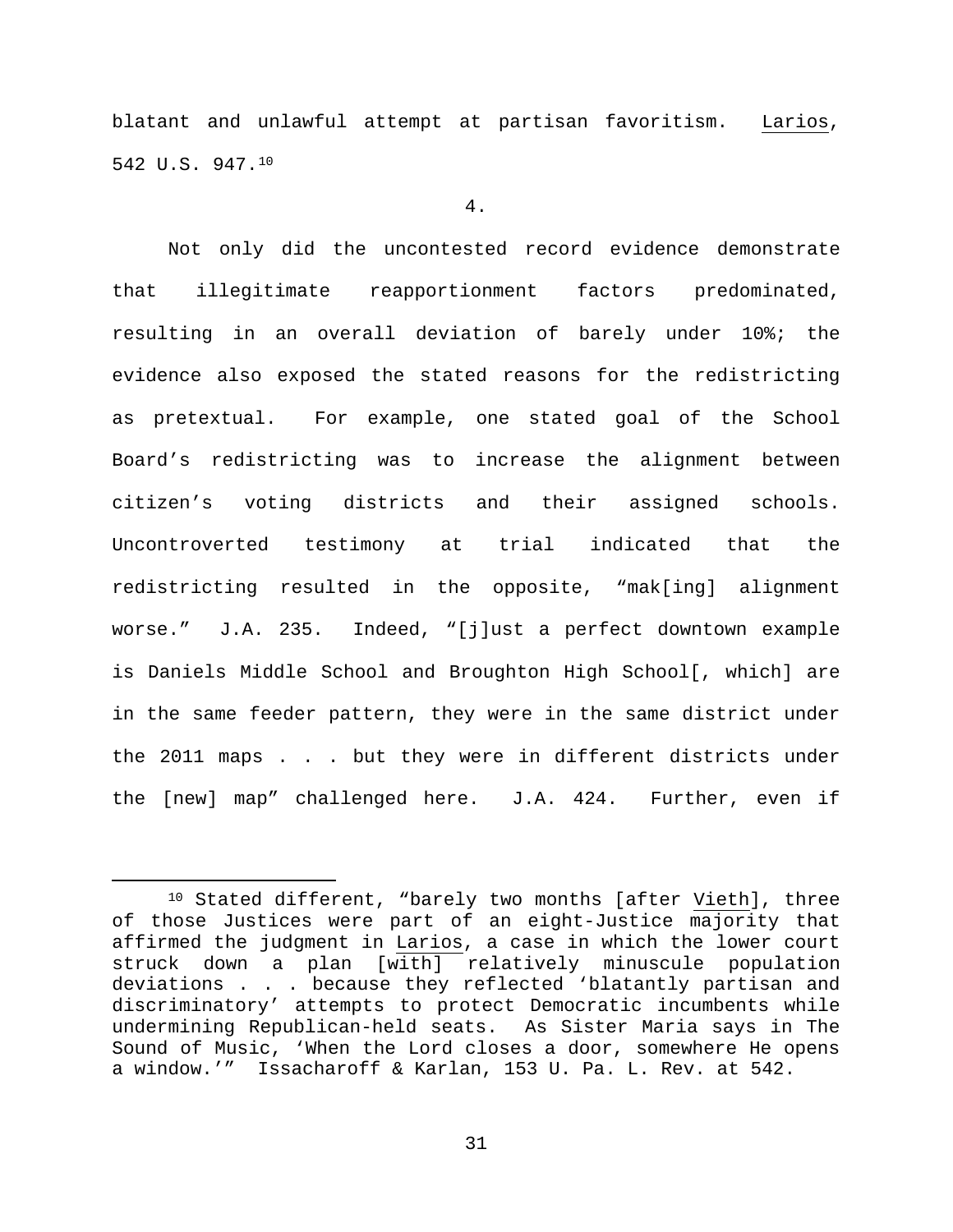blatant and unlawful attempt at partisan favoritism. Larios, 542 U.S. 947.[10]

4.

Not only did the uncontested record evidence demonstrate that illegitimate reapportionment factors predominated, resulting in an overall deviation of barely under 10%; the evidence also exposed the stated reasons for the redistricting as pretextual. For example, one stated goal of the School Board's redistricting was to increase the alignment between citizen's voting districts and their assigned schools. Uncontroverted testimony at trial indicated that the redistricting resulted in the opposite, "mak[ing] alignment worse." J.A. 235. Indeed, "[j]ust a perfect downtown example is Daniels Middle School and Broughton High School[, which] are in the same feeder pattern, they were in the same district under the 2011 maps . . . but they were in different districts under the [new] map" challenged here. J.A. 424. Further, even if

---

[10] Stated different, "barely two months [after Vieth], three of those Justices were part of an eight-Justice majority that affirmed the judgment in Larios, a case in which the lower court struck down a plan [with] relatively minuscule population deviations . . . because they reflected 'blatantly partisan and discriminatory' attempts to protect Democratic incumbents while undermining Republican-held seats. As Sister Maria says in The Sound of Music, 'When the Lord closes a door, somewhere He opens a window.'" Issacharoff & Karlan, 153 U. Pa. L. Rev. at 542.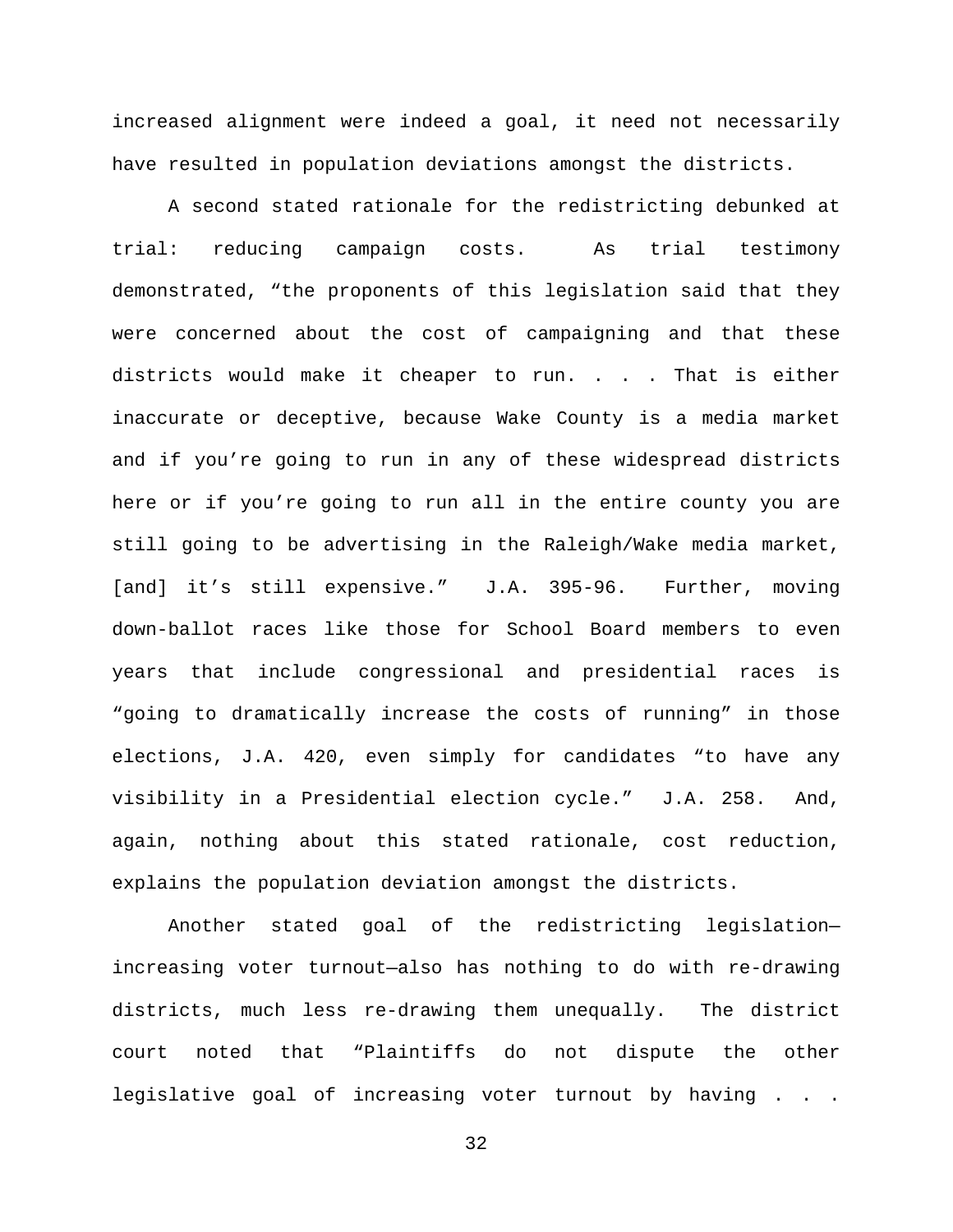increased alignment were indeed a goal, it need not necessarily have resulted in population deviations amongst the districts.

A second stated rationale for the redistricting debunked at trial: reducing campaign costs. As trial testimony demonstrated, "the proponents of this legislation said that they were concerned about the cost of campaigning and that these districts would make it cheaper to run. . . . That is either inaccurate or deceptive, because Wake County is a media market and if you're going to run in any of these widespread districts here or if you're going to run all in the entire county you are still going to be advertising in the Raleigh/Wake media market, [and] it's still expensive." J.A. 395-96. Further, moving down-ballot races like those for School Board members to even years that include congressional and presidential races is "going to dramatically increase the costs of running" in those elections, J.A. 420, even simply for candidates "to have any visibility in a Presidential election cycle." J.A. 258. And, again, nothing about this stated rationale, cost reduction, explains the population deviation amongst the districts.

Another stated goal of the redistricting legislation—increasing voter turnout—also has nothing to do with re-drawing districts, much less re-drawing them unequally. The district court noted that "Plaintiffs do not dispute the other legislative goal of increasing voter turnout by having . . .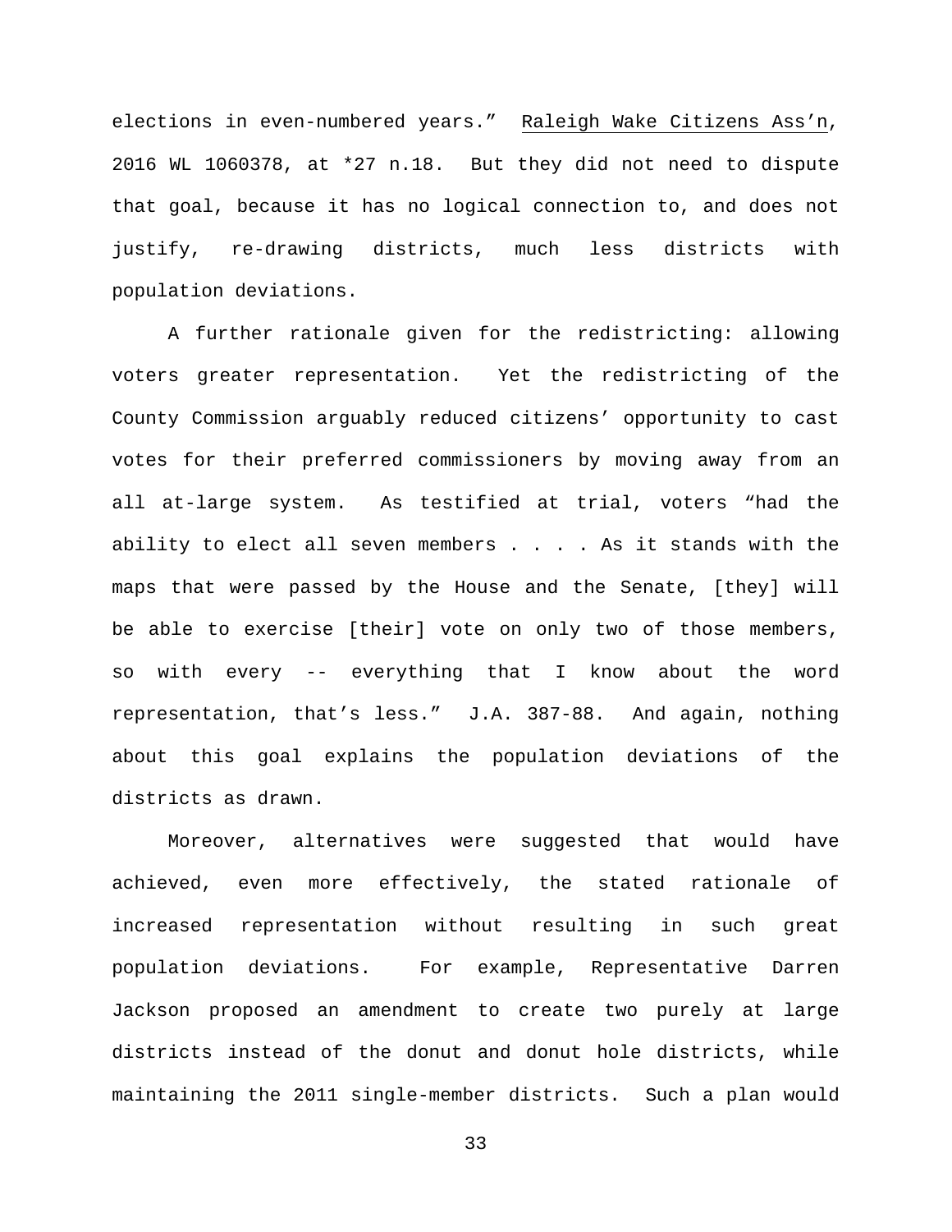elections in even-numbered years." Raleigh Wake Citizens Ass'n, 2016 WL 1060378, at *27 n.18. But they did not need to dispute that goal, because it has no logical connection to, and does not justify, re-drawing districts, much less districts with population deviations.

A further rationale given for the redistricting: allowing voters greater representation. Yet the redistricting of the County Commission arguably reduced citizens' opportunity to cast votes for their preferred commissioners by moving away from an all at-large system. As testified at trial, voters "had the ability to elect all seven members . . . . As it stands with the maps that were passed by the House and the Senate, [they] will be able to exercise [their] vote on only two of those members, so with every -- everything that I know about the word representation, that's less." J.A. 387-88. And again, nothing about this goal explains the population deviations of the districts as drawn.

Moreover, alternatives were suggested that would have achieved, even more effectively, the stated rationale of increased representation without resulting in such great population deviations. For example, Representative Darren Jackson proposed an amendment to create two purely at large districts instead of the donut and donut hole districts, while maintaining the 2011 single-member districts. Such a plan would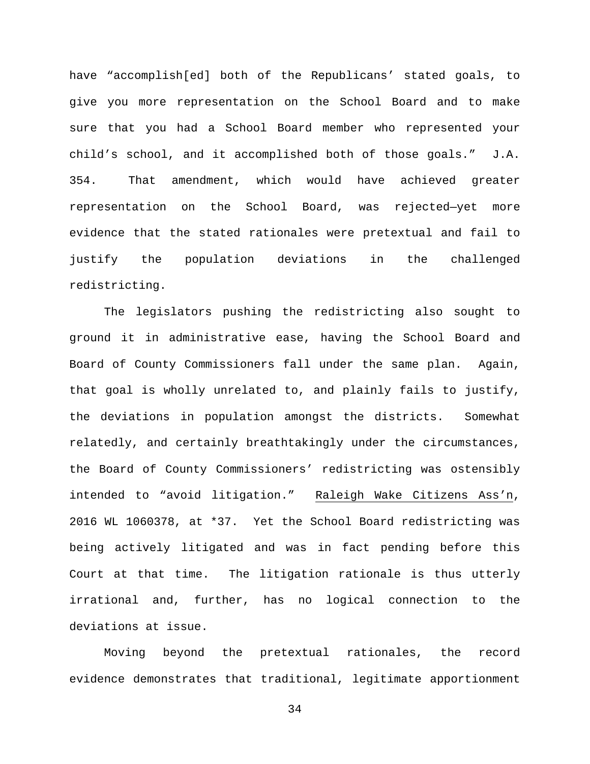have "accomplish[ed] both of the Republicans' stated goals, to give you more representation on the School Board and to make sure that you had a School Board member who represented your child's school, and it accomplished both of those goals." J.A. 354. That amendment, which would have achieved greater representation on the School Board, was rejected—yet more evidence that the stated rationales were pretextual and fail to justify the population deviations in the challenged redistricting.

The legislators pushing the redistricting also sought to ground it in administrative ease, having the School Board and Board of County Commissioners fall under the same plan. Again, that goal is wholly unrelated to, and plainly fails to justify, the deviations in population amongst the districts. Somewhat relatedly, and certainly breathtakingly under the circumstances, the Board of County Commissioners' redistricting was ostensibly intended to "avoid litigation." Raleigh Wake Citizens Ass'n, 2016 WL 1060378, at \*37. Yet the School Board redistricting was being actively litigated and was in fact pending before this Court at that time. The litigation rationale is thus utterly irrational and, further, has no logical connection to the deviations at issue.

Moving beyond the pretextual rationales, the record evidence demonstrates that traditional, legitimate apportionment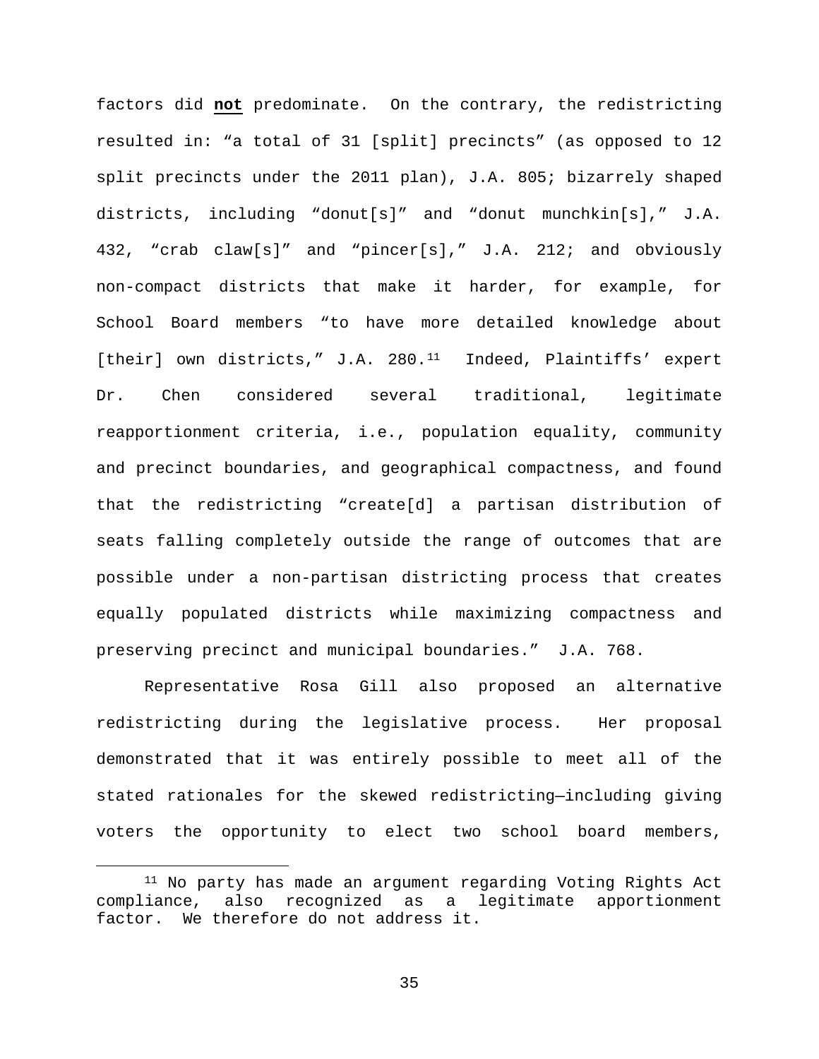factors did **not** predominate. On the contrary, the redistricting resulted in: "a total of 31 [split] precincts" (as opposed to 12 split precincts under the 2011 plan), J.A. 805; bizarrely shaped districts, including "donut[s]" and "donut munchkin[s]," J.A. 432, "crab claw[s]" and "pincer[s]," J.A. 212; and obviously non-compact districts that make it harder, for example, for School Board members "to have more detailed knowledge about [their] own districts," J.A. 280.[11] Indeed, Plaintiffs' expert Dr. Chen considered several traditional, legitimate reapportionment criteria, i.e., population equality, community and precinct boundaries, and geographical compactness, and found that the redistricting "create[d] a partisan distribution of seats falling completely outside the range of outcomes that are possible under a non-partisan districting process that creates equally populated districts while maximizing compactness and preserving precinct and municipal boundaries." J.A. 768.

Representative Rosa Gill also proposed an alternative redistricting during the legislative process. Her proposal demonstrated that it was entirely possible to meet all of the stated rationales for the skewed redistricting—including giving voters the opportunity to elect two school board members,

[11] No party has made an argument regarding Voting Rights Act compliance, also recognized as a legitimate apportionment factor. We therefore do not address it.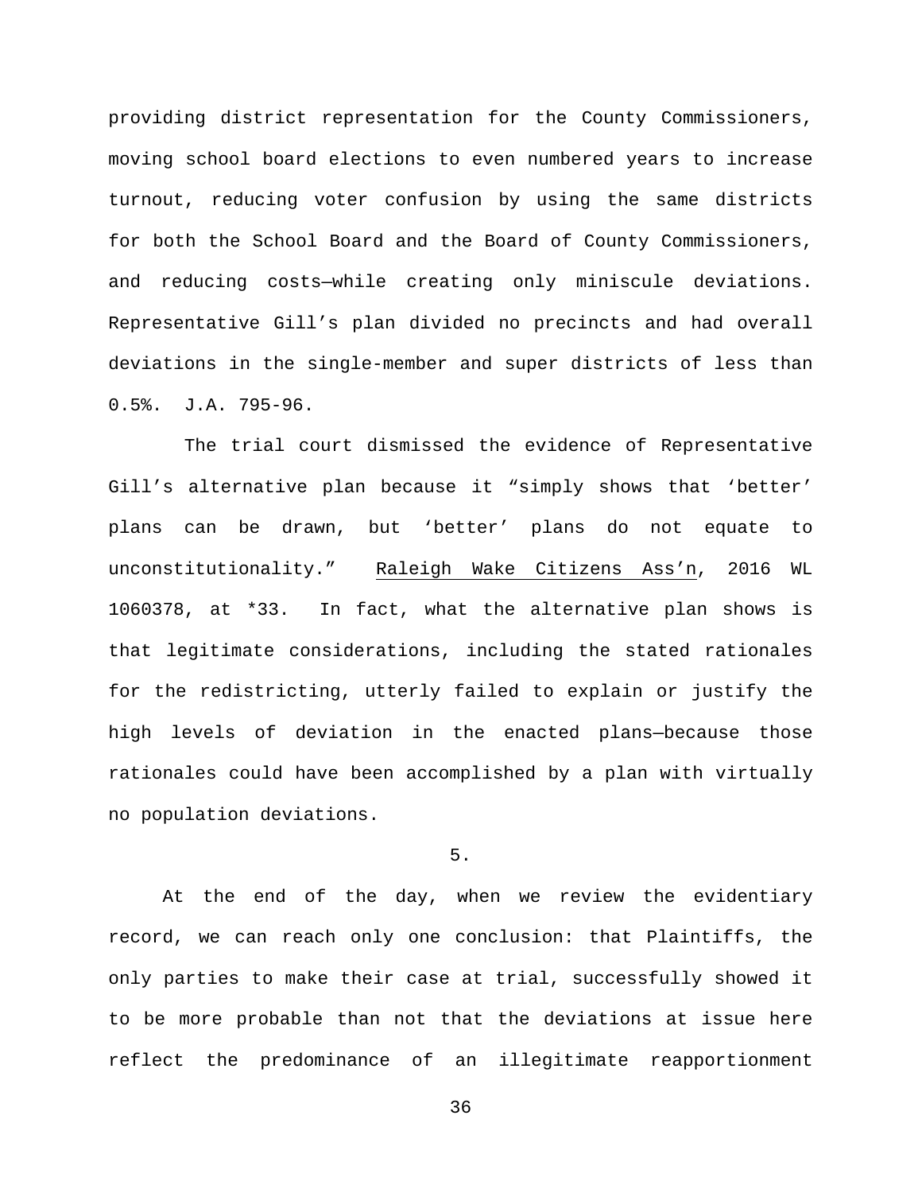providing district representation for the County Commissioners, moving school board elections to even numbered years to increase turnout, reducing voter confusion by using the same districts for both the School Board and the Board of County Commissioners, and reducing costs—while creating only miniscule deviations. Representative Gill's plan divided no precincts and had overall deviations in the single-member and super districts of less than 0.5%. J.A. 795-96.

The trial court dismissed the evidence of Representative Gill's alternative plan because it "simply shows that 'better' plans can be drawn, but 'better' plans do not equate to unconstitutionality." Raleigh Wake Citizens Ass'n, 2016 WL 1060378, at *33. In fact, what the alternative plan shows is that legitimate considerations, including the stated rationales for the redistricting, utterly failed to explain or justify the high levels of deviation in the enacted plans—because those rationales could have been accomplished by a plan with virtually no population deviations.

5.

At the end of the day, when we review the evidentiary record, we can reach only one conclusion: that Plaintiffs, the only parties to make their case at trial, successfully showed it to be more probable than not that the deviations at issue here reflect the predominance of an illegitimate reapportionment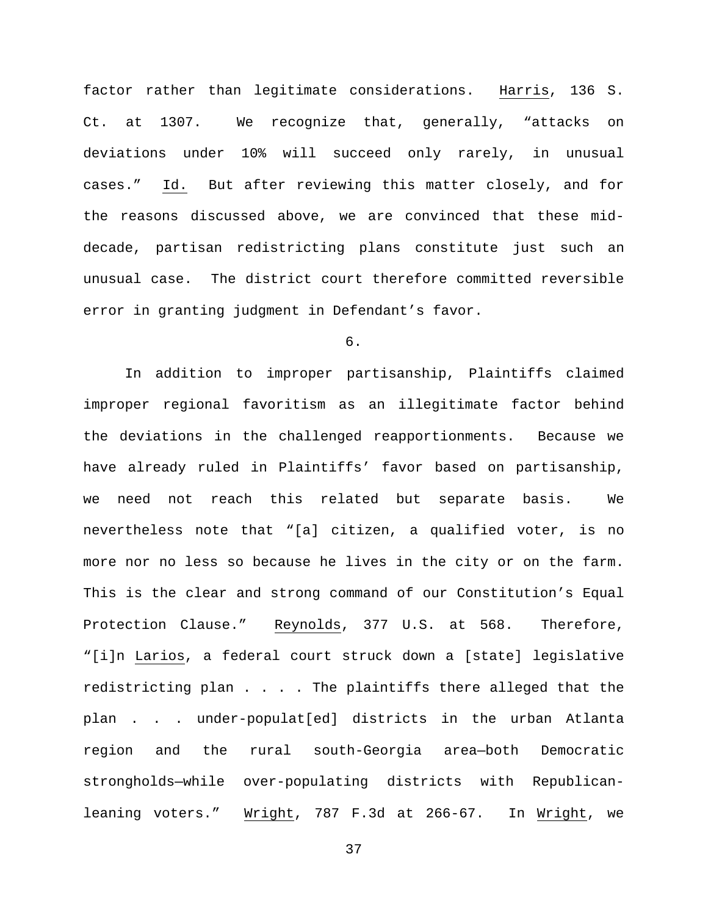factor rather than legitimate considerations. Harris, 136 S. Ct. at 1307. We recognize that, generally, "attacks on deviations under 10% will succeed only rarely, in unusual cases." Id. But after reviewing this matter closely, and for the reasons discussed above, we are convinced that these mid-decade, partisan redistricting plans constitute just such an unusual case. The district court therefore committed reversible error in granting judgment in Defendant's favor.

6.

In addition to improper partisanship, Plaintiffs claimed improper regional favoritism as an illegitimate factor behind the deviations in the challenged reapportionments. Because we have already ruled in Plaintiffs' favor based on partisanship, we need not reach this related but separate basis. We nevertheless note that "[a] citizen, a qualified voter, is no more nor no less so because he lives in the city or on the farm. This is the clear and strong command of our Constitution's Equal Protection Clause." Reynolds, 377 U.S. at 568. Therefore, "[i]n Larios, a federal court struck down a [state] legislative redistricting plan . . . . The plaintiffs there alleged that the plan . . . under-populat[ed] districts in the urban Atlanta region and the rural south-Georgia area—both Democratic strongholds—while over-populating districts with Republican-leaning voters." Wright, 787 F.3d at 266-67. In Wright, we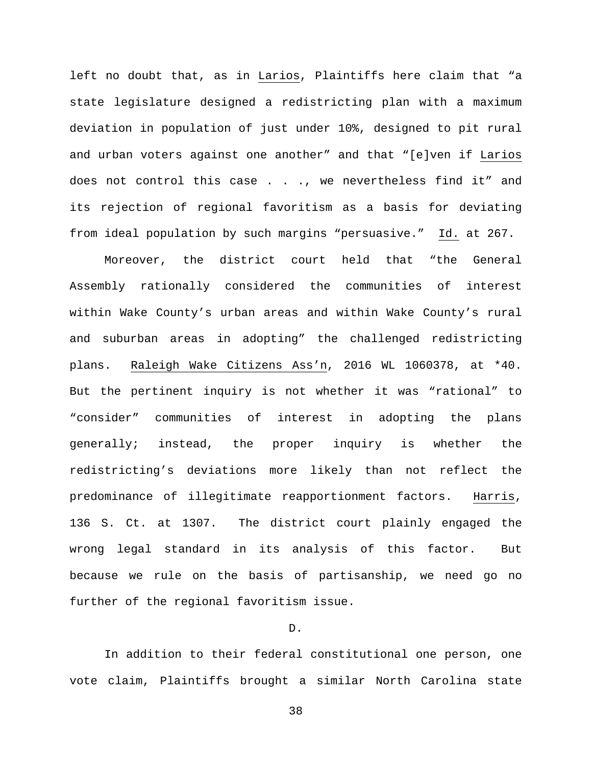left no doubt that, as in Larios, Plaintiffs here claim that "a state legislature designed a redistricting plan with a maximum deviation in population of just under 10%, designed to pit rural and urban voters against one another" and that "[e]ven if Larios does not control this case . . ., we nevertheless find it" and its rejection of regional favoritism as a basis for deviating from ideal population by such margins "persuasive." Id. at 267.

Moreover, the district court held that "the General Assembly rationally considered the communities of interest within Wake County's urban areas and within Wake County's rural and suburban areas in adopting" the challenged redistricting plans. Raleigh Wake Citizens Ass'n, 2016 WL 1060378, at *40. But the pertinent inquiry is not whether it was "rational" to "consider" communities of interest in adopting the plans generally; instead, the proper inquiry is whether the redistricting's deviations more likely than not reflect the predominance of illegitimate reapportionment factors. Harris, 136 S. Ct. at 1307. The district court plainly engaged the wrong legal standard in its analysis of this factor. But because we rule on the basis of partisanship, we need go no further of the regional favoritism issue.

D.

In addition to their federal constitutional one person, one vote claim, Plaintiffs brought a similar North Carolina state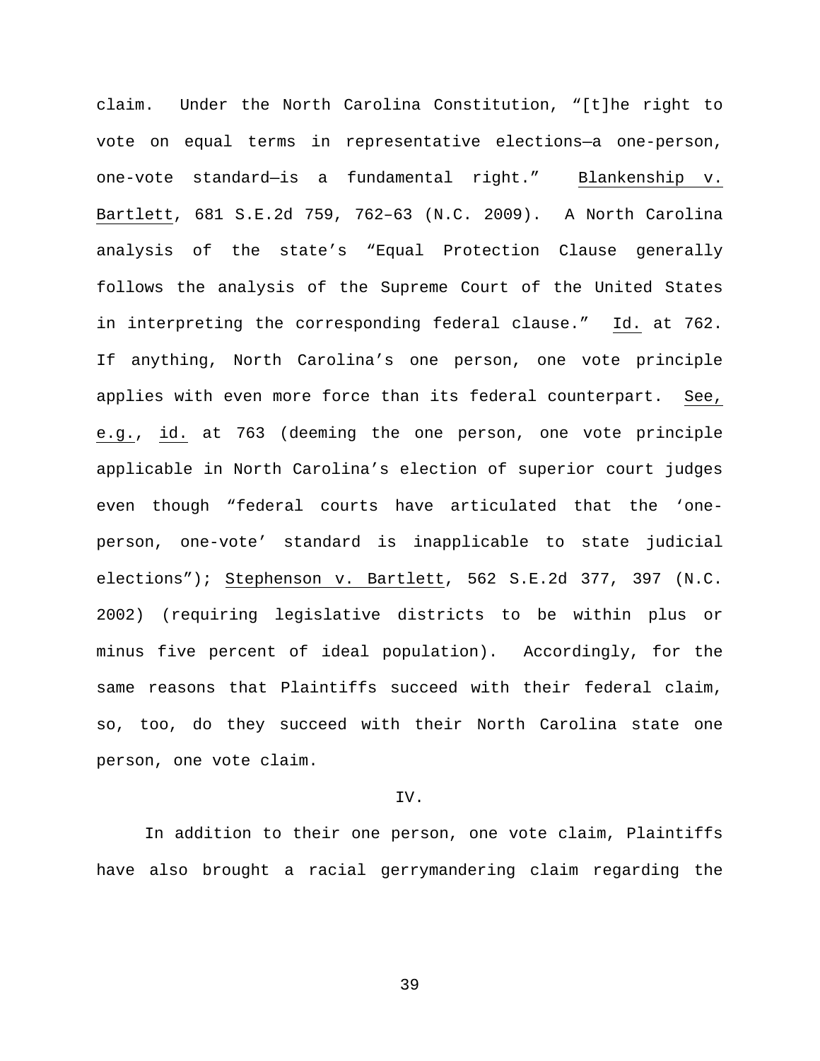claim. Under the North Carolina Constitution, "[t]he right to vote on equal terms in representative elections—a one-person, one-vote standard—is a fundamental right." Blankenship v. Bartlett, 681 S.E.2d 759, 762–63 (N.C. 2009). A North Carolina analysis of the state's "Equal Protection Clause generally follows the analysis of the Supreme Court of the United States in interpreting the corresponding federal clause." Id. at 762. If anything, North Carolina's one person, one vote principle applies with even more force than its federal counterpart. See, e.g., id. at 763 (deeming the one person, one vote principle applicable in North Carolina's election of superior court judges even though "federal courts have articulated that the 'one-person, one-vote' standard is inapplicable to state judicial elections"); Stephenson v. Bartlett, 562 S.E.2d 377, 397 (N.C. 2002) (requiring legislative districts to be within plus or minus five percent of ideal population). Accordingly, for the same reasons that Plaintiffs succeed with their federal claim, so, too, do they succeed with their North Carolina state one person, one vote claim.

## IV.

In addition to their one person, one vote claim, Plaintiffs have also brought a racial gerrymandering claim regarding the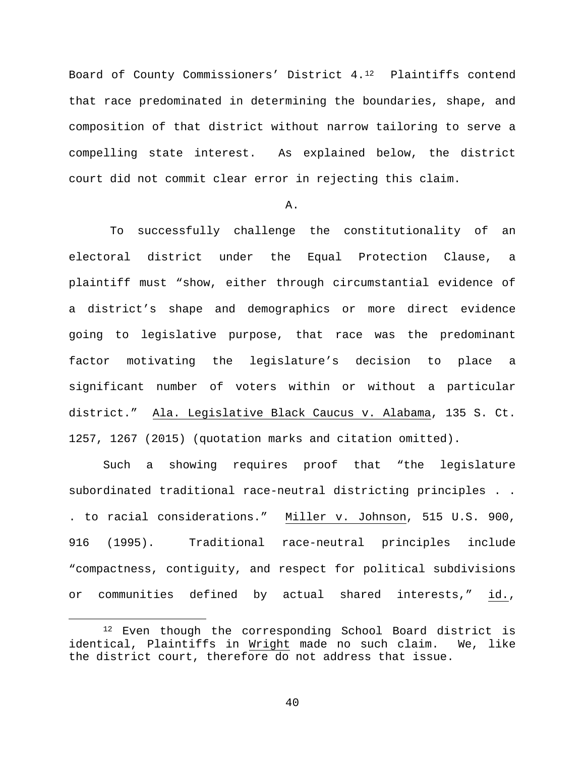Board of County Commissioners' District 4.[12] Plaintiffs contend that race predominated in determining the boundaries, shape, and composition of that district without narrow tailoring to serve a compelling state interest. As explained below, the district court did not commit clear error in rejecting this claim.

A.

To successfully challenge the constitutionality of an electoral district under the Equal Protection Clause, a plaintiff must "show, either through circumstantial evidence of a district's shape and demographics or more direct evidence going to legislative purpose, that race was the predominant factor motivating the legislature's decision to place a significant number of voters within or without a particular district." Ala. Legislative Black Caucus v. Alabama, 135 S. Ct. 1257, 1267 (2015) (quotation marks and citation omitted).

Such a showing requires proof that "the legislature subordinated traditional race-neutral districting principles . . . to racial considerations." Miller v. Johnson, 515 U.S. 900, 916 (1995). Traditional race-neutral principles include "compactness, contiguity, and respect for political subdivisions or communities defined by actual shared interests," id.,

---

[12] Even though the corresponding School Board district is identical, Plaintiffs in Wright made no such claim. We, like the district court, therefore do not address that issue.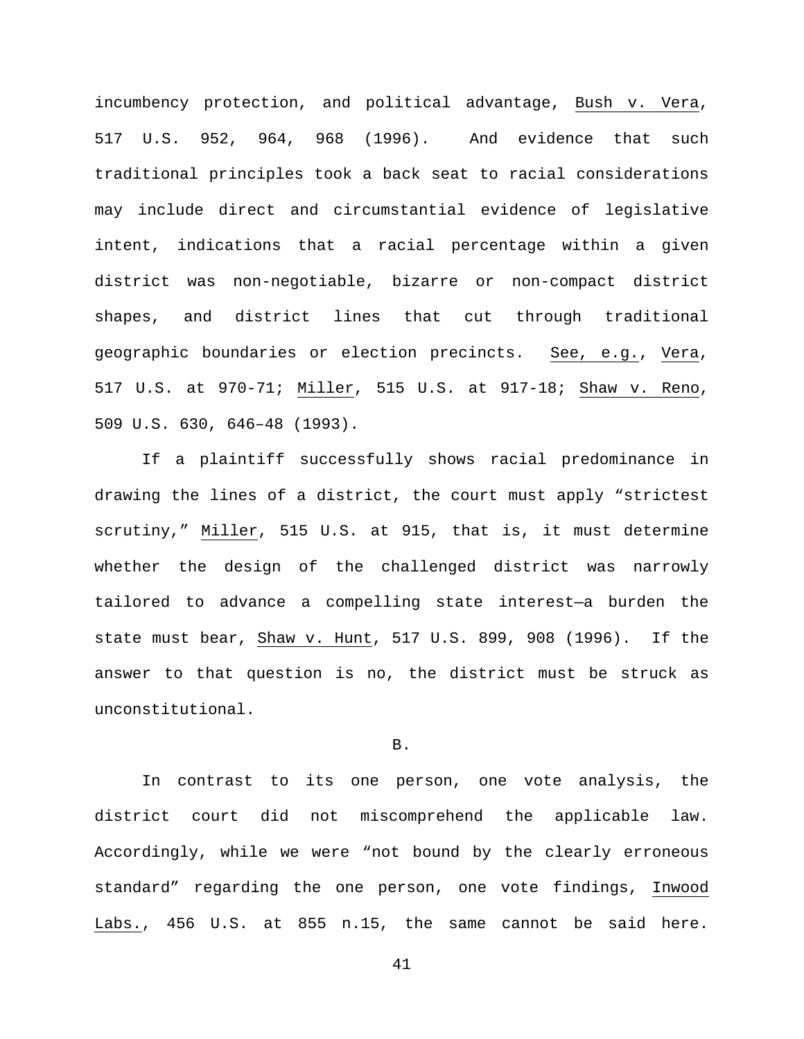incumbency protection, and political advantage, Bush v. Vera, 517 U.S. 952, 964, 968 (1996). And evidence that such traditional principles took a back seat to racial considerations may include direct and circumstantial evidence of legislative intent, indications that a racial percentage within a given district was non-negotiable, bizarre or non-compact district shapes, and district lines that cut through traditional geographic boundaries or election precincts. See, e.g., Vera, 517 U.S. at 970-71; Miller, 515 U.S. at 917-18; Shaw v. Reno, 509 U.S. 630, 646–48 (1993).

If a plaintiff successfully shows racial predominance in drawing the lines of a district, the court must apply "strictest scrutiny," Miller, 515 U.S. at 915, that is, it must determine whether the design of the challenged district was narrowly tailored to advance a compelling state interest—a burden the state must bear, Shaw v. Hunt, 517 U.S. 899, 908 (1996). If the answer to that question is no, the district must be struck as unconstitutional.

B.

In contrast to its one person, one vote analysis, the district court did not miscomprehend the applicable law. Accordingly, while we were "not bound by the clearly erroneous standard" regarding the one person, one vote findings, Inwood Labs., 456 U.S. at 855 n.15, the same cannot be said here.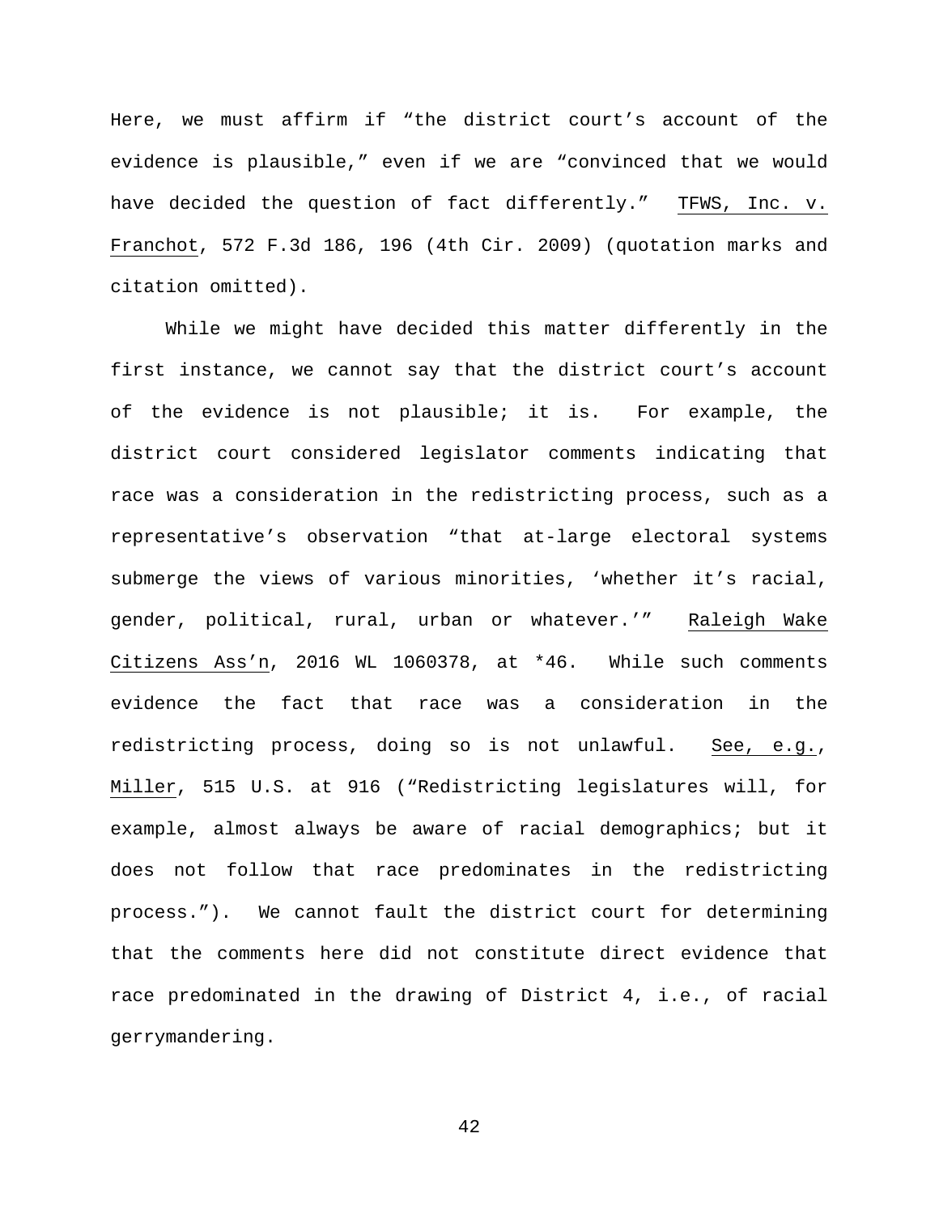Here, we must affirm if "the district court's account of the evidence is plausible," even if we are "convinced that we would have decided the question of fact differently." TFWS, Inc. v. Franchot, 572 F.3d 186, 196 (4th Cir. 2009) (quotation marks and citation omitted).

While we might have decided this matter differently in the first instance, we cannot say that the district court's account of the evidence is not plausible; it is. For example, the district court considered legislator comments indicating that race was a consideration in the redistricting process, such as a representative's observation "that at-large electoral systems submerge the views of various minorities, 'whether it's racial, gender, political, rural, urban or whatever.'" Raleigh Wake Citizens Ass'n, 2016 WL 1060378, at *46. While such comments evidence the fact that race was a consideration in the redistricting process, doing so is not unlawful. See, e.g., Miller, 515 U.S. at 916 ("Redistricting legislatures will, for example, almost always be aware of racial demographics; but it does not follow that race predominates in the redistricting process."). We cannot fault the district court for determining that the comments here did not constitute direct evidence that race predominated in the drawing of District 4, i.e., of racial gerrymandering.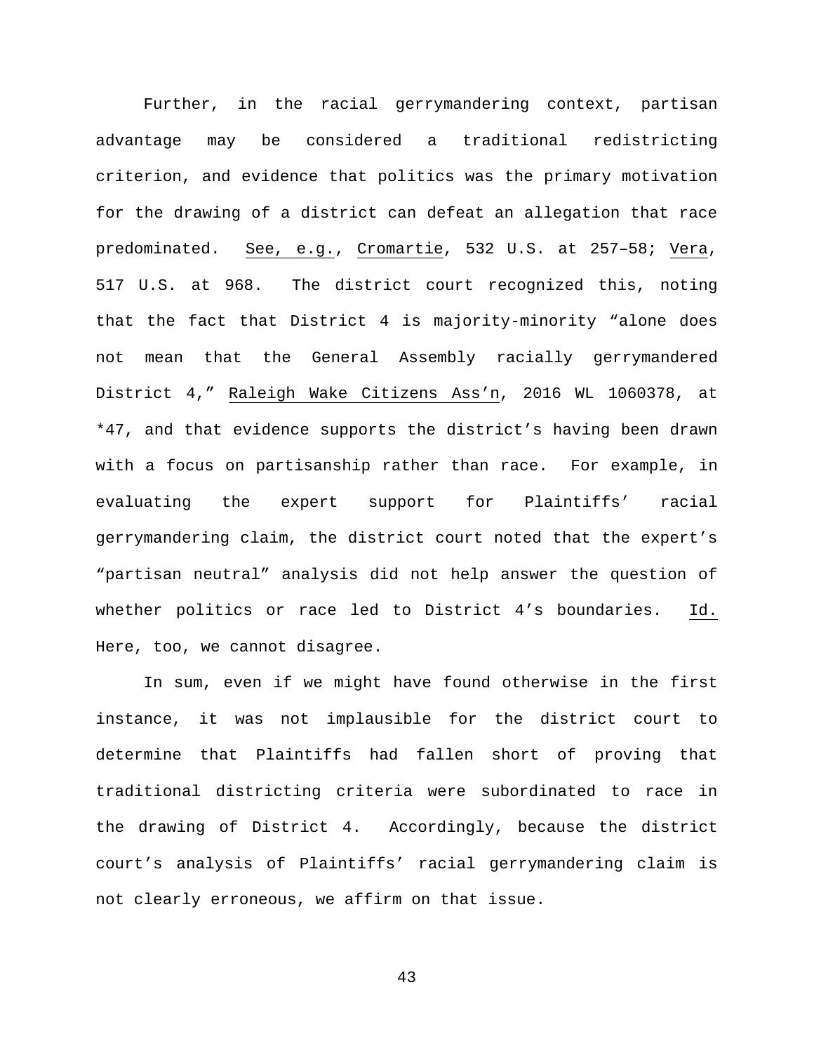Further, in the racial gerrymandering context, partisan advantage may be considered a traditional redistricting criterion, and evidence that politics was the primary motivation for the drawing of a district can defeat an allegation that race predominated. See, e.g., Cromartie, 532 U.S. at 257–58; Vera, 517 U.S. at 968. The district court recognized this, noting that the fact that District 4 is majority-minority "alone does not mean that the General Assembly racially gerrymandered District 4," Raleigh Wake Citizens Ass'n, 2016 WL 1060378, at *47, and that evidence supports the district's having been drawn with a focus on partisanship rather than race. For example, in evaluating the expert support for Plaintiffs' racial gerrymandering claim, the district court noted that the expert's "partisan neutral" analysis did not help answer the question of whether politics or race led to District 4's boundaries. Id. Here, too, we cannot disagree.

In sum, even if we might have found otherwise in the first instance, it was not implausible for the district court to determine that Plaintiffs had fallen short of proving that traditional districting criteria were subordinated to race in the drawing of District 4. Accordingly, because the district court's analysis of Plaintiffs' racial gerrymandering claim is not clearly erroneous, we affirm on that issue.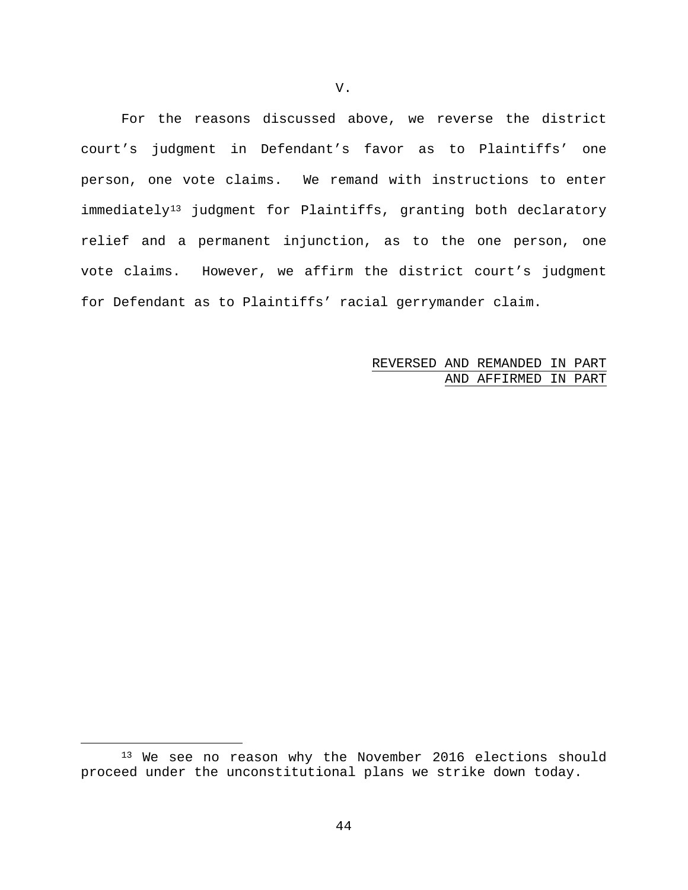## V.

For the reasons discussed above, we reverse the district court's judgment in Defendant's favor as to Plaintiffs' one person, one vote claims. We remand with instructions to enter immediately[13] judgment for Plaintiffs, granting both declaratory relief and a permanent injunction, as to the one person, one vote claims. However, we affirm the district court's judgment for Defendant as to Plaintiffs' racial gerrymander claim.

REVERSED AND REMANDED IN PART AND AFFIRMED IN PART

[13] We see no reason why the November 2016 elections should proceed under the unconstitutional plans we strike down today.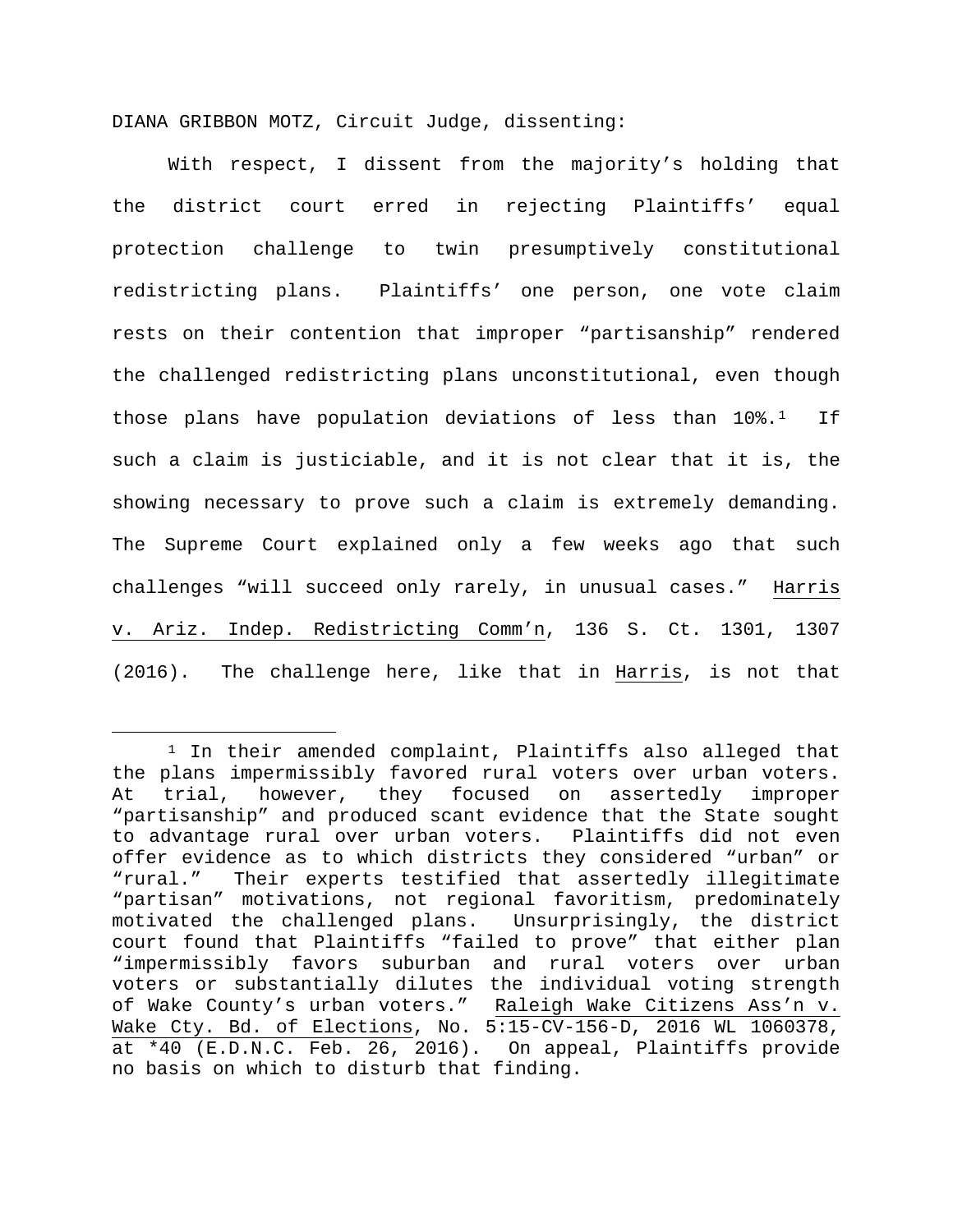DIANA GRIBBON MOTZ, Circuit Judge, dissenting:

With respect, I dissent from the majority's holding that the district court erred in rejecting Plaintiffs' equal protection challenge to twin presumptively constitutional redistricting plans. Plaintiffs' one person, one vote claim rests on their contention that improper "partisanship" rendered the challenged redistricting plans unconstitutional, even though those plans have population deviations of less than 10%.[1] If such a claim is justiciable, and it is not clear that it is, the showing necessary to prove such a claim is extremely demanding. The Supreme Court explained only a few weeks ago that such challenges "will succeed only rarely, in unusual cases." Harris v. Ariz. Indep. Redistricting Comm'n, 136 S. Ct. 1301, 1307 (2016). The challenge here, like that in Harris, is not that

[1] In their amended complaint, Plaintiffs also alleged that the plans impermissibly favored rural voters over urban voters. At trial, however, they focused on assertedly improper "partisanship" and produced scant evidence that the State sought to advantage rural over urban voters. Plaintiffs did not even offer evidence as to which districts they considered "urban" or "rural." Their experts testified that assertedly illegitimate "partisan" motivations, not regional favoritism, predominately motivated the challenged plans. Unsurprisingly, the district court found that Plaintiffs "failed to prove" that either plan "impermissibly favors suburban and rural voters over urban voters or substantially dilutes the individual voting strength of Wake County's urban voters." Raleigh Wake Citizens Ass'n v. Wake Cty. Bd. of Elections, No. 5:15-CV-156-D, 2016 WL 1060378, at *40 (E.D.N.C. Feb. 26, 2016). On appeal, Plaintiffs provide no basis on which to disturb that finding.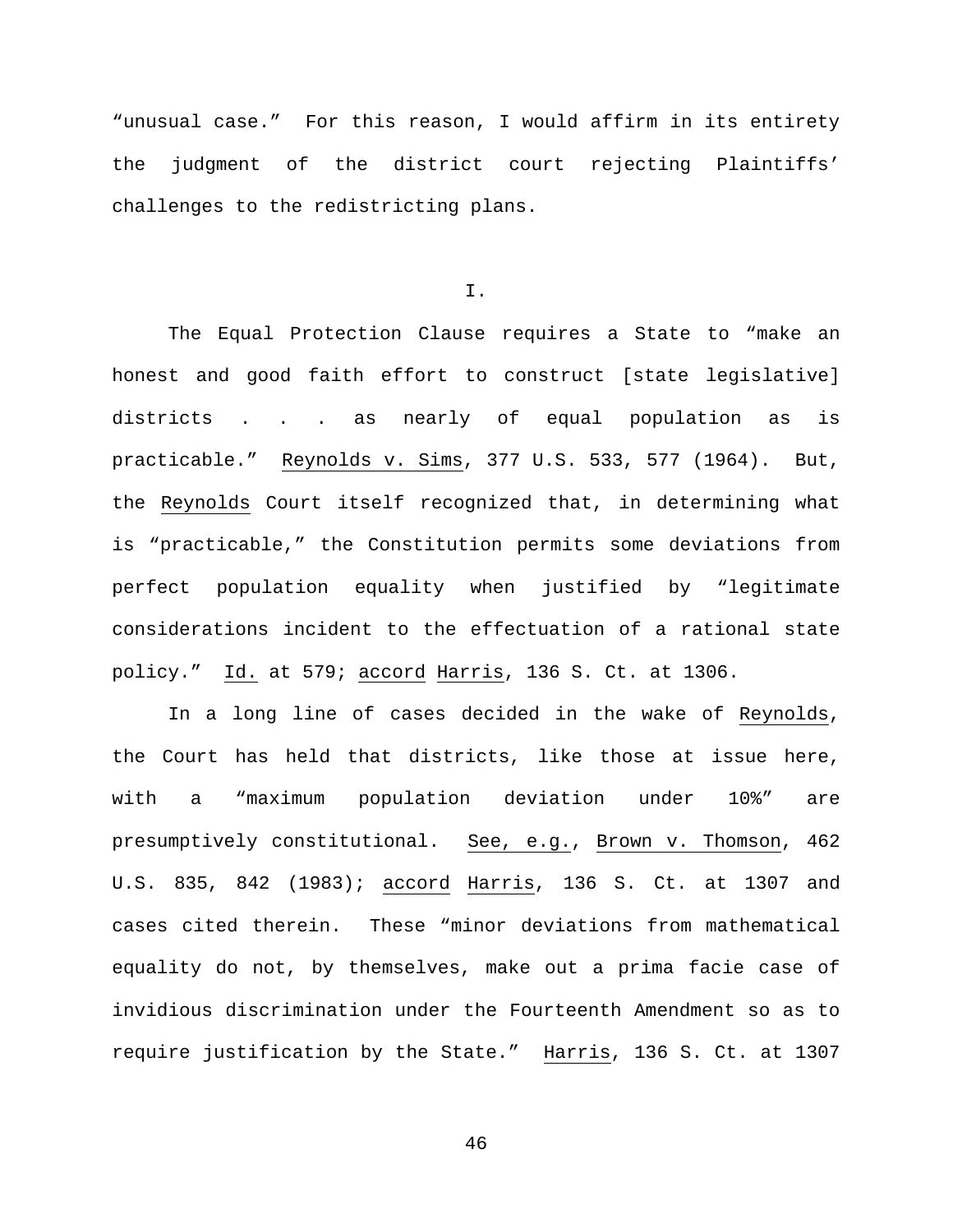"unusual case." For this reason, I would affirm in its entirety the judgment of the district court rejecting Plaintiffs' challenges to the redistricting plans.

I.

The Equal Protection Clause requires a State to "make an honest and good faith effort to construct [state legislative] districts . . . as nearly of equal population as is practicable." Reynolds v. Sims, 377 U.S. 533, 577 (1964). But, the Reynolds Court itself recognized that, in determining what is "practicable," the Constitution permits some deviations from perfect population equality when justified by "legitimate considerations incident to the effectuation of a rational state policy." Id. at 579; accord Harris, 136 S. Ct. at 1306.

In a long line of cases decided in the wake of Reynolds, the Court has held that districts, like those at issue here, with a "maximum population deviation under 10%" are presumptively constitutional. See, e.g., Brown v. Thomson, 462 U.S. 835, 842 (1983); accord Harris, 136 S. Ct. at 1307 and cases cited therein. These "minor deviations from mathematical equality do not, by themselves, make out a prima facie case of invidious discrimination under the Fourteenth Amendment so as to require justification by the State." Harris, 136 S. Ct. at 1307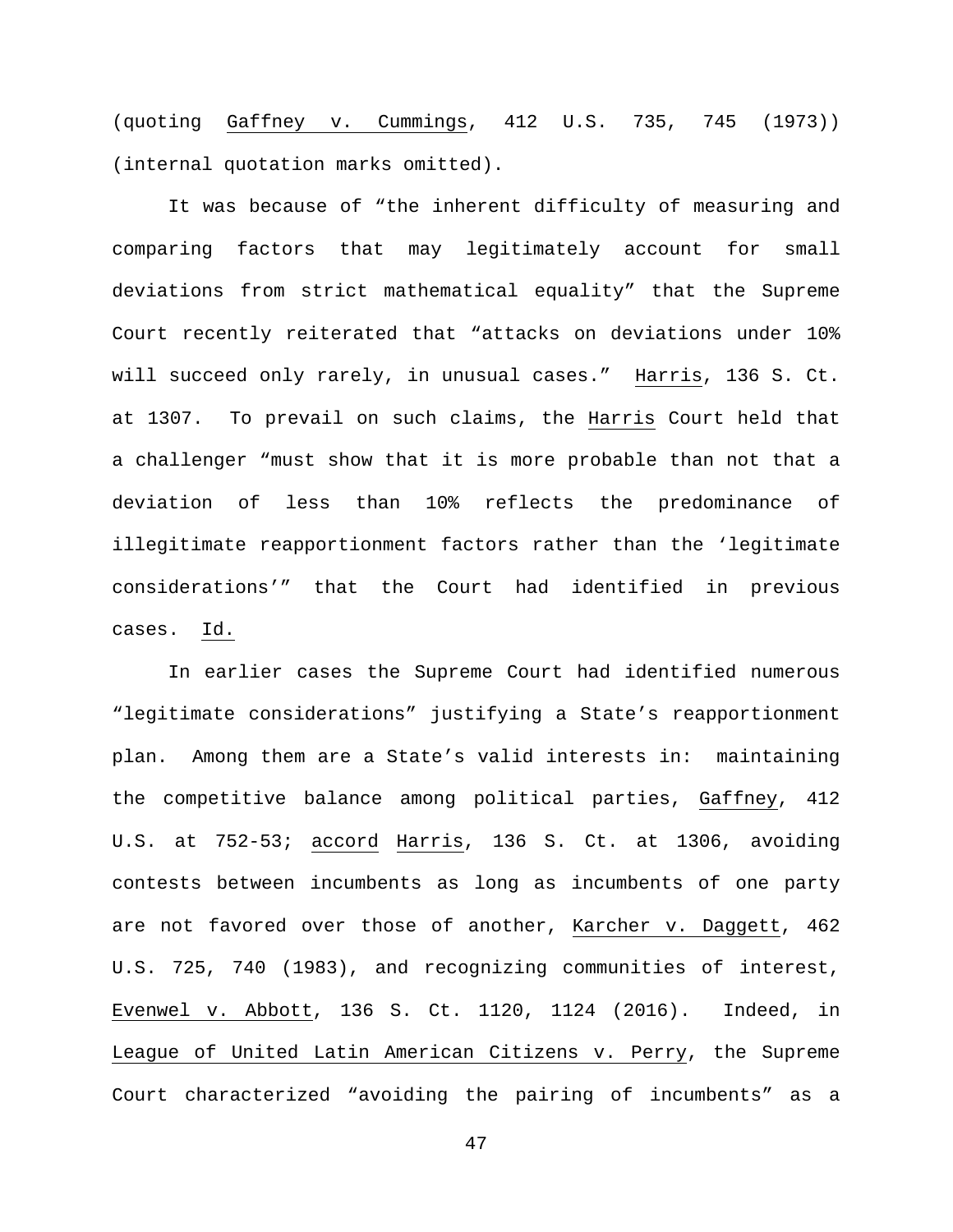(quoting Gaffney v. Cummings, 412 U.S. 735, 745 (1973)) (internal quotation marks omitted).

It was because of "the inherent difficulty of measuring and comparing factors that may legitimately account for small deviations from strict mathematical equality" that the Supreme Court recently reiterated that "attacks on deviations under 10% will succeed only rarely, in unusual cases." Harris, 136 S. Ct. at 1307. To prevail on such claims, the Harris Court held that a challenger "must show that it is more probable than not that a deviation of less than 10% reflects the predominance of illegitimate reapportionment factors rather than the 'legitimate considerations'" that the Court had identified in previous cases. Id.

In earlier cases the Supreme Court had identified numerous "legitimate considerations" justifying a State's reapportionment plan. Among them are a State's valid interests in: maintaining the competitive balance among political parties, Gaffney, 412 U.S. at 752-53; accord Harris, 136 S. Ct. at 1306, avoiding contests between incumbents as long as incumbents of one party are not favored over those of another, Karcher v. Daggett, 462 U.S. 725, 740 (1983), and recognizing communities of interest, Evenwel v. Abbott, 136 S. Ct. 1120, 1124 (2016). Indeed, in League of United Latin American Citizens v. Perry, the Supreme Court characterized "avoiding the pairing of incumbents" as a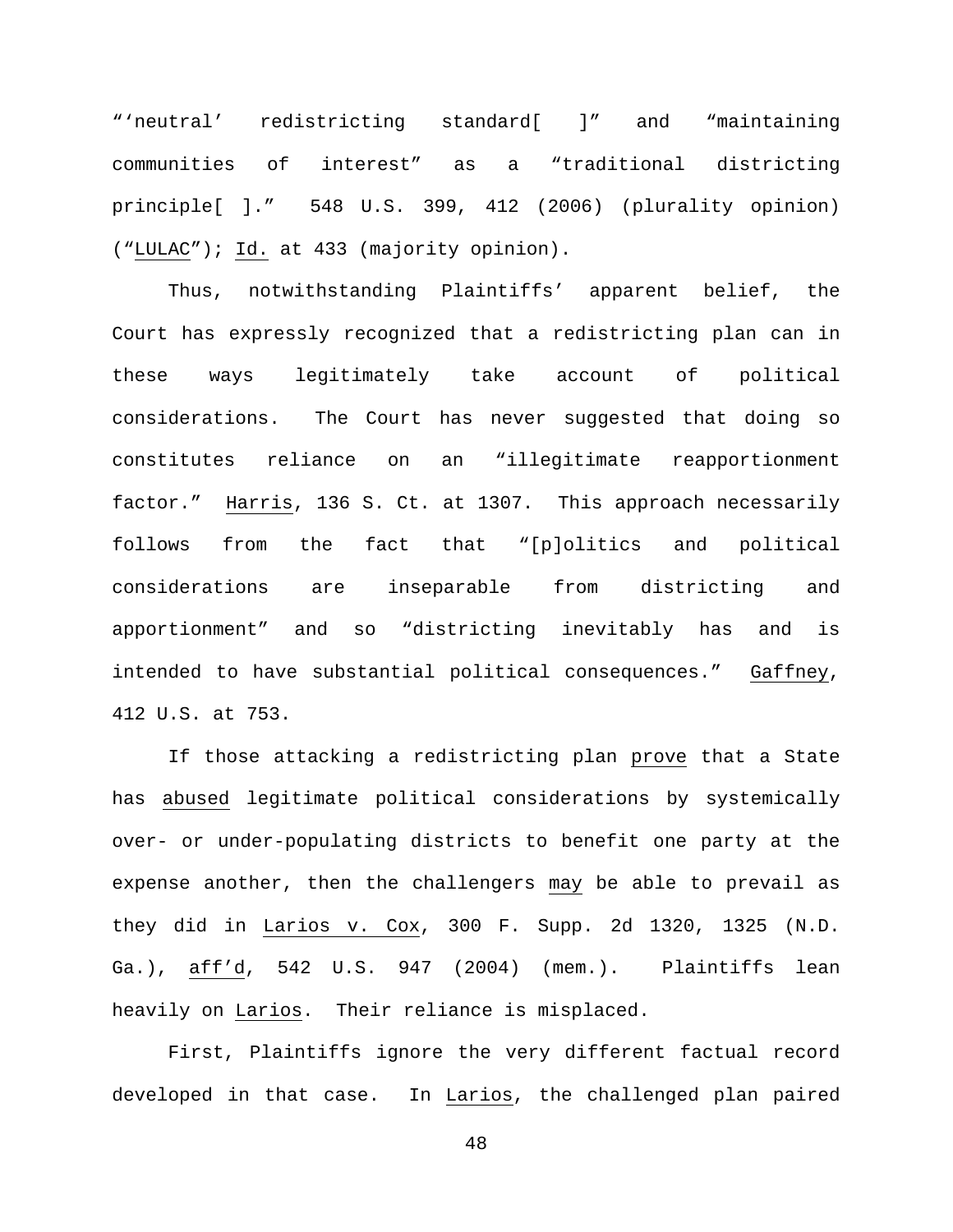"'neutral' redistricting standard[ ]" and "maintaining communities of interest" as a "traditional districting principle[ ]." 548 U.S. 399, 412 (2006) (plurality opinion) ("LULAC"); Id. at 433 (majority opinion).

Thus, notwithstanding Plaintiffs' apparent belief, the Court has expressly recognized that a redistricting plan can in these ways legitimately take account of political considerations. The Court has never suggested that doing so constitutes reliance on an "illegitimate reapportionment factor." Harris, 136 S. Ct. at 1307. This approach necessarily follows from the fact that "[p]olitics and political considerations are inseparable from districting and apportionment" and so "districting inevitably has and is intended to have substantial political consequences." Gaffney, 412 U.S. at 753.

If those attacking a redistricting plan prove that a State has abused legitimate political considerations by systemically over- or under-populating districts to benefit one party at the expense another, then the challengers may be able to prevail as they did in Larios v. Cox, 300 F. Supp. 2d 1320, 1325 (N.D. Ga.), aff'd, 542 U.S. 947 (2004) (mem.). Plaintiffs lean heavily on Larios. Their reliance is misplaced.

First, Plaintiffs ignore the very different factual record developed in that case. In Larios, the challenged plan paired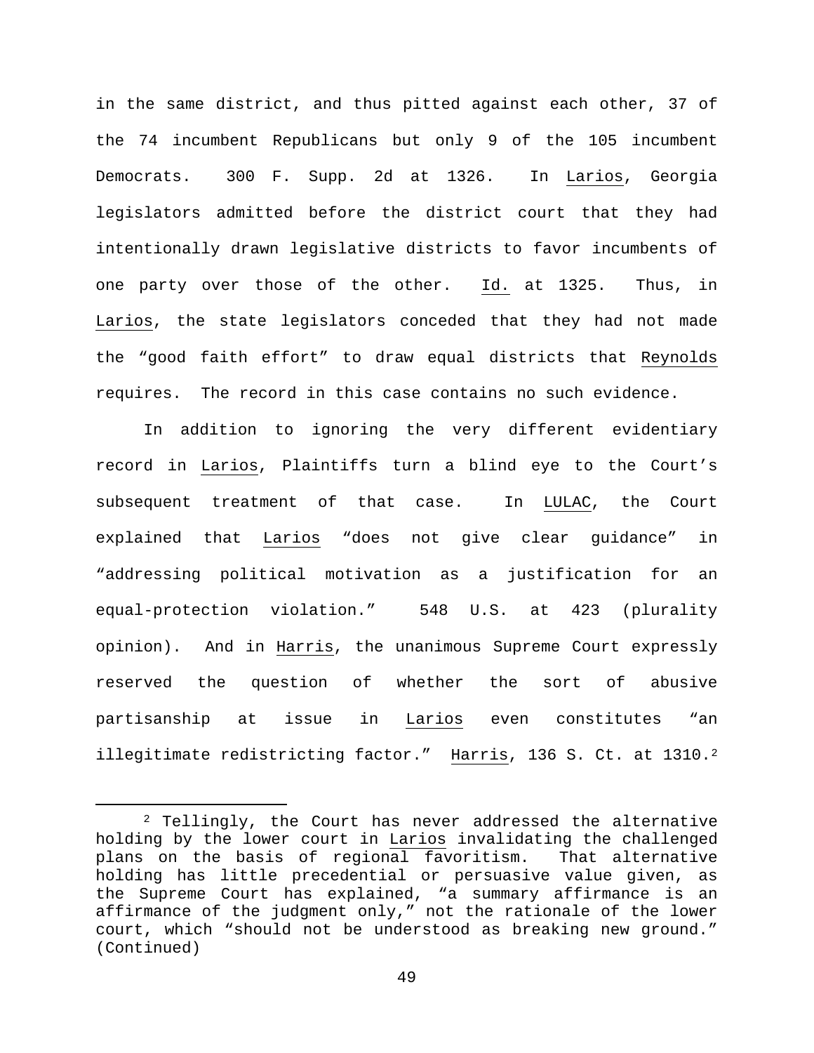in the same district, and thus pitted against each other, 37 of the 74 incumbent Republicans but only 9 of the 105 incumbent Democrats. 300 F. Supp. 2d at 1326. In Larios, Georgia legislators admitted before the district court that they had intentionally drawn legislative districts to favor incumbents of one party over those of the other. Id. at 1325. Thus, in Larios, the state legislators conceded that they had not made the "good faith effort" to draw equal districts that Reynolds requires. The record in this case contains no such evidence.

In addition to ignoring the very different evidentiary record in Larios, Plaintiffs turn a blind eye to the Court's subsequent treatment of that case. In LULAC, the Court explained that Larios "does not give clear guidance" in "addressing political motivation as a justification for an equal-protection violation." 548 U.S. at 423 (plurality opinion). And in Harris, the unanimous Supreme Court expressly reserved the question of whether the sort of abusive partisanship at issue in Larios even constitutes "an illegitimate redistricting factor." Harris, 136 S. Ct. at 1310.[2]

[2] Tellingly, the Court has never addressed the alternative holding by the lower court in Larios invalidating the challenged plans on the basis of regional favoritism. That alternative holding has little precedential or persuasive value given, as the Supreme Court has explained, "a summary affirmance is an affirmance of the judgment only," not the rationale of the lower court, which "should not be understood as breaking new ground." (Continued)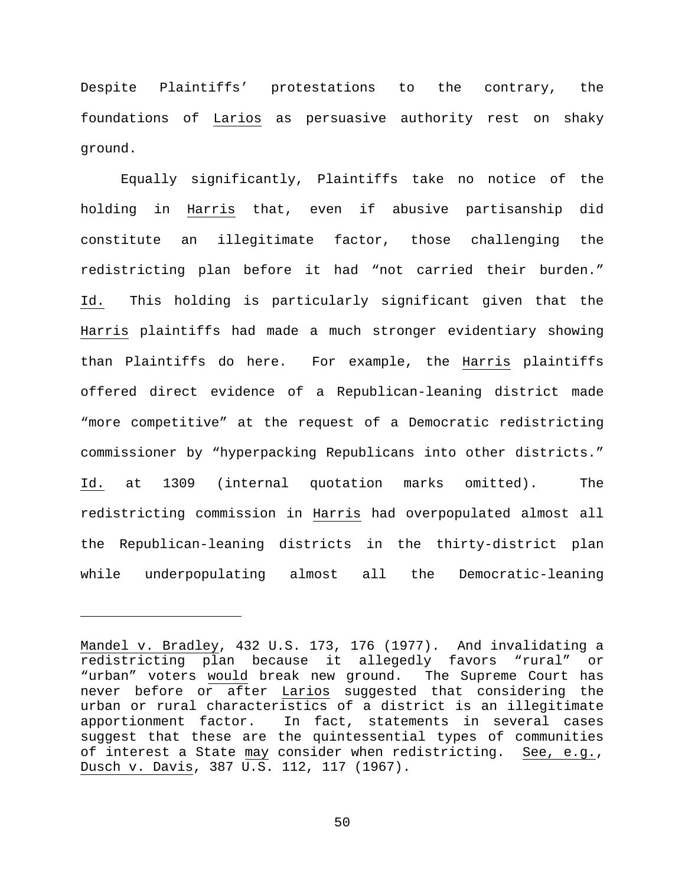Despite Plaintiffs' protestations to the contrary, the foundations of Larios as persuasive authority rest on shaky ground.

Equally significantly, Plaintiffs take no notice of the holding in Harris that, even if abusive partisanship did constitute an illegitimate factor, those challenging the redistricting plan before it had "not carried their burden." Id. This holding is particularly significant given that the Harris plaintiffs had made a much stronger evidentiary showing than Plaintiffs do here. For example, the Harris plaintiffs offered direct evidence of a Republican-leaning district made "more competitive" at the request of a Democratic redistricting commissioner by "hyperpacking Republicans into other districts." Id. at 1309 (internal quotation marks omitted). The redistricting commission in Harris had overpopulated almost all the Republican-leaning districts in the thirty-district plan while underpopulating almost all the Democratic-leaning

---

Mandel v. Bradley, 432 U.S. 173, 176 (1977). And invalidating a redistricting plan because it allegedly favors "rural" or "urban" voters *would* break new ground. The Supreme Court has never before or after Larios suggested that considering the urban or rural characteristics of a district is an illegitimate apportionment factor. In fact, statements in several cases suggest that these are the quintessential types of communities of interest a State *may* consider when redistricting. See, e.g., Dusch v. Davis, 387 U.S. 112, 117 (1967).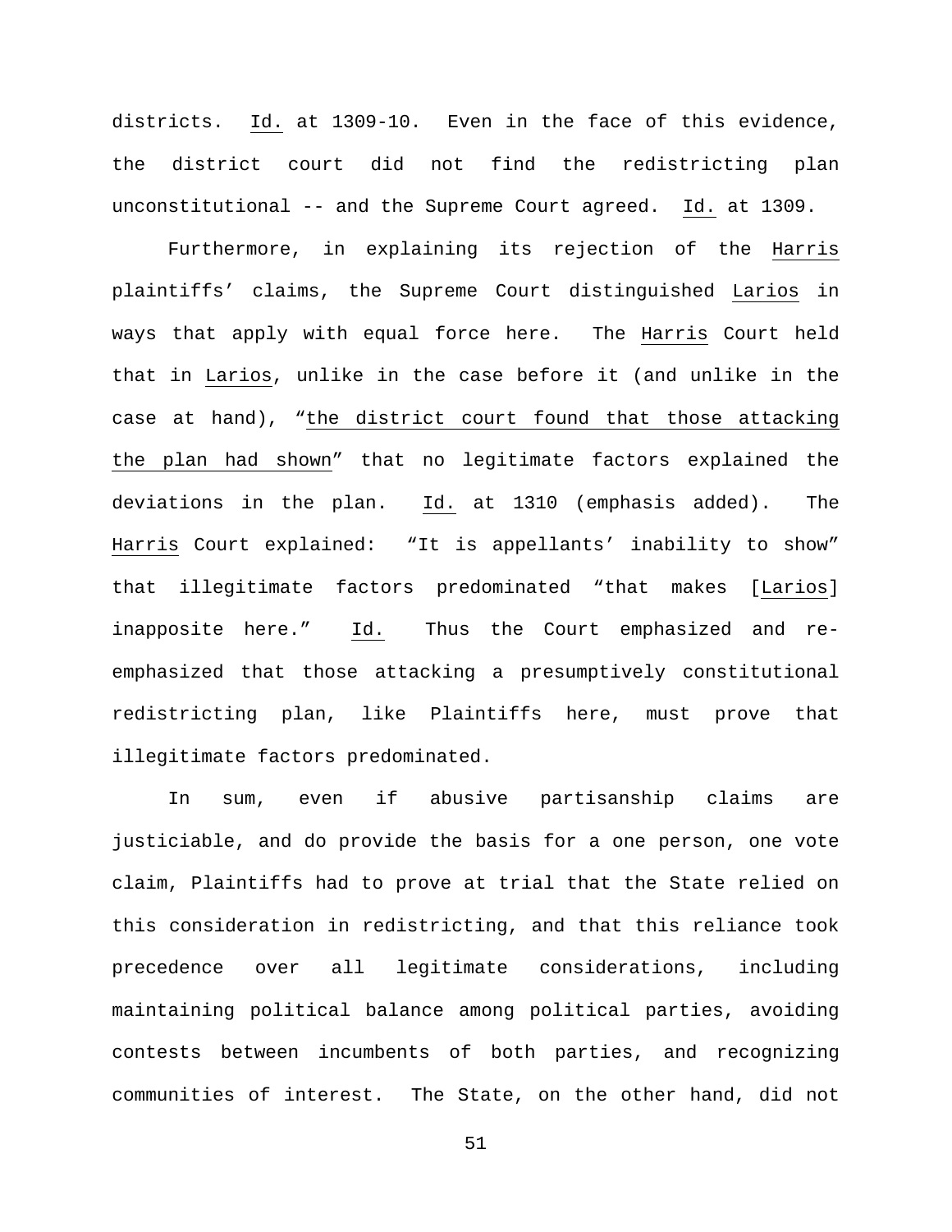districts. Id. at 1309-10. Even in the face of this evidence, the district court did not find the redistricting plan unconstitutional -- and the Supreme Court agreed. Id. at 1309.

Furthermore, in explaining its rejection of the Harris plaintiffs' claims, the Supreme Court distinguished Larios in ways that apply with equal force here. The Harris Court held that in Larios, unlike in the case before it (and unlike in the case at hand), "the district court found that those attacking the plan had shown" that no legitimate factors explained the deviations in the plan. Id. at 1310 (emphasis added). The Harris Court explained: "It is appellants' inability to show" that illegitimate factors predominated "that makes [Larios] inapposite here." Id. Thus the Court emphasized and re-emphasized that those attacking a presumptively constitutional redistricting plan, like Plaintiffs here, must prove that illegitimate factors predominated.

In sum, even if abusive partisanship claims are justiciable, and do provide the basis for a one person, one vote claim, Plaintiffs had to prove at trial that the State relied on this consideration in redistricting, and that this reliance took precedence over all legitimate considerations, including maintaining political balance among political parties, avoiding contests between incumbents of both parties, and recognizing communities of interest. The State, on the other hand, did not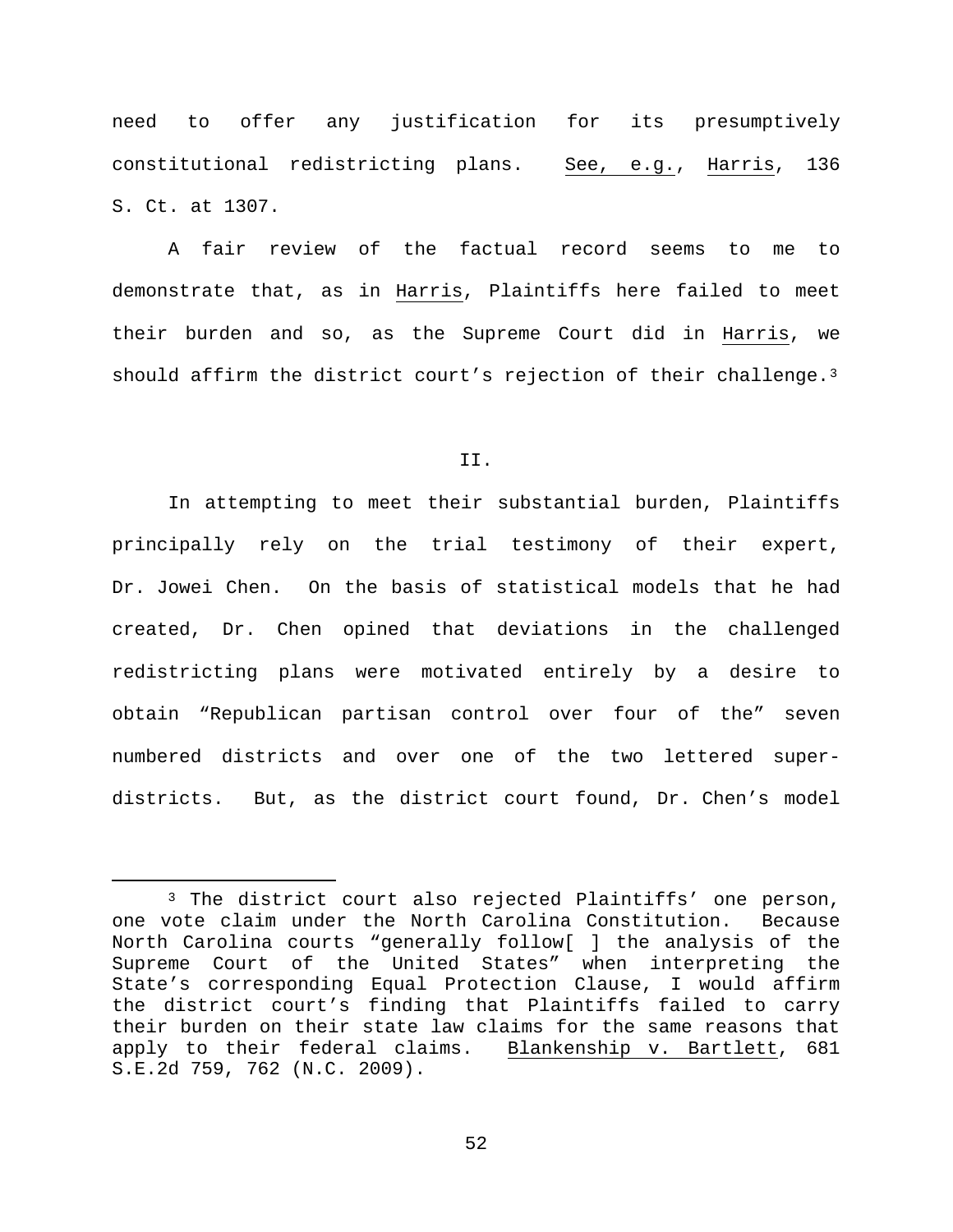need to offer any justification for its presumptively constitutional redistricting plans. See, e.g., Harris, 136 S. Ct. at 1307.

A fair review of the factual record seems to me to demonstrate that, as in Harris, Plaintiffs here failed to meet their burden and so, as the Supreme Court did in Harris, we should affirm the district court's rejection of their challenge.[3]

II.

In attempting to meet their substantial burden, Plaintiffs principally rely on the trial testimony of their expert, Dr. Jowei Chen. On the basis of statistical models that he had created, Dr. Chen opined that deviations in the challenged redistricting plans were motivated entirely by a desire to obtain "Republican partisan control over four of the" seven numbered districts and over one of the two lettered super-districts. But, as the district court found, Dr. Chen's model

---

[3] The district court also rejected Plaintiffs' one person, one vote claim under the North Carolina Constitution. Because North Carolina courts "generally follow[ ] the analysis of the Supreme Court of the United States" when interpreting the State's corresponding Equal Protection Clause, I would affirm the district court's finding that Plaintiffs failed to carry their burden on their state law claims for the same reasons that apply to their federal claims. Blankenship v. Bartlett, 681 S.E.2d 759, 762 (N.C. 2009).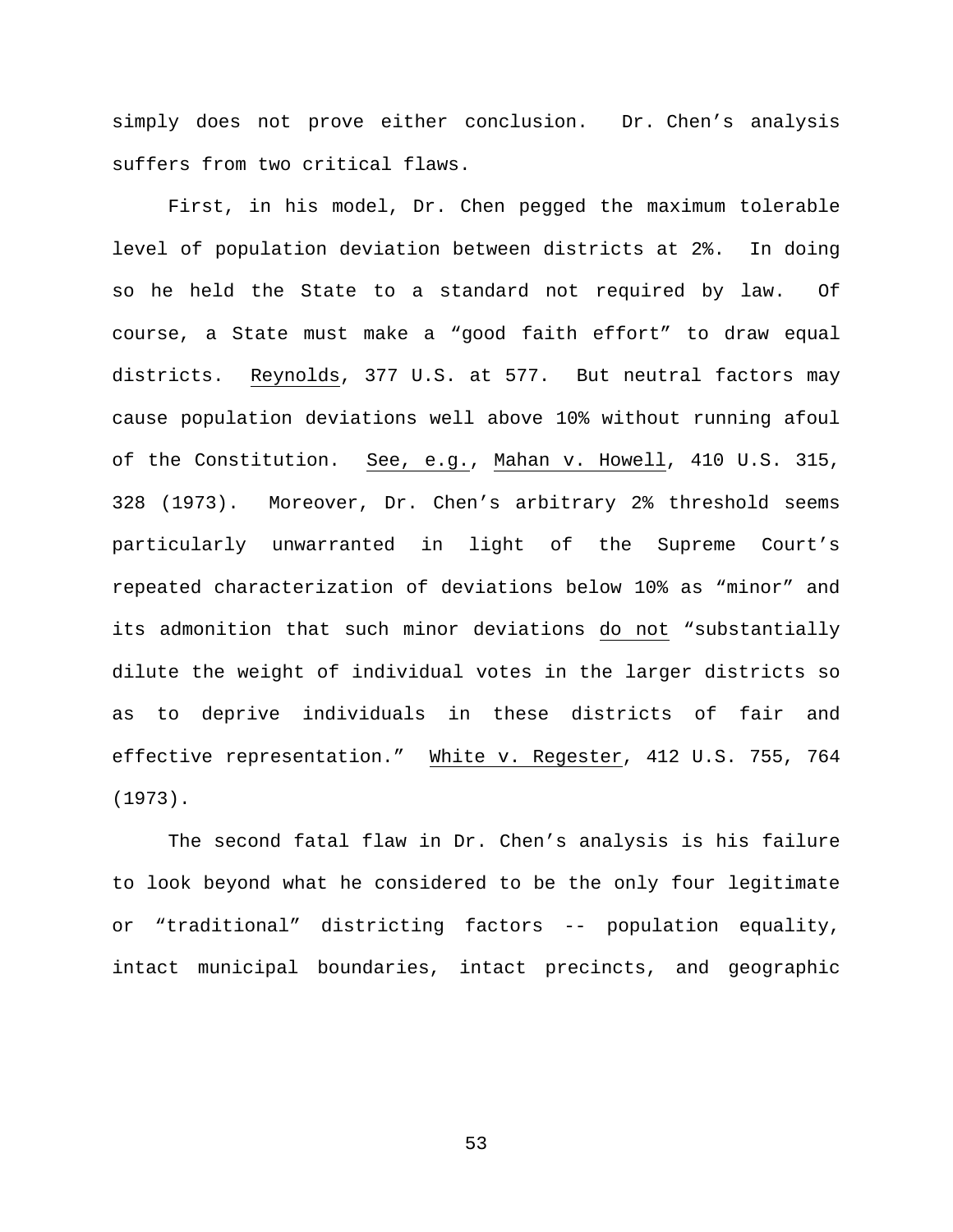simply does not prove either conclusion. Dr. Chen's analysis suffers from two critical flaws.

First, in his model, Dr. Chen pegged the maximum tolerable level of population deviation between districts at 2%. In doing so he held the State to a standard not required by law. Of course, a State must make a "good faith effort" to draw equal districts. Reynolds, 377 U.S. at 577. But neutral factors may cause population deviations well above 10% without running afoul of the Constitution. See, e.g., Mahan v. Howell, 410 U.S. 315, 328 (1973). Moreover, Dr. Chen's arbitrary 2% threshold seems particularly unwarranted in light of the Supreme Court's repeated characterization of deviations below 10% as "minor" and its admonition that such minor deviations do not "substantially dilute the weight of individual votes in the larger districts so as to deprive individuals in these districts of fair and effective representation." White v. Regester, 412 U.S. 755, 764 (1973).

The second fatal flaw in Dr. Chen's analysis is his failure to look beyond what he considered to be the only four legitimate or "traditional" districting factors -- population equality, intact municipal boundaries, intact precincts, and geographic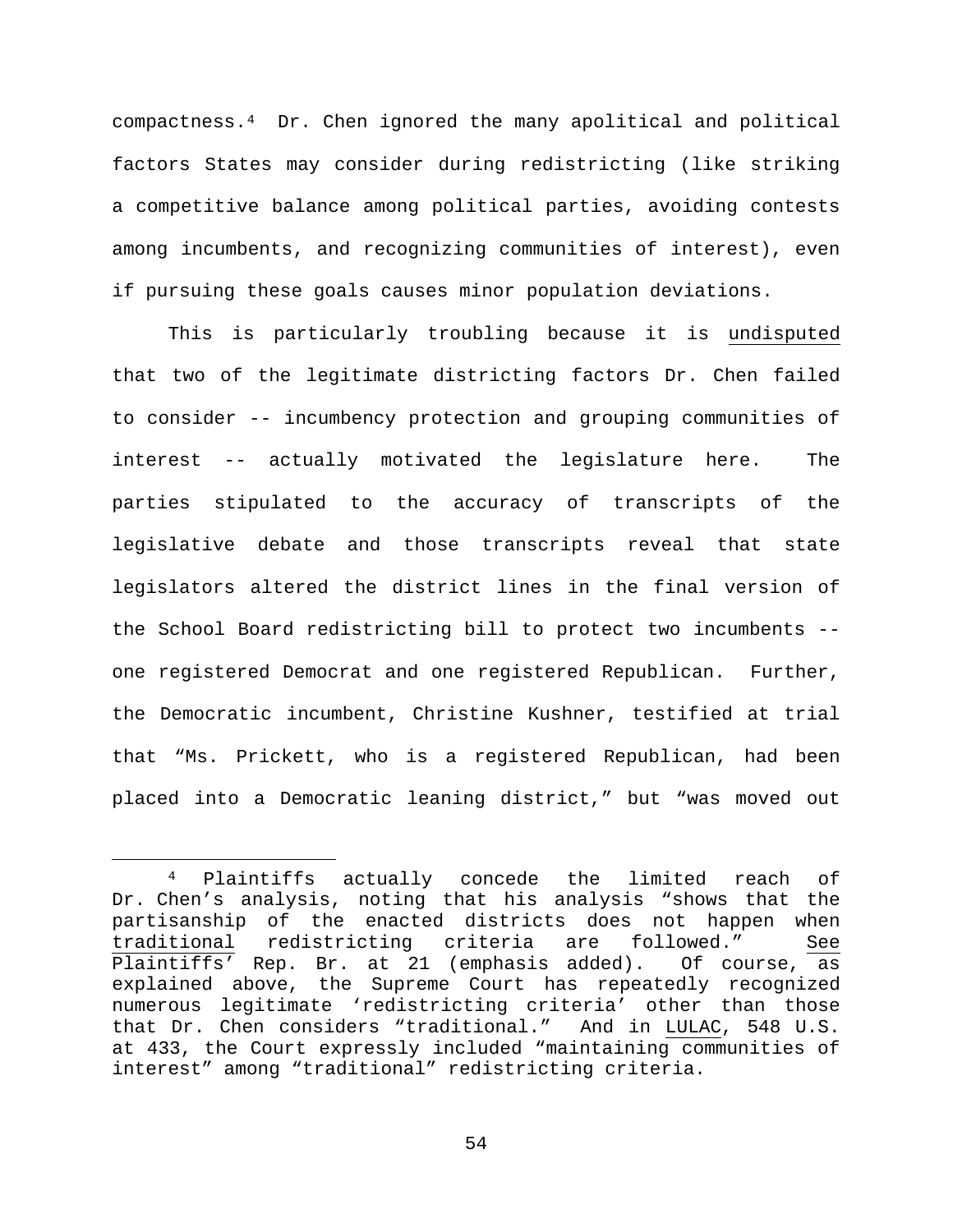compactness.[4] Dr. Chen ignored the many apolitical and political factors States may consider during redistricting (like striking a competitive balance among political parties, avoiding contests among incumbents, and recognizing communities of interest), even if pursuing these goals causes minor population deviations.

This is particularly troubling because it is <u>undisputed</u> that two of the legitimate districting factors Dr. Chen failed to consider -- incumbency protection and grouping communities of interest -- actually motivated the legislature here. The parties stipulated to the accuracy of transcripts of the legislative debate and those transcripts reveal that state legislators altered the district lines in the final version of the School Board redistricting bill to protect two incumbents -- one registered Democrat and one registered Republican. Further, the Democratic incumbent, Christine Kushner, testified at trial that "Ms. Prickett, who is a registered Republican, had been placed into a Democratic leaning district," but "was moved out

---

[4] Plaintiffs actually concede the limited reach of Dr. Chen's analysis, noting that his analysis "shows that the partisanship of the enacted districts does not happen when <u>traditional</u> redistricting criteria are followed." <u>See</u> Plaintiffs' Rep. Br. at 21 (emphasis added). Of course, as explained above, the Supreme Court has repeatedly recognized numerous legitimate 'redistricting criteria' other than those that Dr. Chen considers "traditional." And in <u>LULAC</u>, 548 U.S. at 433, the Court expressly included "maintaining communities of interest" among "traditional" redistricting criteria.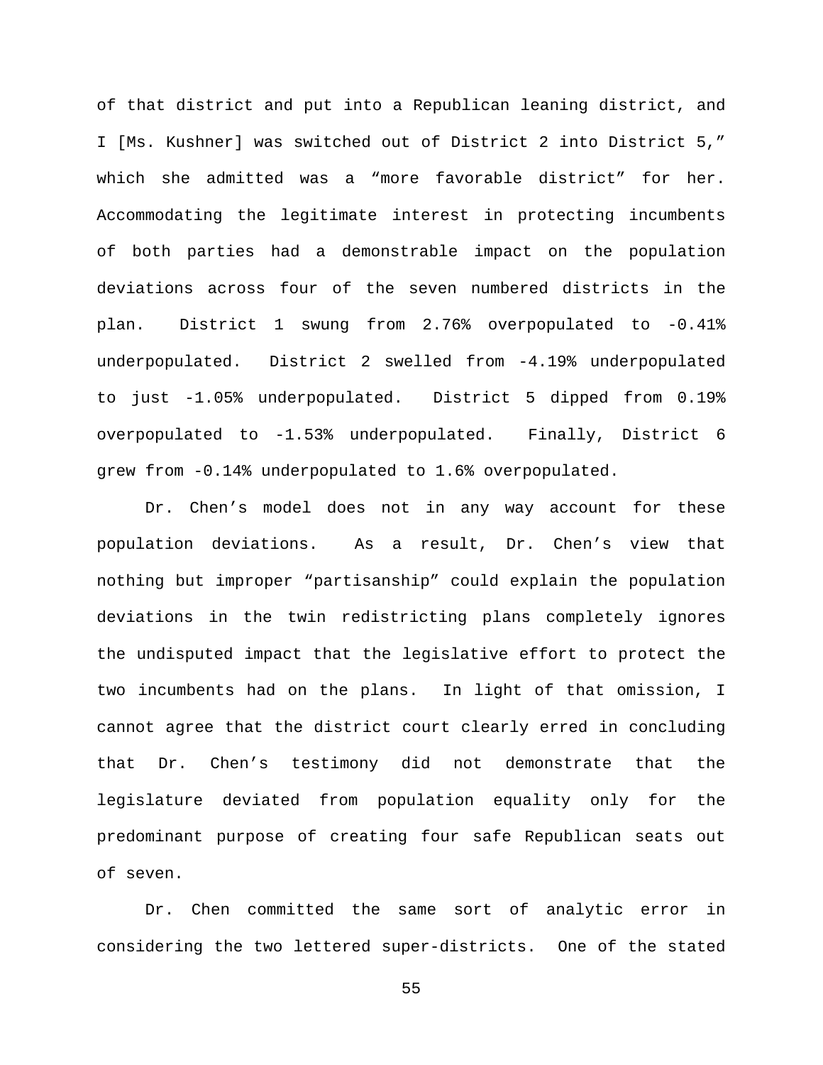of that district and put into a Republican leaning district, and I [Ms. Kushner] was switched out of District 2 into District 5," which she admitted was a "more favorable district" for her. Accommodating the legitimate interest in protecting incumbents of both parties had a demonstrable impact on the population deviations across four of the seven numbered districts in the plan. District 1 swung from 2.76% overpopulated to -0.41% underpopulated. District 2 swelled from -4.19% underpopulated to just -1.05% underpopulated. District 5 dipped from 0.19% overpopulated to -1.53% underpopulated. Finally, District 6 grew from -0.14% underpopulated to 1.6% overpopulated.

Dr. Chen's model does not in any way account for these population deviations. As a result, Dr. Chen's view that nothing but improper "partisanship" could explain the population deviations in the twin redistricting plans completely ignores the undisputed impact that the legislative effort to protect the two incumbents had on the plans. In light of that omission, I cannot agree that the district court clearly erred in concluding that Dr. Chen's testimony did not demonstrate that the legislature deviated from population equality only for the predominant purpose of creating four safe Republican seats out of seven.

Dr. Chen committed the same sort of analytic error in considering the two lettered super-districts. One of the stated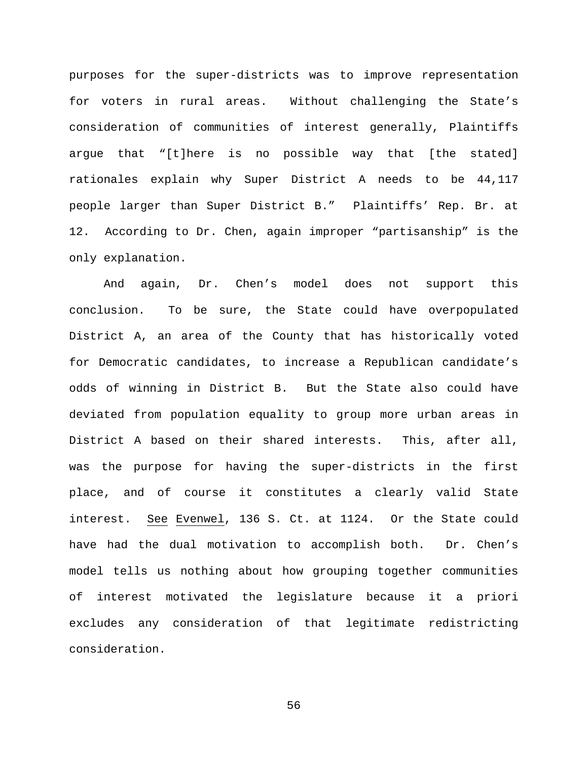purposes for the super-districts was to improve representation for voters in rural areas. Without challenging the State's consideration of communities of interest generally, Plaintiffs argue that "[t]here is no possible way that [the stated] rationales explain why Super District A needs to be 44,117 people larger than Super District B." Plaintiffs' Rep. Br. at 12. According to Dr. Chen, again improper "partisanship" is the only explanation.

And again, Dr. Chen's model does not support this conclusion. To be sure, the State could have overpopulated District A, an area of the County that has historically voted for Democratic candidates, to increase a Republican candidate's odds of winning in District B. But the State also could have deviated from population equality to group more urban areas in District A based on their shared interests. This, after all, was the purpose for having the super-districts in the first place, and of course it constitutes a clearly valid State interest. See Evenwel, 136 S. Ct. at 1124. Or the State could have had the dual motivation to accomplish both. Dr. Chen's model tells us nothing about how grouping together communities of interest motivated the legislature because it a priori excludes any consideration of that legitimate redistricting consideration.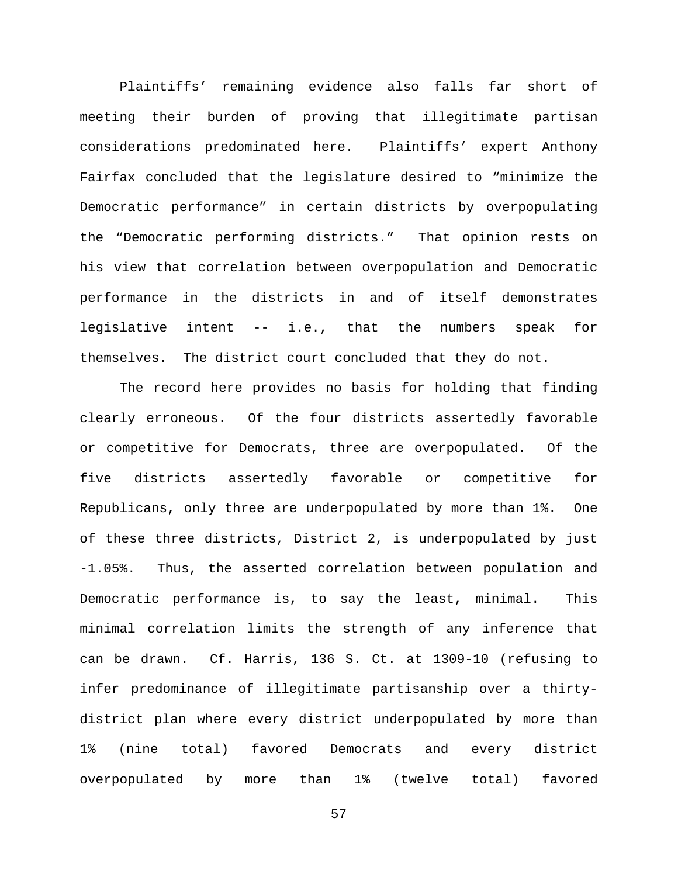Plaintiffs' remaining evidence also falls far short of meeting their burden of proving that illegitimate partisan considerations predominated here. Plaintiffs' expert Anthony Fairfax concluded that the legislature desired to "minimize the Democratic performance" in certain districts by overpopulating the "Democratic performing districts." That opinion rests on his view that correlation between overpopulation and Democratic performance in the districts in and of itself demonstrates legislative intent -- i.e., that the numbers speak for themselves. The district court concluded that they do not.

The record here provides no basis for holding that finding clearly erroneous. Of the four districts assertedly favorable or competitive for Democrats, three are overpopulated. Of the five districts assertedly favorable or competitive for Republicans, only three are underpopulated by more than 1%. One of these three districts, District 2, is underpopulated by just -1.05%. Thus, the asserted correlation between population and Democratic performance is, to say the least, minimal. This minimal correlation limits the strength of any inference that can be drawn. Cf. Harris, 136 S. Ct. at 1309-10 (refusing to infer predominance of illegitimate partisanship over a thirty-district plan where every district underpopulated by more than 1% (nine total) favored Democrats and every district overpopulated by more than 1% (twelve total) favored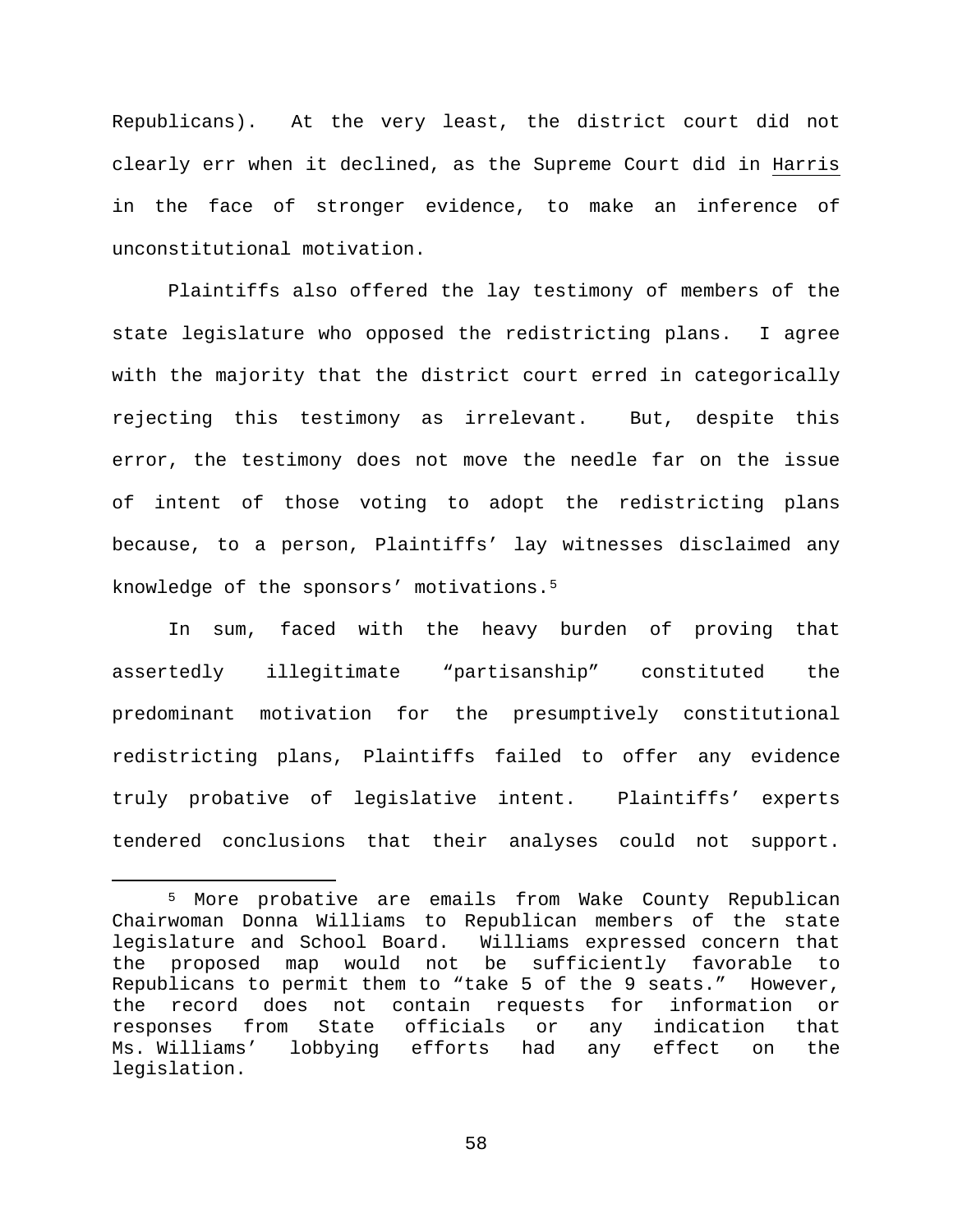Republicans). At the very least, the district court did not clearly err when it declined, as the Supreme Court did in Harris in the face of stronger evidence, to make an inference of unconstitutional motivation.

Plaintiffs also offered the lay testimony of members of the state legislature who opposed the redistricting plans. I agree with the majority that the district court erred in categorically rejecting this testimony as irrelevant. But, despite this error, the testimony does not move the needle far on the issue of intent of those voting to adopt the redistricting plans because, to a person, Plaintiffs' lay witnesses disclaimed any knowledge of the sponsors' motivations.[5]

In sum, faced with the heavy burden of proving that assertedly illegitimate "partisanship" constituted the predominant motivation for the presumptively constitutional redistricting plans, Plaintiffs failed to offer any evidence truly probative of legislative intent. Plaintiffs' experts tendered conclusions that their analyses could not support.

[5] More probative are emails from Wake County Republican Chairwoman Donna Williams to Republican members of the state legislature and School Board. Williams expressed concern that the proposed map would not be sufficiently favorable to Republicans to permit them to "take 5 of the 9 seats." However, the record does not contain requests for information or responses from State officials or any indication that Ms. Williams' lobbying efforts had any effect on the legislation.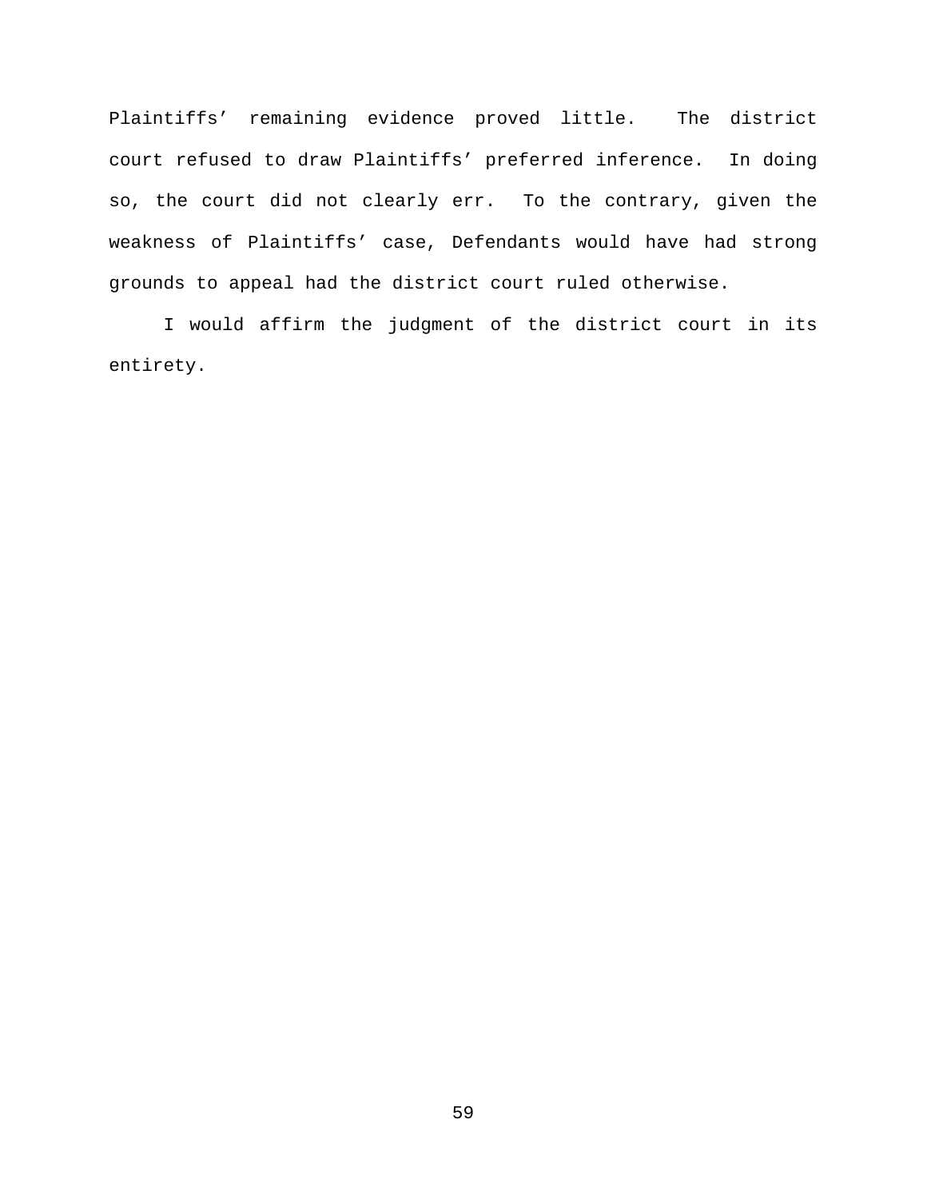Plaintiffs' remaining evidence proved little. The district court refused to draw Plaintiffs' preferred inference. In doing so, the court did not clearly err. To the contrary, given the weakness of Plaintiffs' case, Defendants would have had strong grounds to appeal had the district court ruled otherwise.

I would affirm the judgment of the district court in its entirety.